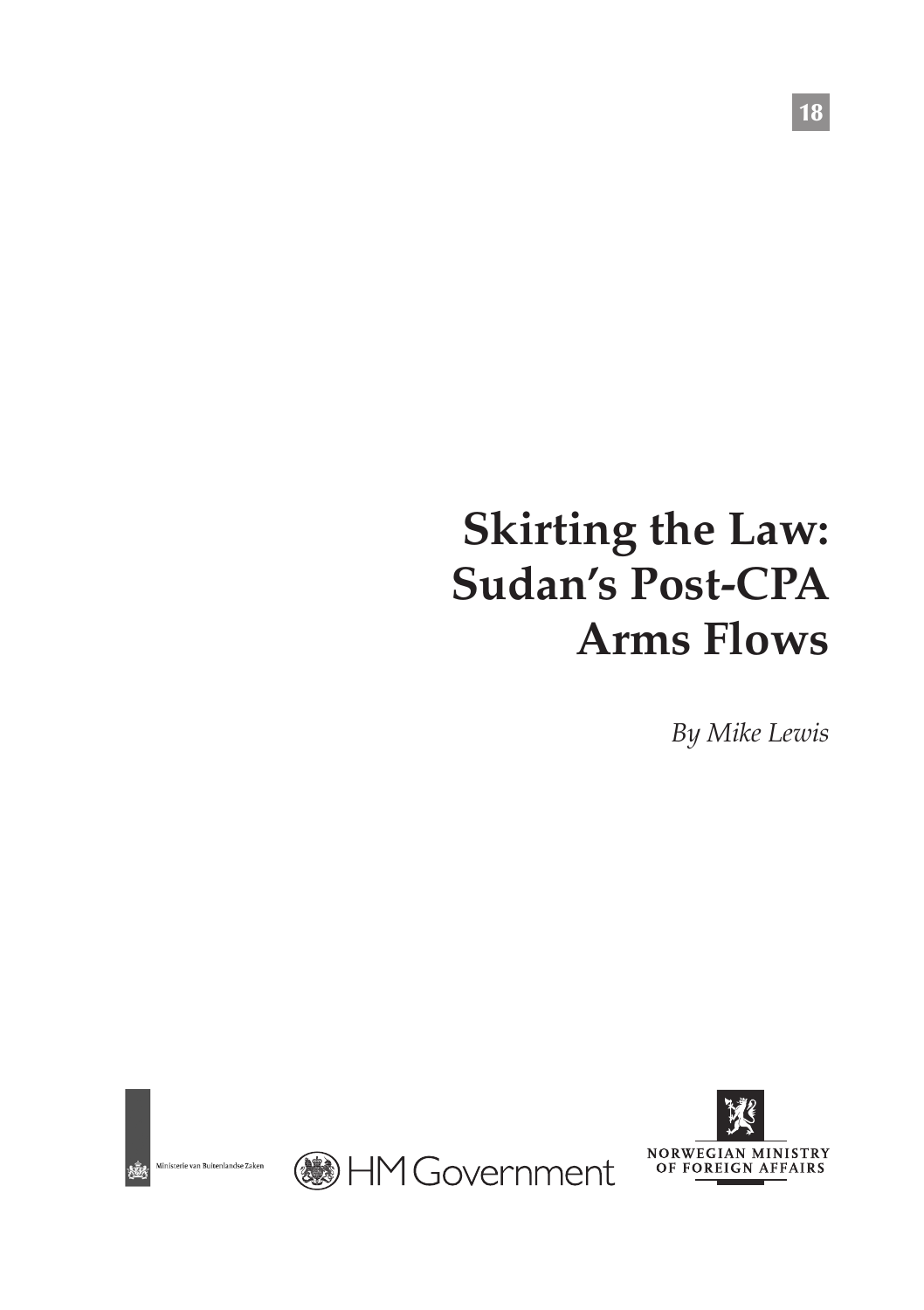18

# Skirting the Law: Sudan's Post-CPA Arms Flows

*By Mike Lewis*

Ministerie van Buitenlandse Zaken

HM Government

NORWEGIAN MINISTRY OF FOREIGN AFFAIRS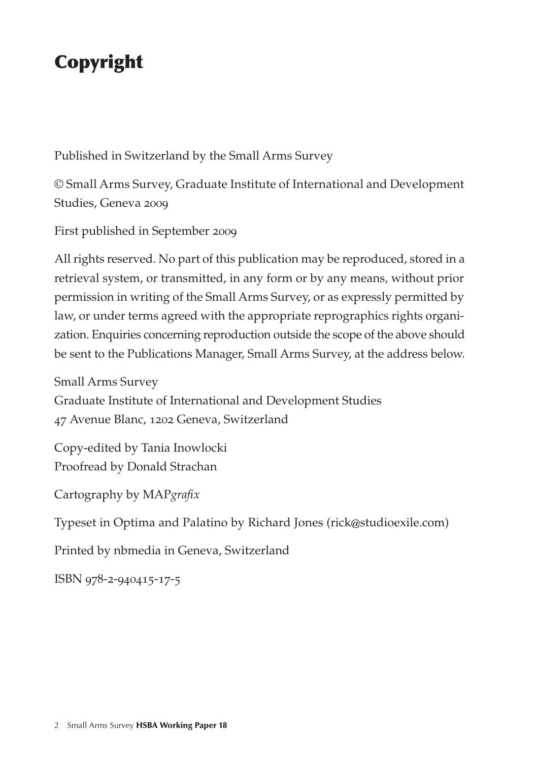# Copyright

Published in Switzerland by the Small Arms Survey

© Small Arms Survey, Graduate Institute of International and Development Studies, Geneva 2009

First published in September 2009

All rights reserved. No part of this publication may be reproduced, stored in a retrieval system, or transmitted, in any form or by any means, without prior permission in writing of the Small Arms Survey, or as expressly permitted by law, or under terms agreed with the appropriate reprographics rights organization. Enquiries concerning reproduction outside the scope of the above should be sent to the Publications Manager, Small Arms Survey, at the address below.

Small Arms Survey
Graduate Institute of International and Development Studies
47 Avenue Blanc, 1202 Geneva, Switzerland

Copy-edited by Tania Inowlocki
Proofread by Donald Strachan

Cartography by MAP*grafix*

Typeset in Optima and Palatino by Richard Jones (rick@studioexile.com)

Printed by nbmedia in Geneva, Switzerland

ISBN 978-2-940415-17-5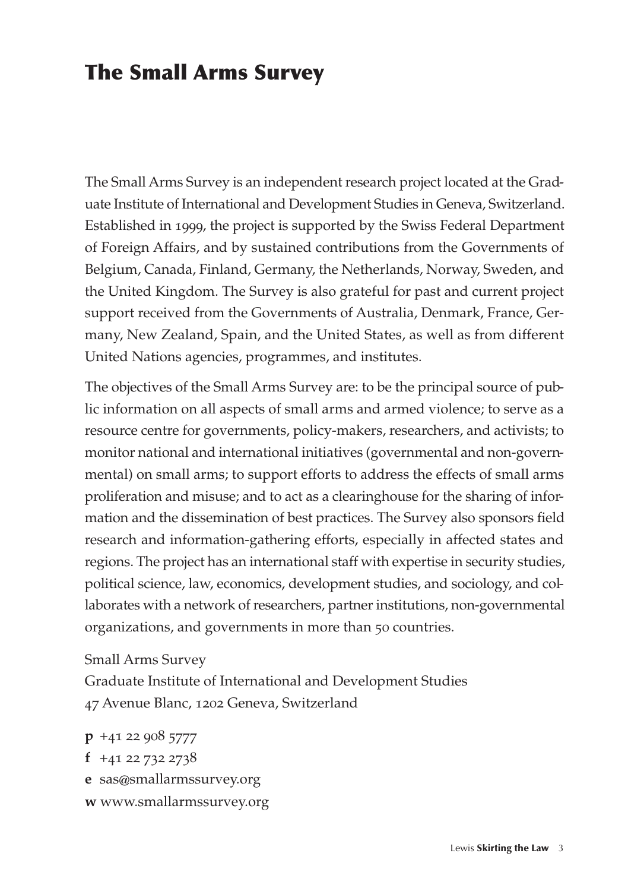# The Small Arms Survey

The Small Arms Survey is an independent research project located at the Graduate Institute of International and Development Studies in Geneva, Switzerland. Established in 1999, the project is supported by the Swiss Federal Department of Foreign Affairs, and by sustained contributions from the Governments of Belgium, Canada, Finland, Germany, the Netherlands, Norway, Sweden, and the United Kingdom. The Survey is also grateful for past and current project support received from the Governments of Australia, Denmark, France, Germany, New Zealand, Spain, and the United States, as well as from different United Nations agencies, programmes, and institutes.

The objectives of the Small Arms Survey are: to be the principal source of public information on all aspects of small arms and armed violence; to serve as a resource centre for governments, policy-makers, researchers, and activists; to monitor national and international initiatives (governmental and non-governmental) on small arms; to support efforts to address the effects of small arms proliferation and misuse; and to act as a clearinghouse for the sharing of information and the dissemination of best practices. The Survey also sponsors field research and information-gathering efforts, especially in affected states and regions. The project has an international staff with expertise in security studies, political science, law, economics, development studies, and sociology, and collaborates with a network of researchers, partner institutions, non-governmental organizations, and governments in more than 50 countries.

Small Arms Survey  
Graduate Institute of International and Development Studies  
47 Avenue Blanc, 1202 Geneva, Switzerland

**p** +41 22 908 5777  
**f** +41 22 732 2738  
**e** sas@smallarmssurvey.org  
**w** www.smallarmssurvey.org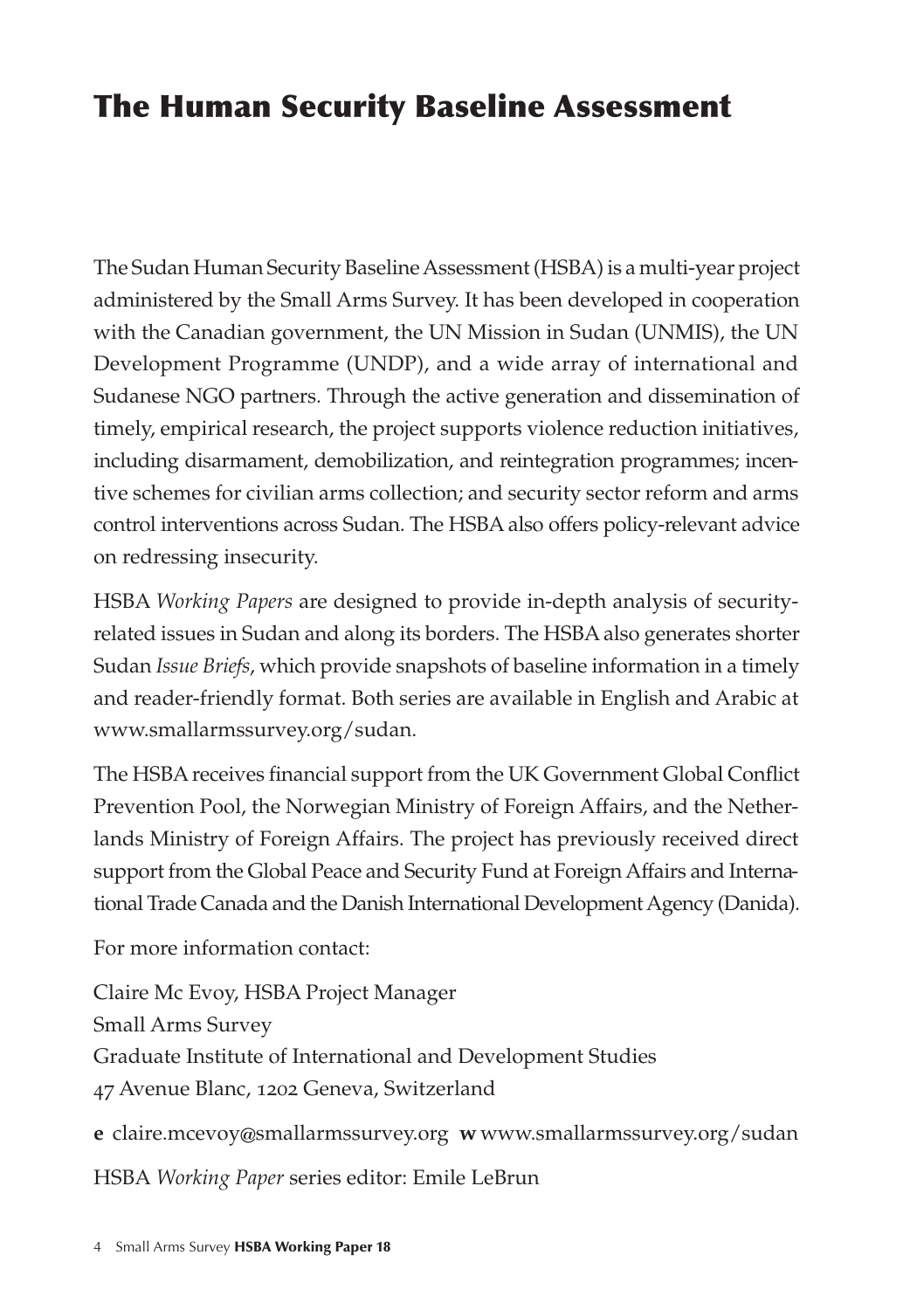# The Human Security Baseline Assessment

The Sudan Human Security Baseline Assessment (HSBA) is a multi-year project administered by the Small Arms Survey. It has been developed in cooperation with the Canadian government, the UN Mission in Sudan (UNMIS), the UN Development Programme (UNDP), and a wide array of international and Sudanese NGO partners. Through the active generation and dissemination of timely, empirical research, the project supports violence reduction initiatives, including disarmament, demobilization, and reintegration programmes; incentive schemes for civilian arms collection; and security sector reform and arms control interventions across Sudan. The HSBA also offers policy-relevant advice on redressing insecurity.

HSBA *Working Papers* are designed to provide in-depth analysis of security-related issues in Sudan and along its borders. The HSBA also generates shorter Sudan *Issue Briefs*, which provide snapshots of baseline information in a timely and reader-friendly format. Both series are available in English and Arabic at www.smallarmssurvey.org/sudan.

The HSBA receives financial support from the UK Government Global Conflict Prevention Pool, the Norwegian Ministry of Foreign Affairs, and the Netherlands Ministry of Foreign Affairs. The project has previously received direct support from the Global Peace and Security Fund at Foreign Affairs and International Trade Canada and the Danish International Development Agency (Danida).

For more information contact:

Claire Mc Evoy, HSBA Project Manager
Small Arms Survey
Graduate Institute of International and Development Studies
47 Avenue Blanc, 1202 Geneva, Switzerland

**e** claire.mcevoy@smallarmssurvey.org **w** www.smallarmssurvey.org/sudan

HSBA *Working Paper* series editor: Emile LeBrun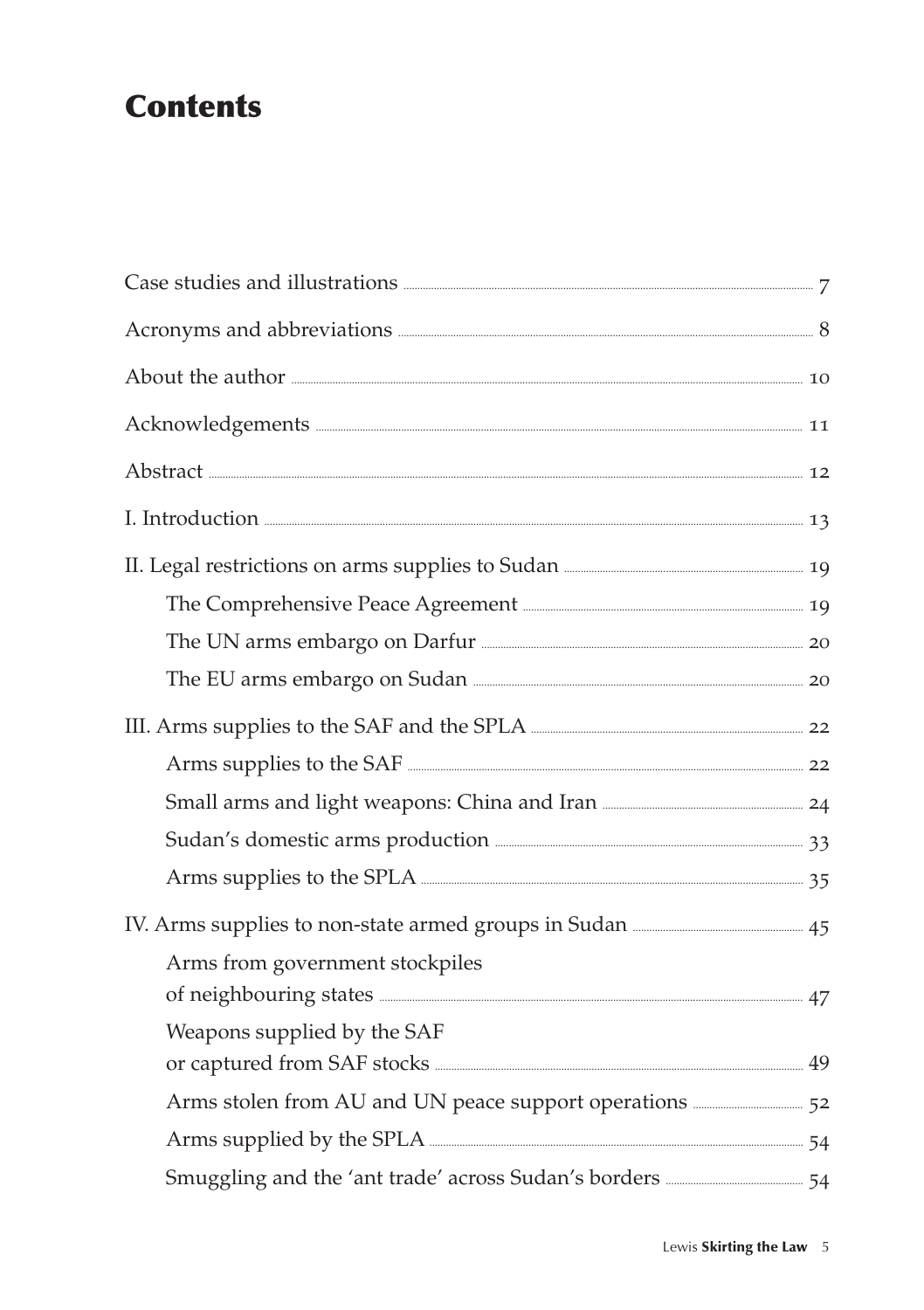# Contents

Case studies and illustrations ..... 7

Acronyms and abbreviations ..... 8

About the author ..... 10

Acknowledgements ..... 11

Abstract ..... 12

I. Introduction ..... 13

II. Legal restrictions on arms supplies to Sudan ..... 19

- The Comprehensive Peace Agreement ..... 19
- The UN arms embargo on Darfur ..... 20
- The EU arms embargo on Sudan ..... 20

III. Arms supplies to the SAF and the SPLA ..... 22

- Arms supplies to the SAF ..... 22
- Small arms and light weapons: China and Iran ..... 24
- Sudan's domestic arms production ..... 33
- Arms supplies to the SPLA ..... 35

IV. Arms supplies to non-state armed groups in Sudan ..... 45

- Arms from government stockpiles of neighbouring states ..... 47
- Weapons supplied by the SAF or captured from SAF stocks ..... 49
- Arms stolen from AU and UN peace support operations ..... 52
- Arms supplied by the SPLA ..... 54
- Smuggling and the 'ant trade' across Sudan's borders ..... 54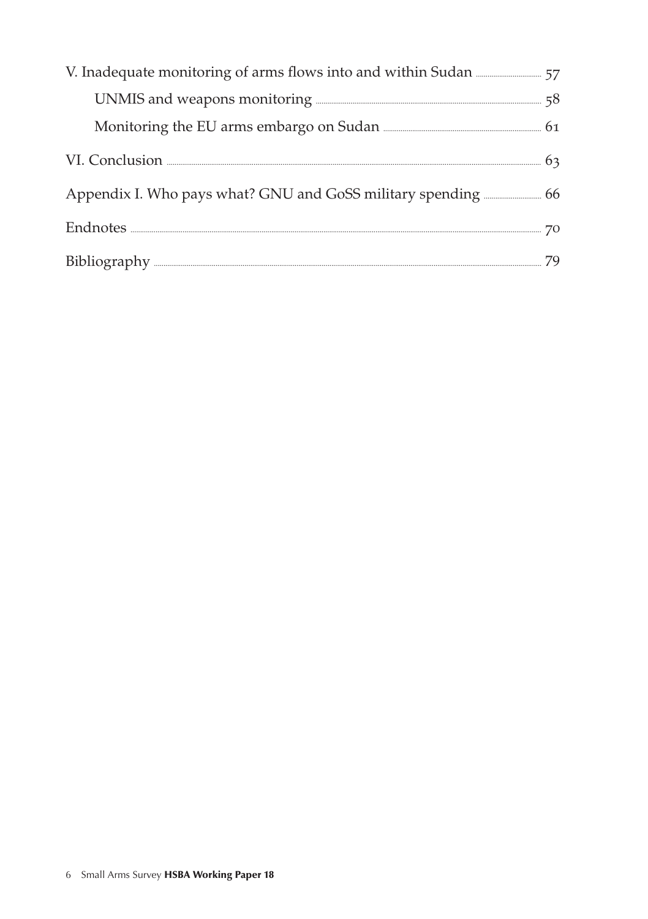V. Inadequate monitoring of arms flows into and within Sudan ........ 57

- UNMIS and weapons monitoring ........ 58
- Monitoring the EU arms embargo on Sudan ........ 61

VI. Conclusion ........ 63

Appendix I. Who pays what? GNU and GoSS military spending ........ 66

Endnotes ........ 70

Bibliography ........ 79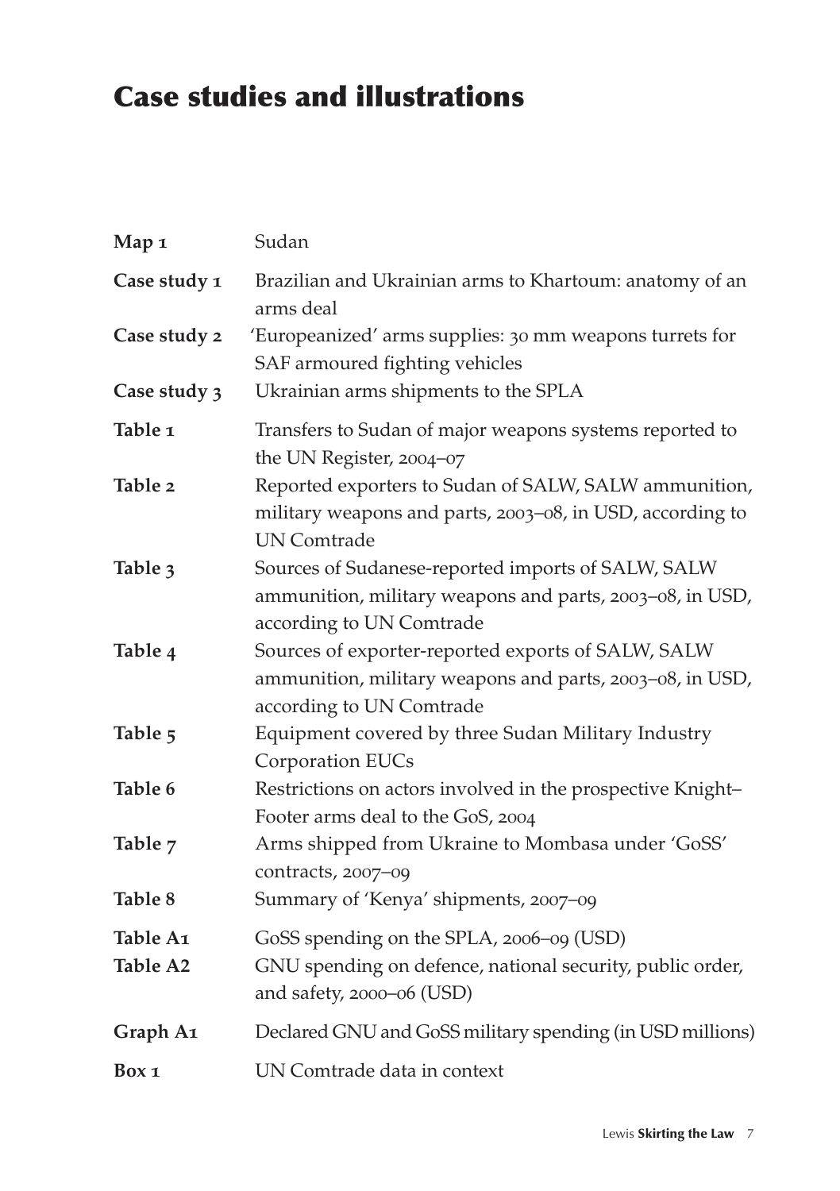# Case studies and illustrations

| | |
|---|---|
| **Map 1** | Sudan |
| **Case study 1** | Brazilian and Ukrainian arms to Khartoum: anatomy of an arms deal |
| **Case study 2** | 'Europeanized' arms supplies: 30 mm weapons turrets for SAF armoured fighting vehicles |
| **Case study 3** | Ukrainian arms shipments to the SPLA |
| **Table 1** | Transfers to Sudan of major weapons systems reported to the UN Register, 2004–07 |
| **Table 2** | Reported exporters to Sudan of SALW, SALW ammunition, military weapons and parts, 2003–08, in USD, according to UN Comtrade |
| **Table 3** | Sources of Sudanese-reported imports of SALW, SALW ammunition, military weapons and parts, 2003–08, in USD, according to UN Comtrade |
| **Table 4** | Sources of exporter-reported exports of SALW, SALW ammunition, military weapons and parts, 2003–08, in USD, according to UN Comtrade |
| **Table 5** | Equipment covered by three Sudan Military Industry Corporation EUCs |
| **Table 6** | Restrictions on actors involved in the prospective Knight–Footer arms deal to the GoS, 2004 |
| **Table 7** | Arms shipped from Ukraine to Mombasa under 'GoSS' contracts, 2007–09 |
| **Table 8** | Summary of 'Kenya' shipments, 2007–09 |
| **Table A1** | GoSS spending on the SPLA, 2006–09 (USD) |
| **Table A2** | GNU spending on defence, national security, public order, and safety, 2000–06 (USD) |
| **Graph A1** | Declared GNU and GoSS military spending (in USD millions) |
| **Box 1** | UN Comtrade data in context |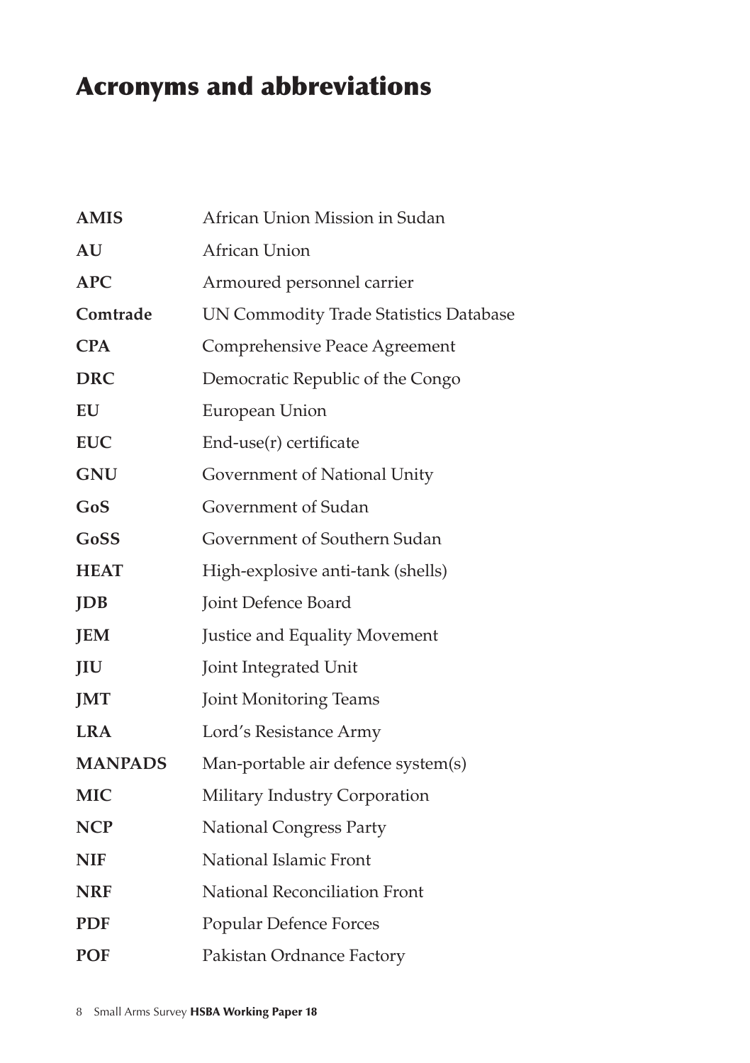# Acronyms and abbreviations

| | |
|---|---|
| **AMIS** | African Union Mission in Sudan |
| **AU** | African Union |
| **APC** | Armoured personnel carrier |
| **Comtrade** | UN Commodity Trade Statistics Database |
| **CPA** | Comprehensive Peace Agreement |
| **DRC** | Democratic Republic of the Congo |
| **EU** | European Union |
| **EUC** | End-use(r) certificate |
| **GNU** | Government of National Unity |
| **GoS** | Government of Sudan |
| **GoSS** | Government of Southern Sudan |
| **HEAT** | High-explosive anti-tank (shells) |
| **JDB** | Joint Defence Board |
| **JEM** | Justice and Equality Movement |
| **JIU** | Joint Integrated Unit |
| **JMT** | Joint Monitoring Teams |
| **LRA** | Lord's Resistance Army |
| **MANPADS** | Man-portable air defence system(s) |
| **MIC** | Military Industry Corporation |
| **NCP** | National Congress Party |
| **NIF** | National Islamic Front |
| **NRF** | National Reconciliation Front |
| **PDF** | Popular Defence Forces |
| **POF** | Pakistan Ordnance Factory |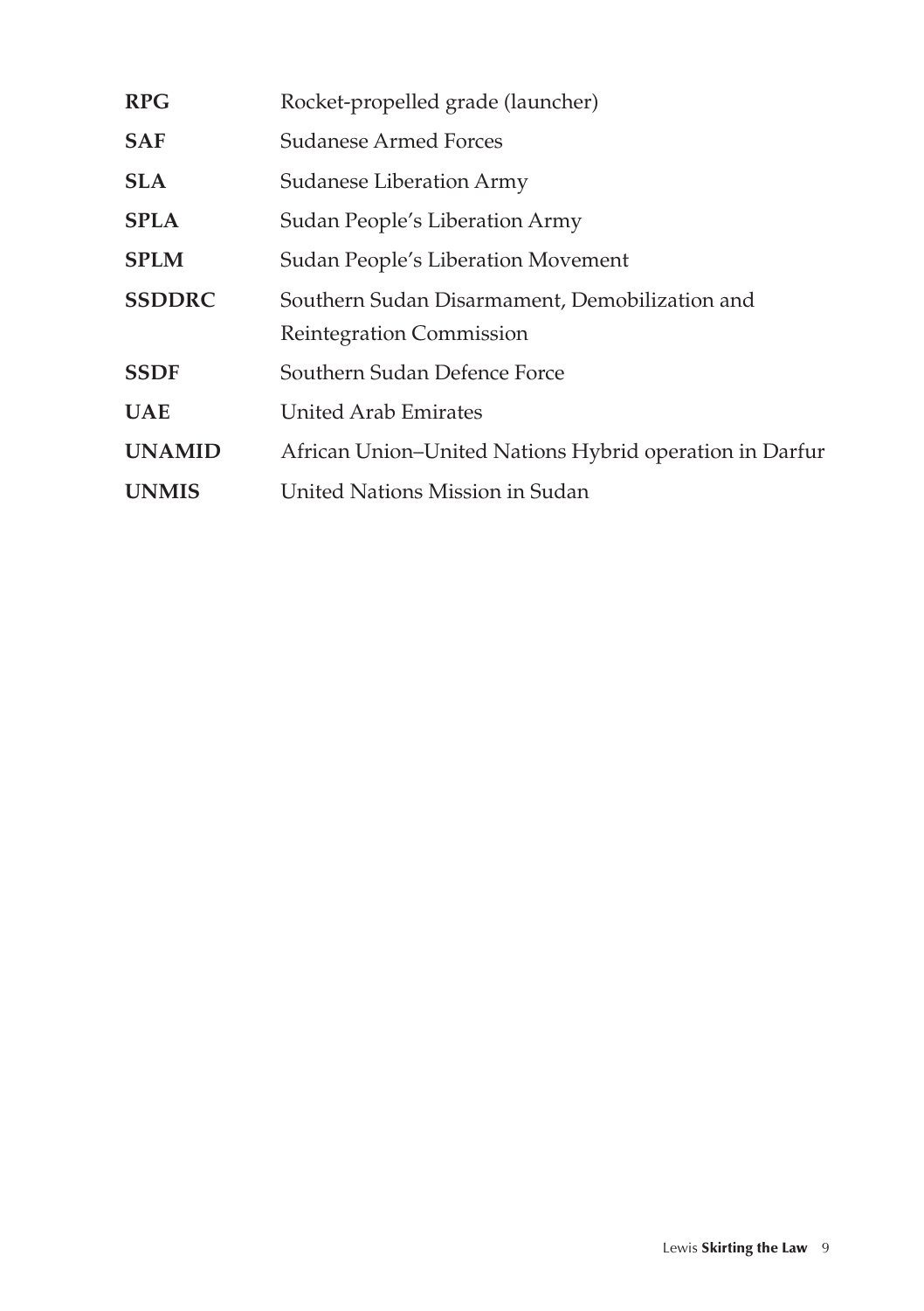| | |
|---|---|
| **RPG** | Rocket-propelled grade (launcher) |
| **SAF** | Sudanese Armed Forces |
| **SLA** | Sudanese Liberation Army |
| **SPLA** | Sudan People's Liberation Army |
| **SPLM** | Sudan People's Liberation Movement |
| **SSDDRC** | Southern Sudan Disarmament, Demobilization and Reintegration Commission |
| **SSDF** | Southern Sudan Defence Force |
| **UAE** | United Arab Emirates |
| **UNAMID** | African Union–United Nations Hybrid operation in Darfur |
| **UNMIS** | United Nations Mission in Sudan |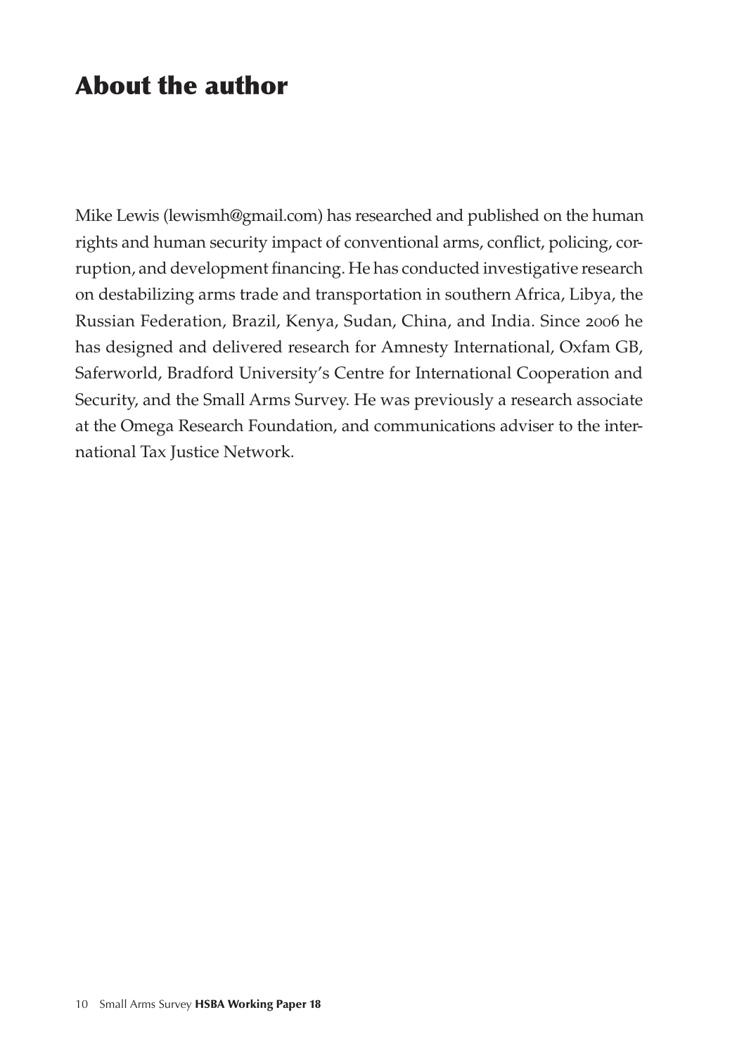# About the author

Mike Lewis (lewismh@gmail.com) has researched and published on the human rights and human security impact of conventional arms, conflict, policing, corruption, and development financing. He has conducted investigative research on destabilizing arms trade and transportation in southern Africa, Libya, the Russian Federation, Brazil, Kenya, Sudan, China, and India. Since 2006 he has designed and delivered research for Amnesty International, Oxfam GB, Saferworld, Bradford University's Centre for International Cooperation and Security, and the Small Arms Survey. He was previously a research associate at the Omega Research Foundation, and communications adviser to the international Tax Justice Network.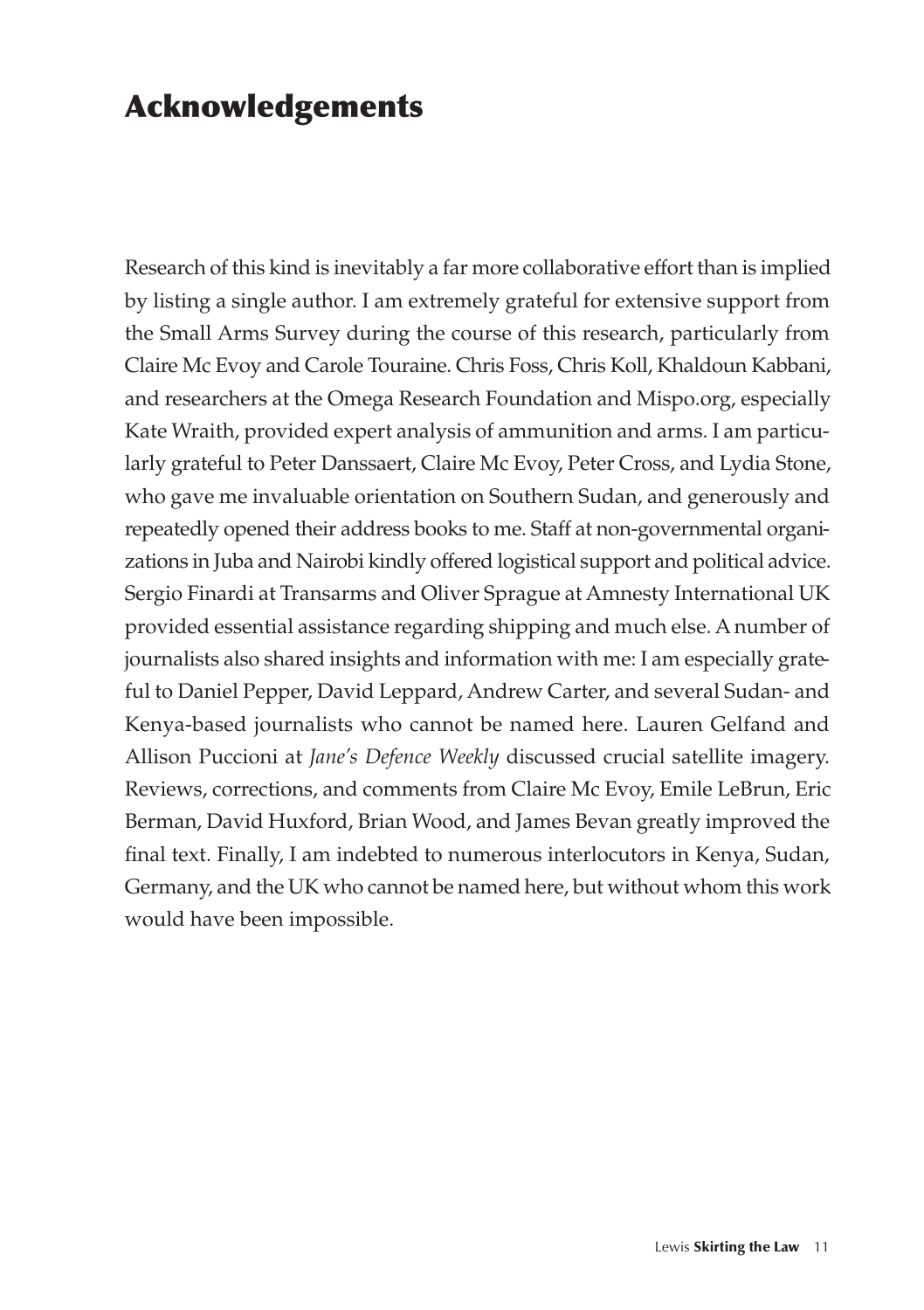# Acknowledgements

Research of this kind is inevitably a far more collaborative effort than is implied by listing a single author. I am extremely grateful for extensive support from the Small Arms Survey during the course of this research, particularly from Claire Mc Evoy and Carole Touraine. Chris Foss, Chris Koll, Khaldoun Kabbani, and researchers at the Omega Research Foundation and Mispo.org, especially Kate Wraith, provided expert analysis of ammunition and arms. I am particularly grateful to Peter Danssaert, Claire Mc Evoy, Peter Cross, and Lydia Stone, who gave me invaluable orientation on Southern Sudan, and generously and repeatedly opened their address books to me. Staff at non-governmental organizations in Juba and Nairobi kindly offered logistical support and political advice. Sergio Finardi at Transarms and Oliver Sprague at Amnesty International UK provided essential assistance regarding shipping and much else. A number of journalists also shared insights and information with me: I am especially grateful to Daniel Pepper, David Leppard, Andrew Carter, and several Sudan- and Kenya-based journalists who cannot be named here. Lauren Gelfand and Allison Puccioni at *Jane's Defence Weekly* discussed crucial satellite imagery. Reviews, corrections, and comments from Claire Mc Evoy, Emile LeBrun, Eric Berman, David Huxford, Brian Wood, and James Bevan greatly improved the final text. Finally, I am indebted to numerous interlocutors in Kenya, Sudan, Germany, and the UK who cannot be named here, but without whom this work would have been impossible.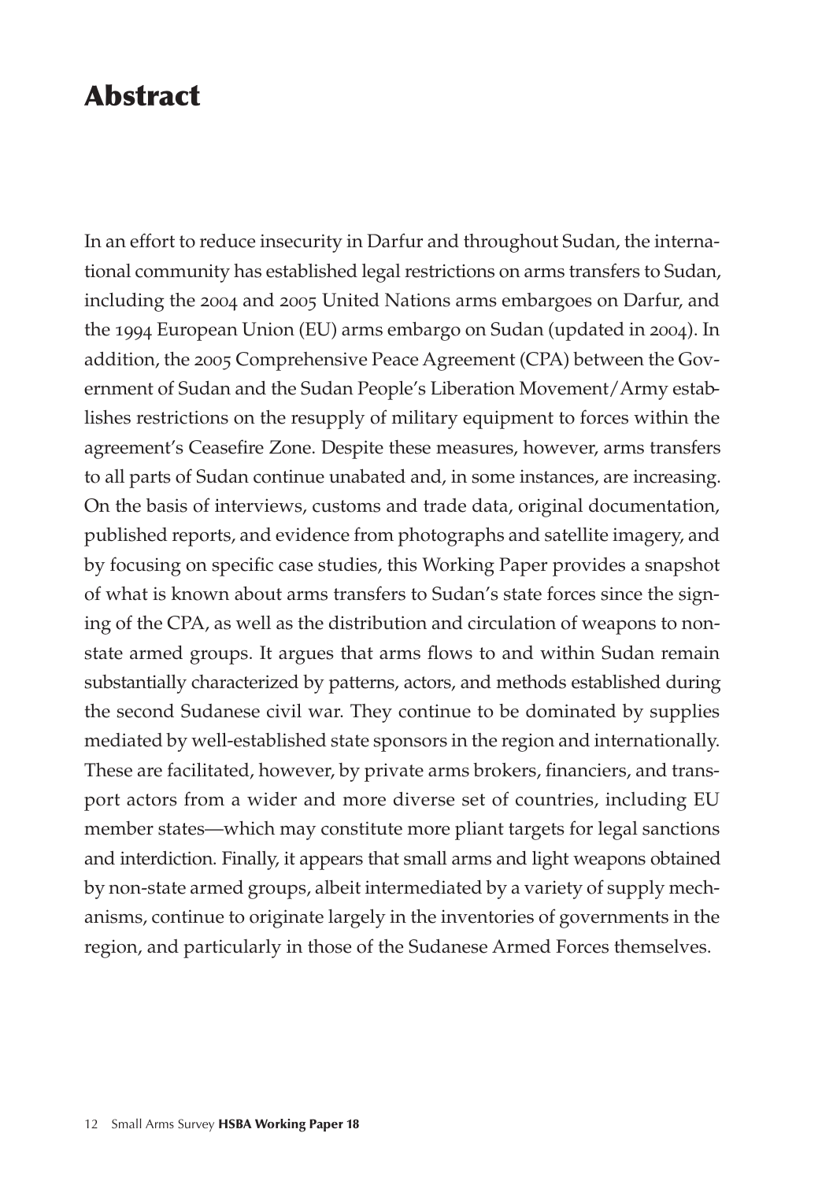# Abstract

In an effort to reduce insecurity in Darfur and throughout Sudan, the international community has established legal restrictions on arms transfers to Sudan, including the 2004 and 2005 United Nations arms embargoes on Darfur, and the 1994 European Union (EU) arms embargo on Sudan (updated in 2004). In addition, the 2005 Comprehensive Peace Agreement (CPA) between the Government of Sudan and the Sudan People's Liberation Movement/Army establishes restrictions on the resupply of military equipment to forces within the agreement's Ceasefire Zone. Despite these measures, however, arms transfers to all parts of Sudan continue unabated and, in some instances, are increasing. On the basis of interviews, customs and trade data, original documentation, published reports, and evidence from photographs and satellite imagery, and by focusing on specific case studies, this Working Paper provides a snapshot of what is known about arms transfers to Sudan's state forces since the signing of the CPA, as well as the distribution and circulation of weapons to non-state armed groups. It argues that arms flows to and within Sudan remain substantially characterized by patterns, actors, and methods established during the second Sudanese civil war. They continue to be dominated by supplies mediated by well-established state sponsors in the region and internationally. These are facilitated, however, by private arms brokers, financiers, and transport actors from a wider and more diverse set of countries, including EU member states—which may constitute more pliant targets for legal sanctions and interdiction. Finally, it appears that small arms and light weapons obtained by non-state armed groups, albeit intermediated by a variety of supply mechanisms, continue to originate largely in the inventories of governments in the region, and particularly in those of the Sudanese Armed Forces themselves.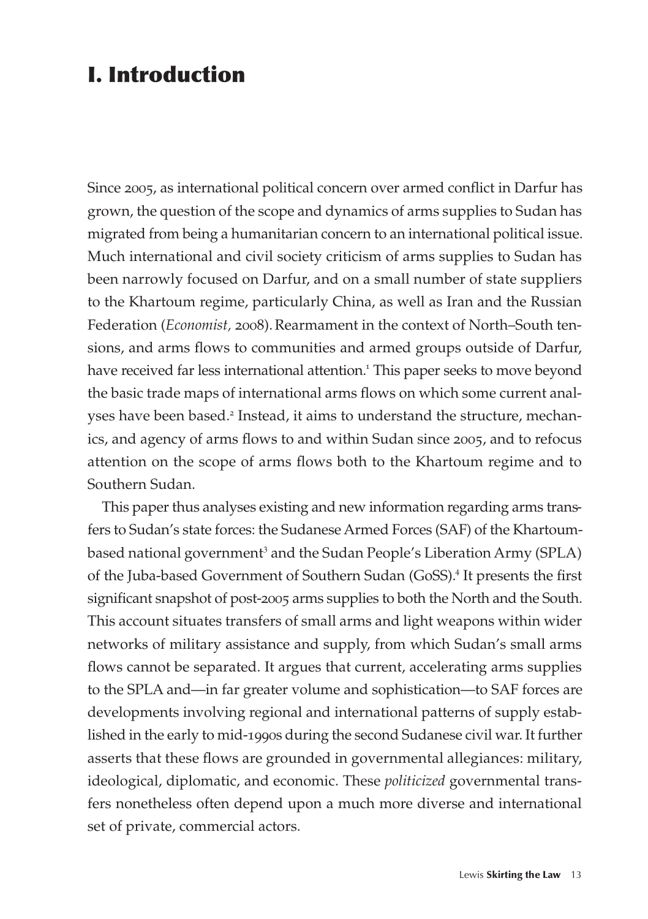# I. Introduction

Since 2005, as international political concern over armed conflict in Darfur has grown, the question of the scope and dynamics of arms supplies to Sudan has migrated from being a humanitarian concern to an international political issue. Much international and civil society criticism of arms supplies to Sudan has been narrowly focused on Darfur, and on a small number of state suppliers to the Khartoum regime, particularly China, as well as Iran and the Russian Federation (*Economist,* 2008). Rearmament in the context of North–South tensions, and arms flows to communities and armed groups outside of Darfur, have received far less international attention.[1] This paper seeks to move beyond the basic trade maps of international arms flows on which some current analyses have been based.[2] Instead, it aims to understand the structure, mechanics, and agency of arms flows to and within Sudan since 2005, and to refocus attention on the scope of arms flows both to the Khartoum regime and to Southern Sudan.

This paper thus analyses existing and new information regarding arms transfers to Sudan's state forces: the Sudanese Armed Forces (SAF) of the Khartoum-based national government[3] and the Sudan People's Liberation Army (SPLA) of the Juba-based Government of Southern Sudan (GoSS).[4] It presents the first significant snapshot of post-2005 arms supplies to both the North and the South. This account situates transfers of small arms and light weapons within wider networks of military assistance and supply, from which Sudan's small arms flows cannot be separated. It argues that current, accelerating arms supplies to the SPLA and—in far greater volume and sophistication—to SAF forces are developments involving regional and international patterns of supply established in the early to mid-1990s during the second Sudanese civil war. It further asserts that these flows are grounded in governmental allegiances: military, ideological, diplomatic, and economic. These *politicized* governmental transfers nonetheless often depend upon a much more diverse and international set of private, commercial actors.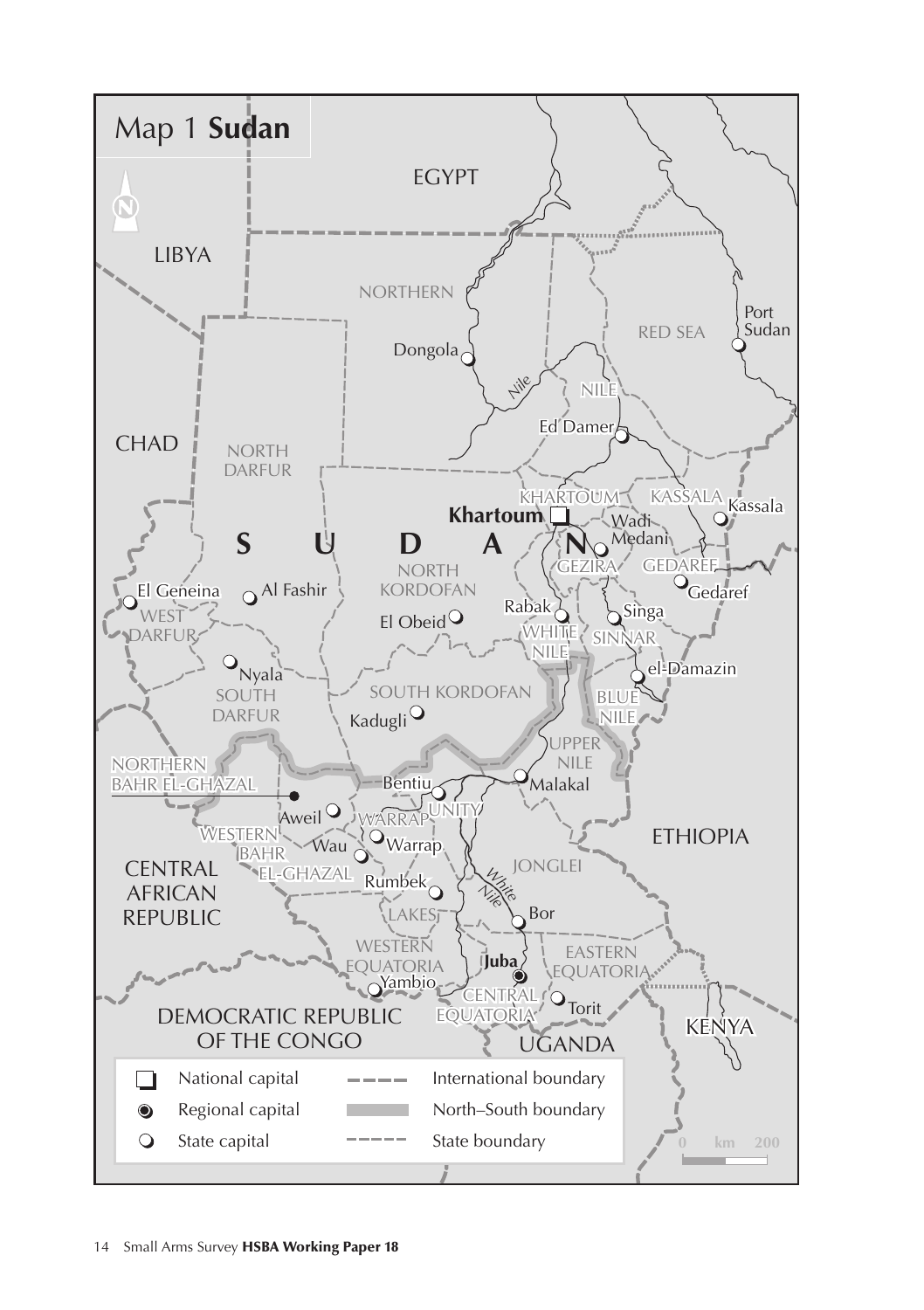Map 1 **Sudan**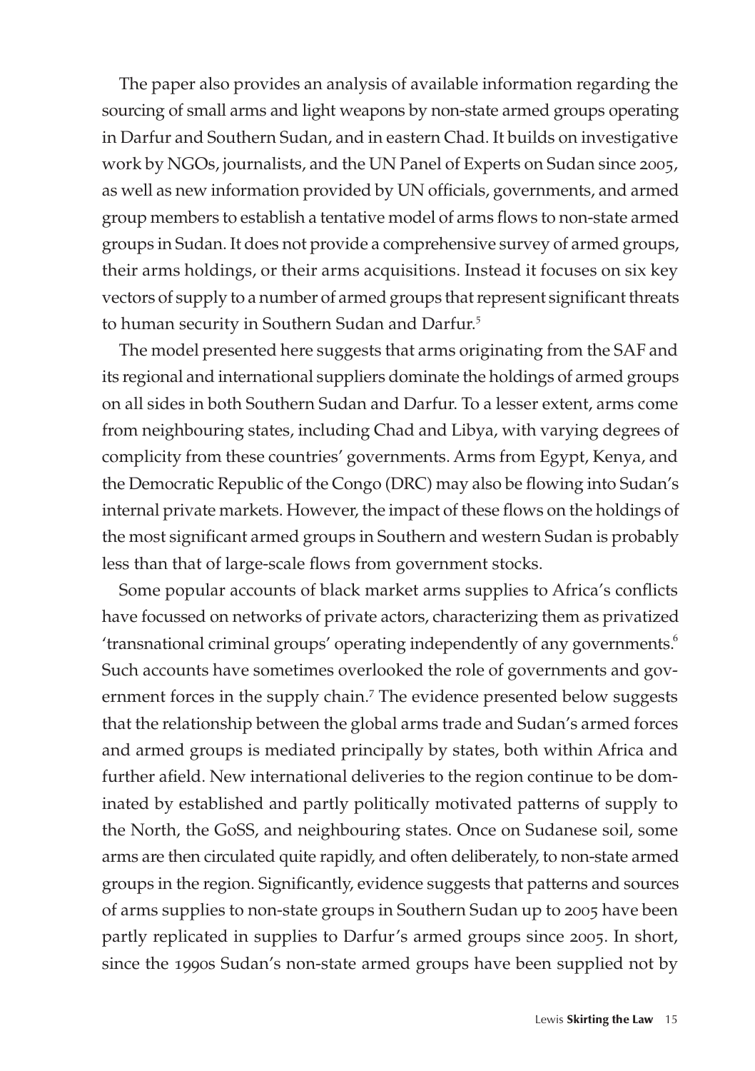The paper also provides an analysis of available information regarding the sourcing of small arms and light weapons by non-state armed groups operating in Darfur and Southern Sudan, and in eastern Chad. It builds on investigative work by NGOs, journalists, and the UN Panel of Experts on Sudan since 2005, as well as new information provided by UN officials, governments, and armed group members to establish a tentative model of arms flows to non-state armed groups in Sudan. It does not provide a comprehensive survey of armed groups, their arms holdings, or their arms acquisitions. Instead it focuses on six key vectors of supply to a number of armed groups that represent significant threats to human security in Southern Sudan and Darfur.[5]

The model presented here suggests that arms originating from the SAF and its regional and international suppliers dominate the holdings of armed groups on all sides in both Southern Sudan and Darfur. To a lesser extent, arms come from neighbouring states, including Chad and Libya, with varying degrees of complicity from these countries' governments. Arms from Egypt, Kenya, and the Democratic Republic of the Congo (DRC) may also be flowing into Sudan's internal private markets. However, the impact of these flows on the holdings of the most significant armed groups in Southern and western Sudan is probably less than that of large-scale flows from government stocks.

Some popular accounts of black market arms supplies to Africa's conflicts have focussed on networks of private actors, characterizing them as privatized 'transnational criminal groups' operating independently of any governments.[6] Such accounts have sometimes overlooked the role of governments and government forces in the supply chain.[7] The evidence presented below suggests that the relationship between the global arms trade and Sudan's armed forces and armed groups is mediated principally by states, both within Africa and further afield. New international deliveries to the region continue to be dominated by established and partly politically motivated patterns of supply to the North, the GoSS, and neighbouring states. Once on Sudanese soil, some arms are then circulated quite rapidly, and often deliberately, to non-state armed groups in the region. Significantly, evidence suggests that patterns and sources of arms supplies to non-state groups in Southern Sudan up to 2005 have been partly replicated in supplies to Darfur's armed groups since 2005. In short, since the 1990s Sudan's non-state armed groups have been supplied not by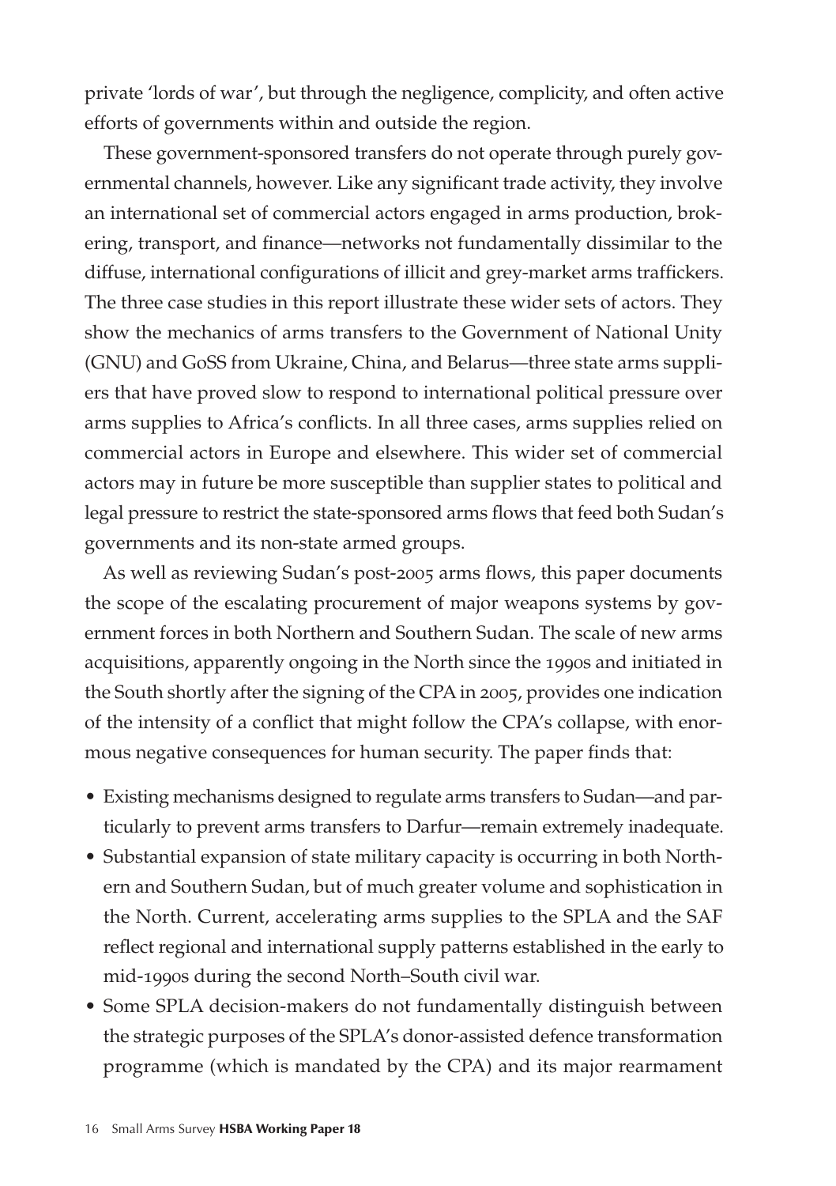private 'lords of war', but through the negligence, complicity, and often active efforts of governments within and outside the region.

These government-sponsored transfers do not operate through purely governmental channels, however. Like any significant trade activity, they involve an international set of commercial actors engaged in arms production, brokering, transport, and finance—networks not fundamentally dissimilar to the diffuse, international configurations of illicit and grey-market arms traffickers. The three case studies in this report illustrate these wider sets of actors. They show the mechanics of arms transfers to the Government of National Unity (GNU) and GoSS from Ukraine, China, and Belarus—three state arms suppliers that have proved slow to respond to international political pressure over arms supplies to Africa's conflicts. In all three cases, arms supplies relied on commercial actors in Europe and elsewhere. This wider set of commercial actors may in future be more susceptible than supplier states to political and legal pressure to restrict the state-sponsored arms flows that feed both Sudan's governments and its non-state armed groups.

As well as reviewing Sudan's post-2005 arms flows, this paper documents the scope of the escalating procurement of major weapons systems by government forces in both Northern and Southern Sudan. The scale of new arms acquisitions, apparently ongoing in the North since the 1990s and initiated in the South shortly after the signing of the CPA in 2005, provides one indication of the intensity of a conflict that might follow the CPA's collapse, with enormous negative consequences for human security. The paper finds that:

- Existing mechanisms designed to regulate arms transfers to Sudan—and particularly to prevent arms transfers to Darfur—remain extremely inadequate.
- Substantial expansion of state military capacity is occurring in both Northern and Southern Sudan, but of much greater volume and sophistication in the North. Current, accelerating arms supplies to the SPLA and the SAF reflect regional and international supply patterns established in the early to mid-1990s during the second North–South civil war.
- Some SPLA decision-makers do not fundamentally distinguish between the strategic purposes of the SPLA's donor-assisted defence transformation programme (which is mandated by the CPA) and its major rearmament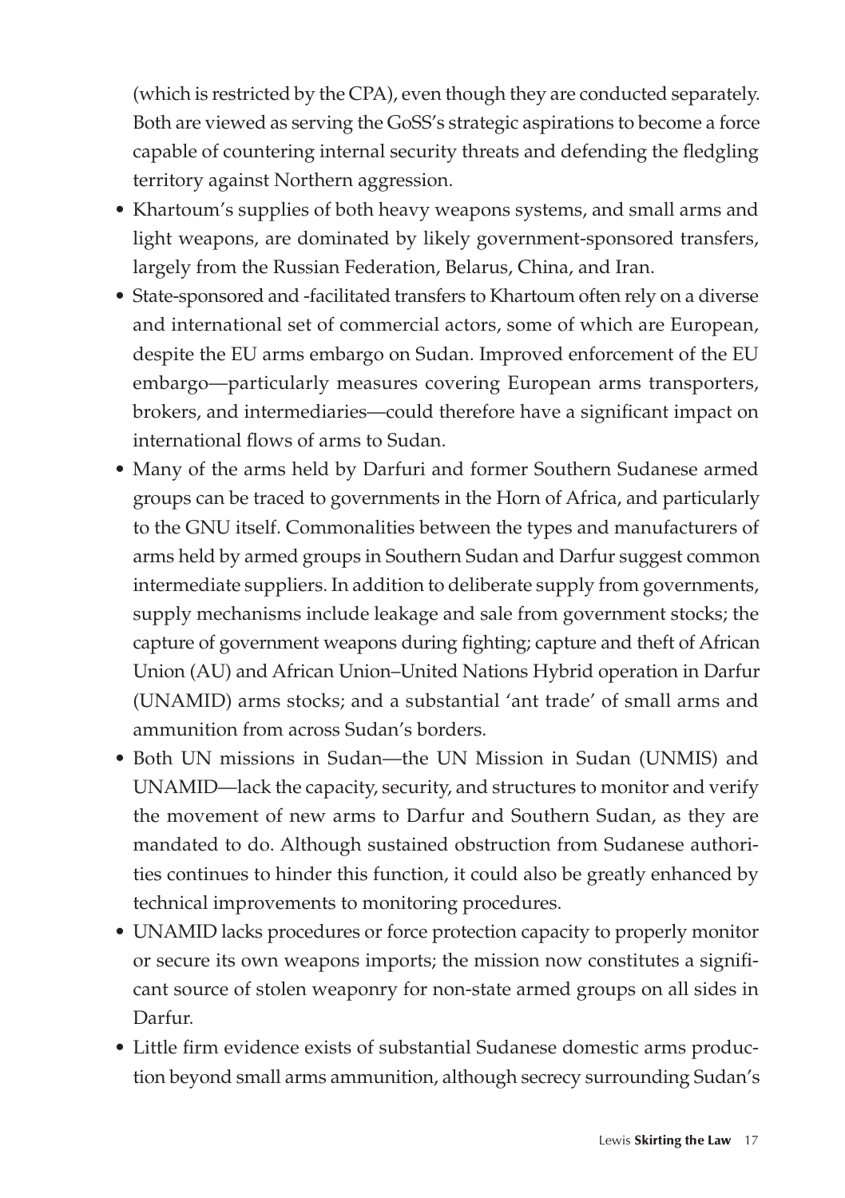(which is restricted by the CPA), even though they are conducted separately. Both are viewed as serving the GoSS's strategic aspirations to become a force capable of countering internal security threats and defending the fledgling territory against Northern aggression.

- Khartoum's supplies of both heavy weapons systems, and small arms and light weapons, are dominated by likely government-sponsored transfers, largely from the Russian Federation, Belarus, China, and Iran.
- State-sponsored and -facilitated transfers to Khartoum often rely on a diverse and international set of commercial actors, some of which are European, despite the EU arms embargo on Sudan. Improved enforcement of the EU embargo—particularly measures covering European arms transporters, brokers, and intermediaries—could therefore have a significant impact on international flows of arms to Sudan.
- Many of the arms held by Darfuri and former Southern Sudanese armed groups can be traced to governments in the Horn of Africa, and particularly to the GNU itself. Commonalities between the types and manufacturers of arms held by armed groups in Southern Sudan and Darfur suggest common intermediate suppliers. In addition to deliberate supply from governments, supply mechanisms include leakage and sale from government stocks; the capture of government weapons during fighting; capture and theft of African Union (AU) and African Union–United Nations Hybrid operation in Darfur (UNAMID) arms stocks; and a substantial 'ant trade' of small arms and ammunition from across Sudan's borders.
- Both UN missions in Sudan—the UN Mission in Sudan (UNMIS) and UNAMID—lack the capacity, security, and structures to monitor and verify the movement of new arms to Darfur and Southern Sudan, as they are mandated to do. Although sustained obstruction from Sudanese authorities continues to hinder this function, it could also be greatly enhanced by technical improvements to monitoring procedures.
- UNAMID lacks procedures or force protection capacity to properly monitor or secure its own weapons imports; the mission now constitutes a significant source of stolen weaponry for non-state armed groups on all sides in Darfur.
- Little firm evidence exists of substantial Sudanese domestic arms production beyond small arms ammunition, although secrecy surrounding Sudan's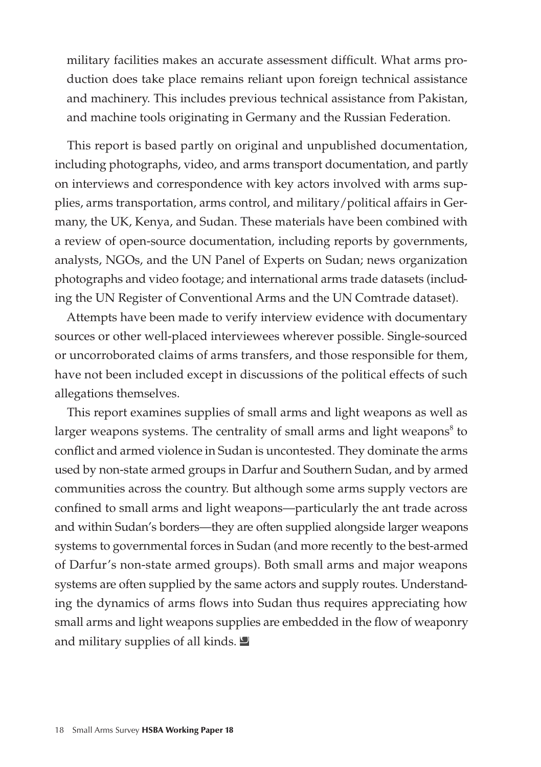military facilities makes an accurate assessment difficult. What arms production does take place remains reliant upon foreign technical assistance and machinery. This includes previous technical assistance from Pakistan, and machine tools originating in Germany and the Russian Federation.

This report is based partly on original and unpublished documentation, including photographs, video, and arms transport documentation, and partly on interviews and correspondence with key actors involved with arms supplies, arms transportation, arms control, and military/political affairs in Germany, the UK, Kenya, and Sudan. These materials have been combined with a review of open-source documentation, including reports by governments, analysts, NGOs, and the UN Panel of Experts on Sudan; news organization photographs and video footage; and international arms trade datasets (including the UN Register of Conventional Arms and the UN Comtrade dataset).

Attempts have been made to verify interview evidence with documentary sources or other well-placed interviewees wherever possible. Single-sourced or uncorroborated claims of arms transfers, and those responsible for them, have not been included except in discussions of the political effects of such allegations themselves.

This report examines supplies of small arms and light weapons as well as larger weapons systems. The centrality of small arms and light weapons[8] to conflict and armed violence in Sudan is uncontested. They dominate the arms used by non-state armed groups in Darfur and Southern Sudan, and by armed communities across the country. But although some arms supply vectors are confined to small arms and light weapons—particularly the ant trade across and within Sudan's borders—they are often supplied alongside larger weapons systems to governmental forces in Sudan (and more recently to the best-armed of Darfur's non-state armed groups). Both small arms and major weapons systems are often supplied by the same actors and supply routes. Understanding the dynamics of arms flows into Sudan thus requires appreciating how small arms and light weapons supplies are embedded in the flow of weaponry and military supplies of all kinds.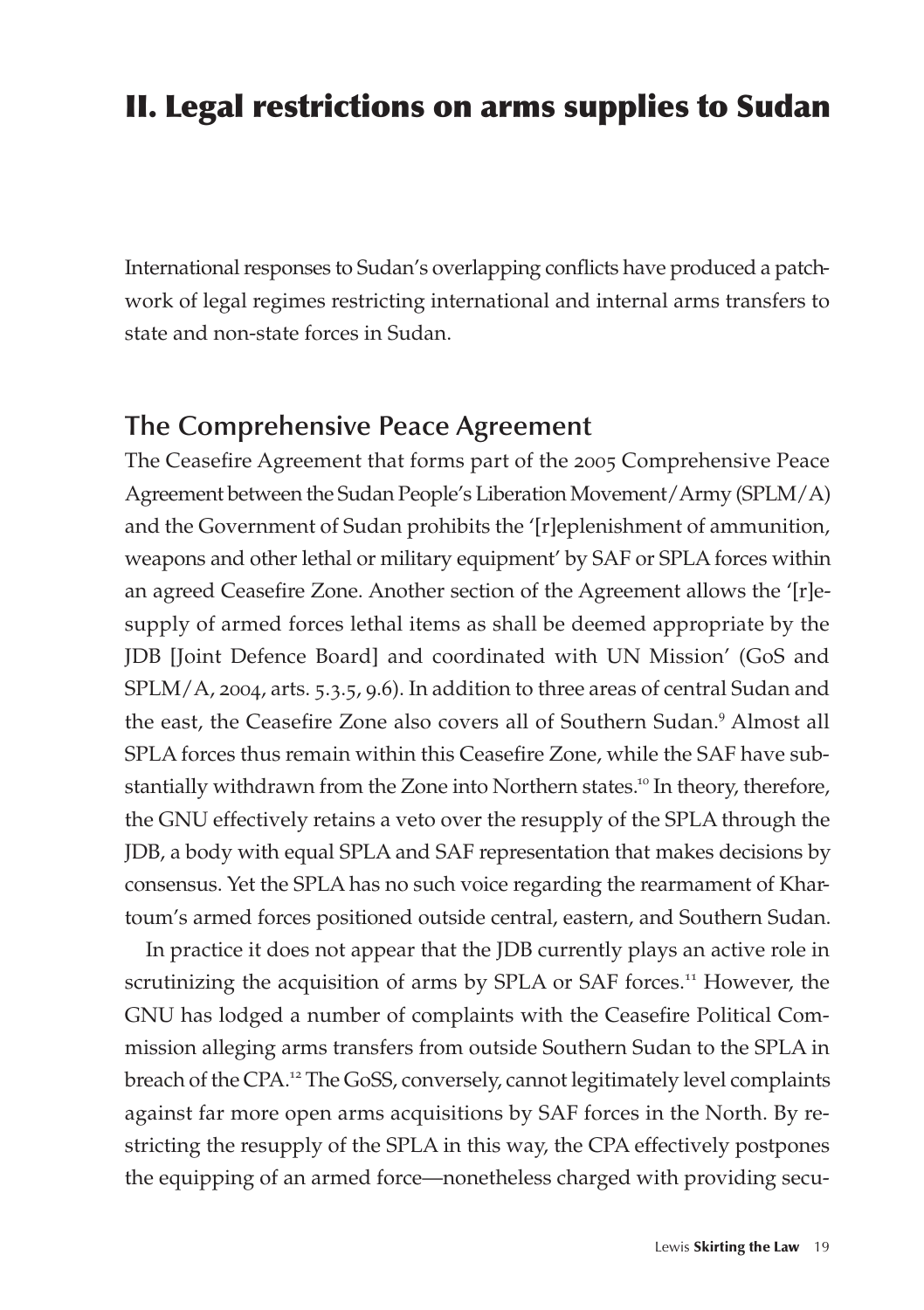# II. Legal restrictions on arms supplies to Sudan

International responses to Sudan's overlapping conflicts have produced a patchwork of legal regimes restricting international and internal arms transfers to state and non-state forces in Sudan.

## The Comprehensive Peace Agreement

The Ceasefire Agreement that forms part of the 2005 Comprehensive Peace Agreement between the Sudan People's Liberation Movement/Army (SPLM/A) and the Government of Sudan prohibits the '[r]eplenishment of ammunition, weapons and other lethal or military equipment' by SAF or SPLA forces within an agreed Ceasefire Zone. Another section of the Agreement allows the '[r]esupply of armed forces lethal items as shall be deemed appropriate by the JDB [Joint Defence Board] and coordinated with UN Mission' (GoS and SPLM/A, 2004, arts. 5.3.5, 9.6). In addition to three areas of central Sudan and the east, the Ceasefire Zone also covers all of Southern Sudan.[9] Almost all SPLA forces thus remain within this Ceasefire Zone, while the SAF have substantially withdrawn from the Zone into Northern states.[10] In theory, therefore, the GNU effectively retains a veto over the resupply of the SPLA through the JDB, a body with equal SPLA and SAF representation that makes decisions by consensus. Yet the SPLA has no such voice regarding the rearmament of Khartoum's armed forces positioned outside central, eastern, and Southern Sudan.

In practice it does not appear that the JDB currently plays an active role in scrutinizing the acquisition of arms by SPLA or SAF forces.[11] However, the GNU has lodged a number of complaints with the Ceasefire Political Commission alleging arms transfers from outside Southern Sudan to the SPLA in breach of the CPA.[12] The GoSS, conversely, cannot legitimately level complaints against far more open arms acquisitions by SAF forces in the North. By restricting the resupply of the SPLA in this way, the CPA effectively postpones the equipping of an armed force—nonetheless charged with providing secu-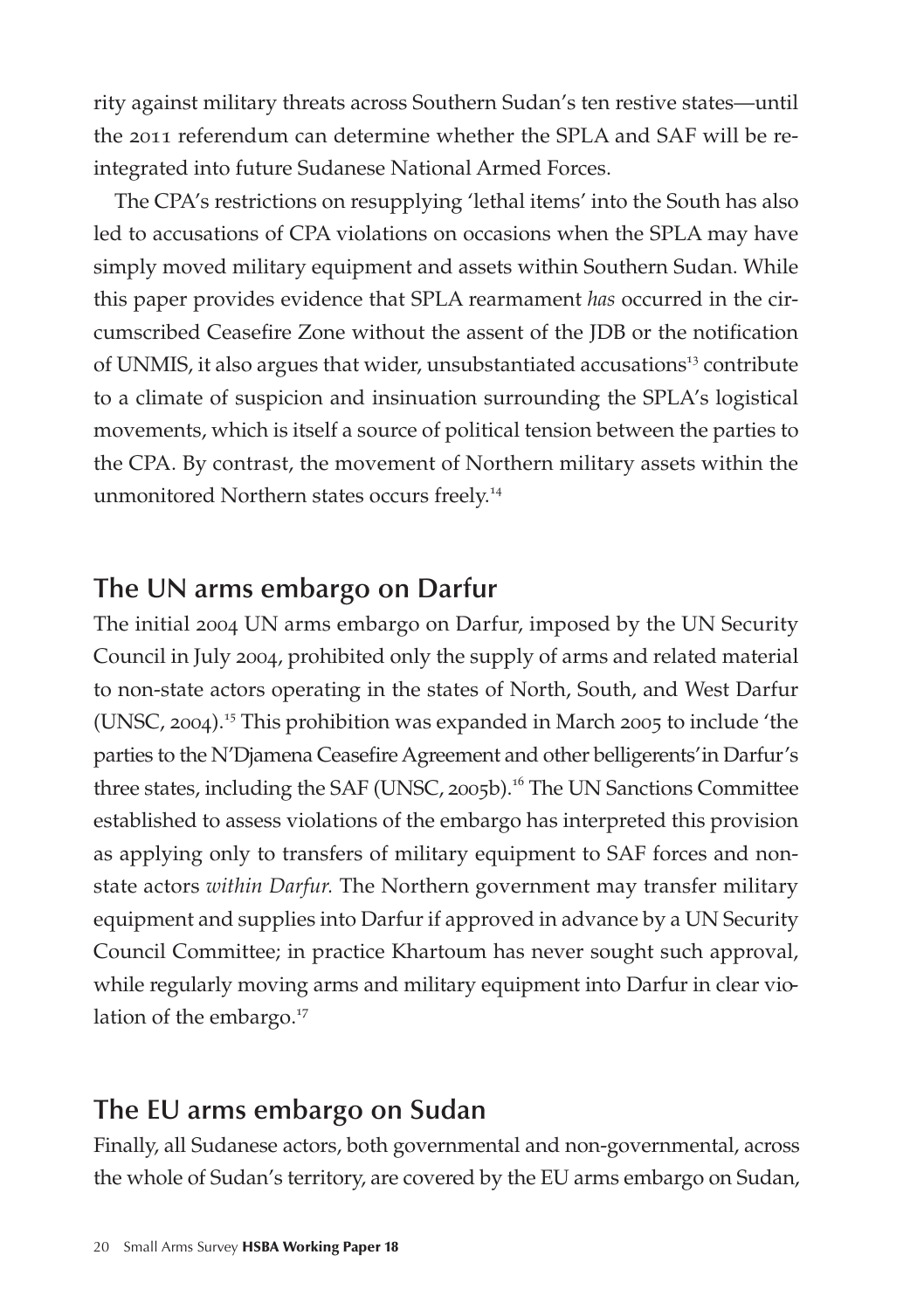rity against military threats across Southern Sudan's ten restive states—until the 2011 referendum can determine whether the SPLA and SAF will be re-integrated into future Sudanese National Armed Forces.

The CPA's restrictions on resupplying 'lethal items' into the South has also led to accusations of CPA violations on occasions when the SPLA may have simply moved military equipment and assets within Southern Sudan. While this paper provides evidence that SPLA rearmament *has* occurred in the circumscribed Ceasefire Zone without the assent of the JDB or the notification of UNMIS, it also argues that wider, unsubstantiated accusations[13] contribute to a climate of suspicion and insinuation surrounding the SPLA's logistical movements, which is itself a source of political tension between the parties to the CPA. By contrast, the movement of Northern military assets within the unmonitored Northern states occurs freely.[14]

## The UN arms embargo on Darfur

The initial 2004 UN arms embargo on Darfur, imposed by the UN Security Council in July 2004, prohibited only the supply of arms and related material to non-state actors operating in the states of North, South, and West Darfur (UNSC, 2004).[15] This prohibition was expanded in March 2005 to include 'the parties to the N'Djamena Ceasefire Agreement and other belligerents' in Darfur's three states, including the SAF (UNSC, 2005b).[16] The UN Sanctions Committee established to assess violations of the embargo has interpreted this provision as applying only to transfers of military equipment to SAF forces and non-state actors *within Darfur.* The Northern government may transfer military equipment and supplies into Darfur if approved in advance by a UN Security Council Committee; in practice Khartoum has never sought such approval, while regularly moving arms and military equipment into Darfur in clear violation of the embargo.[17]

## The EU arms embargo on Sudan

Finally, all Sudanese actors, both governmental and non-governmental, across the whole of Sudan's territory, are covered by the EU arms embargo on Sudan,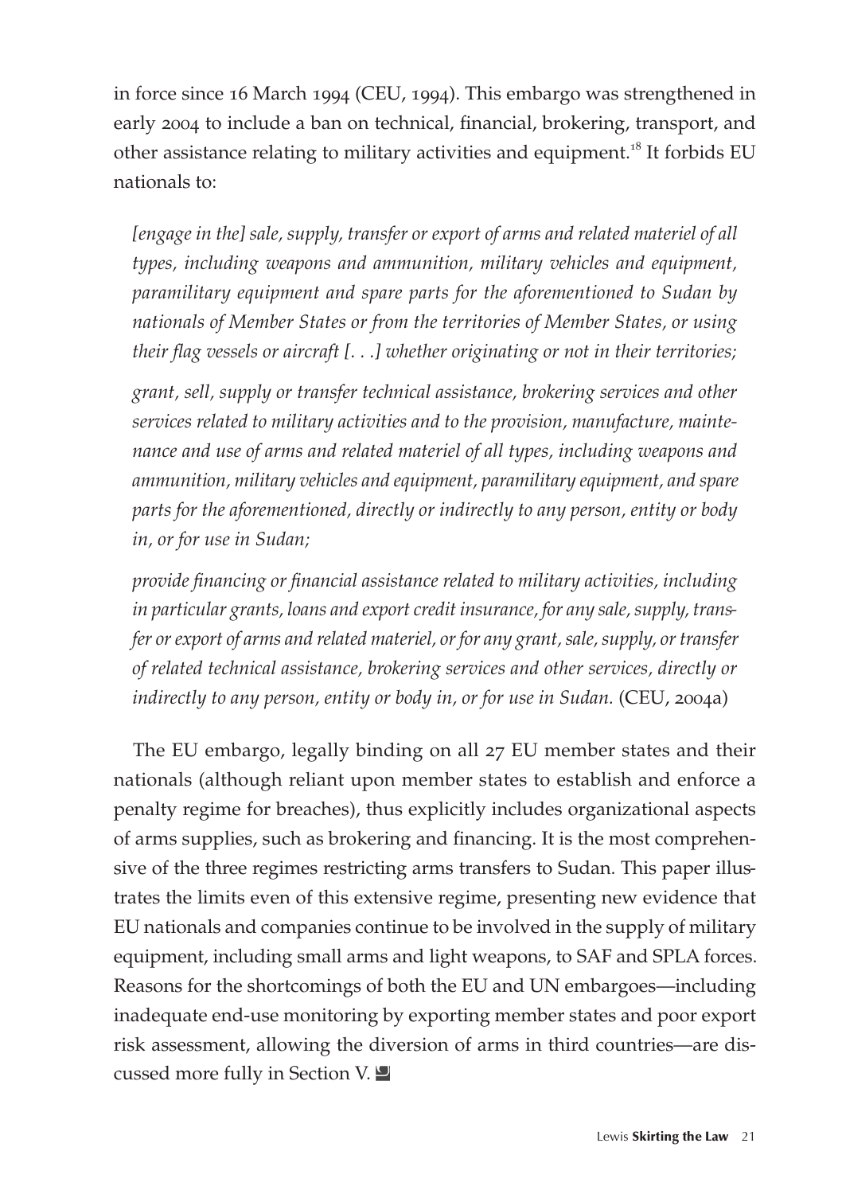in force since 16 March 1994 (CEU, 1994). This embargo was strengthened in early 2004 to include a ban on technical, financial, brokering, transport, and other assistance relating to military activities and equipment.[18] It forbids EU nationals to:

> *[engage in the] sale, supply, transfer or export of arms and related materiel of all types, including weapons and ammunition, military vehicles and equipment, paramilitary equipment and spare parts for the aforementioned to Sudan by nationals of Member States or from the territories of Member States, or using their flag vessels or aircraft [. . .] whether originating or not in their territories;*
>
> *grant, sell, supply or transfer technical assistance, brokering services and other services related to military activities and to the provision, manufacture, maintenance and use of arms and related materiel of all types, including weapons and ammunition, military vehicles and equipment, paramilitary equipment, and spare parts for the aforementioned, directly or indirectly to any person, entity or body in, or for use in Sudan;*
>
> *provide financing or financial assistance related to military activities, including in particular grants, loans and export credit insurance, for any sale, supply, transfer or export of arms and related materiel, or for any grant, sale, supply, or transfer of related technical assistance, brokering services and other services, directly or indirectly to any person, entity or body in, or for use in Sudan.* (CEU, 2004a)

The EU embargo, legally binding on all 27 EU member states and their nationals (although reliant upon member states to establish and enforce a penalty regime for breaches), thus explicitly includes organizational aspects of arms supplies, such as brokering and financing. It is the most comprehensive of the three regimes restricting arms transfers to Sudan. This paper illustrates the limits even of this extensive regime, presenting new evidence that EU nationals and companies continue to be involved in the supply of military equipment, including small arms and light weapons, to SAF and SPLA forces. Reasons for the shortcomings of both the EU and UN embargoes—including inadequate end-use monitoring by exporting member states and poor export risk assessment, allowing the diversion of arms in third countries—are discussed more fully in Section V.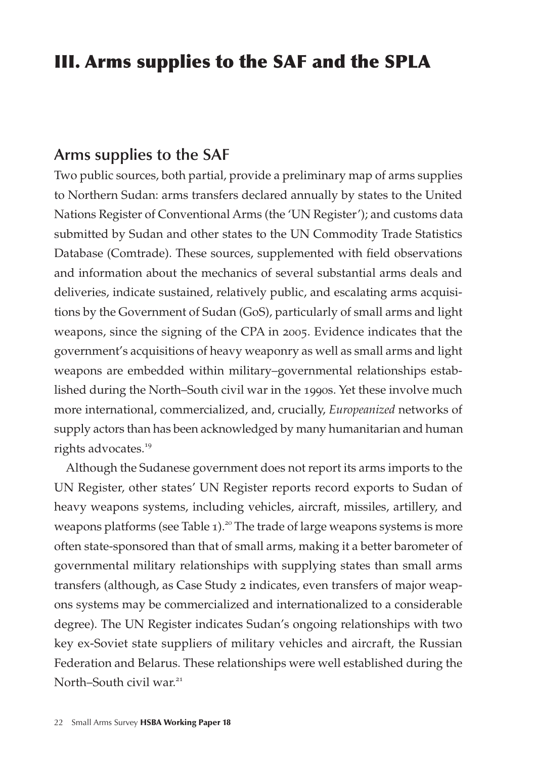# III. Arms supplies to the SAF and the SPLA

## Arms supplies to the SAF

Two public sources, both partial, provide a preliminary map of arms supplies to Northern Sudan: arms transfers declared annually by states to the United Nations Register of Conventional Arms (the 'UN Register'); and customs data submitted by Sudan and other states to the UN Commodity Trade Statistics Database (Comtrade). These sources, supplemented with field observations and information about the mechanics of several substantial arms deals and deliveries, indicate sustained, relatively public, and escalating arms acquisitions by the Government of Sudan (GoS), particularly of small arms and light weapons, since the signing of the CPA in 2005. Evidence indicates that the government's acquisitions of heavy weaponry as well as small arms and light weapons are embedded within military–governmental relationships established during the North–South civil war in the 1990s. Yet these involve much more international, commercialized, and, crucially, *Europeanized* networks of supply actors than has been acknowledged by many humanitarian and human rights advocates.[19]

Although the Sudanese government does not report its arms imports to the UN Register, other states' UN Register reports record exports to Sudan of heavy weapons systems, including vehicles, aircraft, missiles, artillery, and weapons platforms (see Table 1).[20] The trade of large weapons systems is more often state-sponsored than that of small arms, making it a better barometer of governmental military relationships with supplying states than small arms transfers (although, as Case Study 2 indicates, even transfers of major weapons systems may be commercialized and internationalized to a considerable degree). The UN Register indicates Sudan's ongoing relationships with two key ex-Soviet state suppliers of military vehicles and aircraft, the Russian Federation and Belarus. These relationships were well established during the North–South civil war.[21]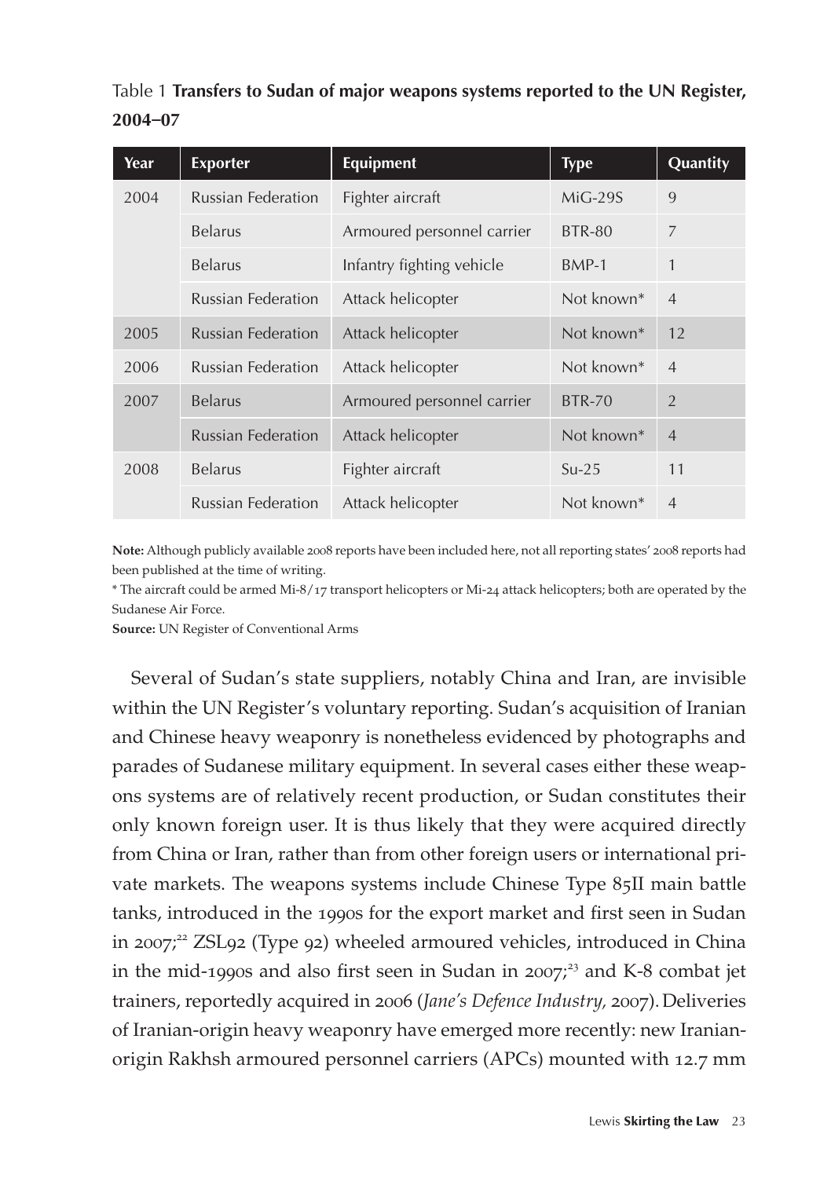Table 1 **Transfers to Sudan of major weapons systems reported to the UN Register, 2004–07**

| Year | Exporter | Equipment | Type | Quantity |
|---|---|---|---|---|
| 2004 | Russian Federation | Fighter aircraft | MiG-29S | 9 |
| | Belarus | Armoured personnel carrier | BTR-80 | 7 |
| | Belarus | Infantry fighting vehicle | BMP-1 | 1 |
| | Russian Federation | Attack helicopter | Not known* | 4 |
| 2005 | Russian Federation | Attack helicopter | Not known* | 12 |
| 2006 | Russian Federation | Attack helicopter | Not known* | 4 |
| 2007 | Belarus | Armoured personnel carrier | BTR-70 | 2 |
| | Russian Federation | Attack helicopter | Not known* | 4 |
| 2008 | Belarus | Fighter aircraft | Su-25 | 11 |
| | Russian Federation | Attack helicopter | Not known* | 4 |

**Note:** Although publicly available 2008 reports have been included here, not all reporting states' 2008 reports had been published at the time of writing.

* The aircraft could be armed Mi-8/17 transport helicopters or Mi-24 attack helicopters; both are operated by the Sudanese Air Force.

**Source:** UN Register of Conventional Arms

Several of Sudan's state suppliers, notably China and Iran, are invisible within the UN Register's voluntary reporting. Sudan's acquisition of Iranian and Chinese heavy weaponry is nonetheless evidenced by photographs and parades of Sudanese military equipment. In several cases either these weapons systems are of relatively recent production, or Sudan constitutes their only known foreign user. It is thus likely that they were acquired directly from China or Iran, rather than from other foreign users or international private markets. The weapons systems include Chinese Type 85II main battle tanks, introduced in the 1990s for the export market and first seen in Sudan in 2007;[22] ZSL92 (Type 92) wheeled armoured vehicles, introduced in China in the mid-1990s and also first seen in Sudan in 2007;[23] and K-8 combat jet trainers, reportedly acquired in 2006 (*Jane's Defence Industry,* 2007). Deliveries of Iranian-origin heavy weaponry have emerged more recently: new Iranian-origin Rakhsh armoured personnel carriers (APCs) mounted with 12.7 mm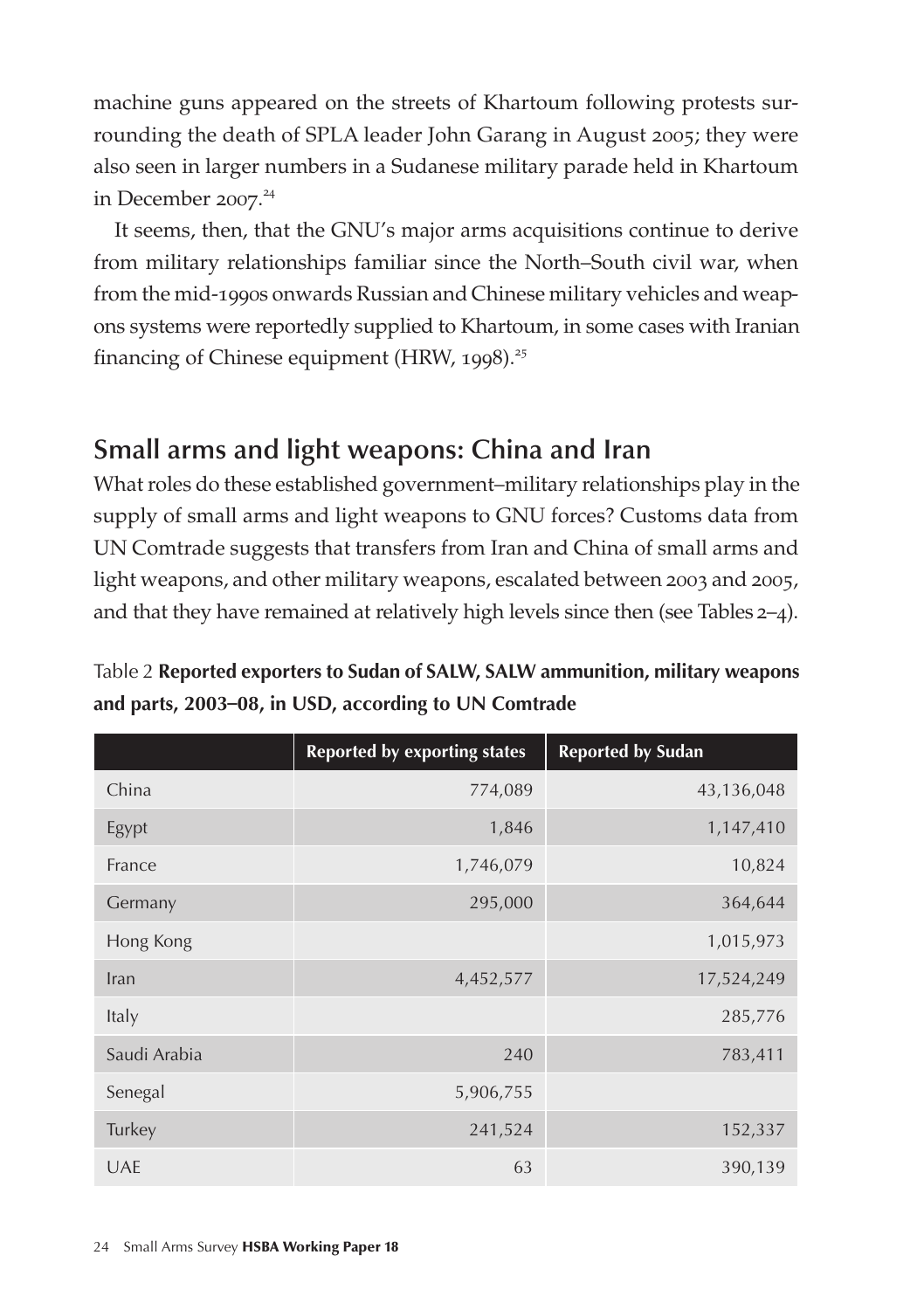machine guns appeared on the streets of Khartoum following protests surrounding the death of SPLA leader John Garang in August 2005; they were also seen in larger numbers in a Sudanese military parade held in Khartoum in December 2007.[24]

It seems, then, that the GNU's major arms acquisitions continue to derive from military relationships familiar since the North–South civil war, when from the mid-1990s onwards Russian and Chinese military vehicles and weapons systems were reportedly supplied to Khartoum, in some cases with Iranian financing of Chinese equipment (HRW, 1998).[25]

## Small arms and light weapons: China and Iran

What roles do these established government–military relationships play in the supply of small arms and light weapons to GNU forces? Customs data from UN Comtrade suggests that transfers from Iran and China of small arms and light weapons, and other military weapons, escalated between 2003 and 2005, and that they have remained at relatively high levels since then (see Tables 2–4).

Table 2 **Reported exporters to Sudan of SALW, SALW ammunition, military weapons and parts, 2003–08, in USD, according to UN Comtrade**

| | Reported by exporting states | Reported by Sudan |
|---|---|---|
| China | 774,089 | 43,136,048 |
| Egypt | 1,846 | 1,147,410 |
| France | 1,746,079 | 10,824 |
| Germany | 295,000 | 364,644 |
| Hong Kong | | 1,015,973 |
| Iran | 4,452,577 | 17,524,249 |
| Italy | | 285,776 |
| Saudi Arabia | 240 | 783,411 |
| Senegal | 5,906,755 | |
| Turkey | 241,524 | 152,337 |
| UAE | 63 | 390,139 |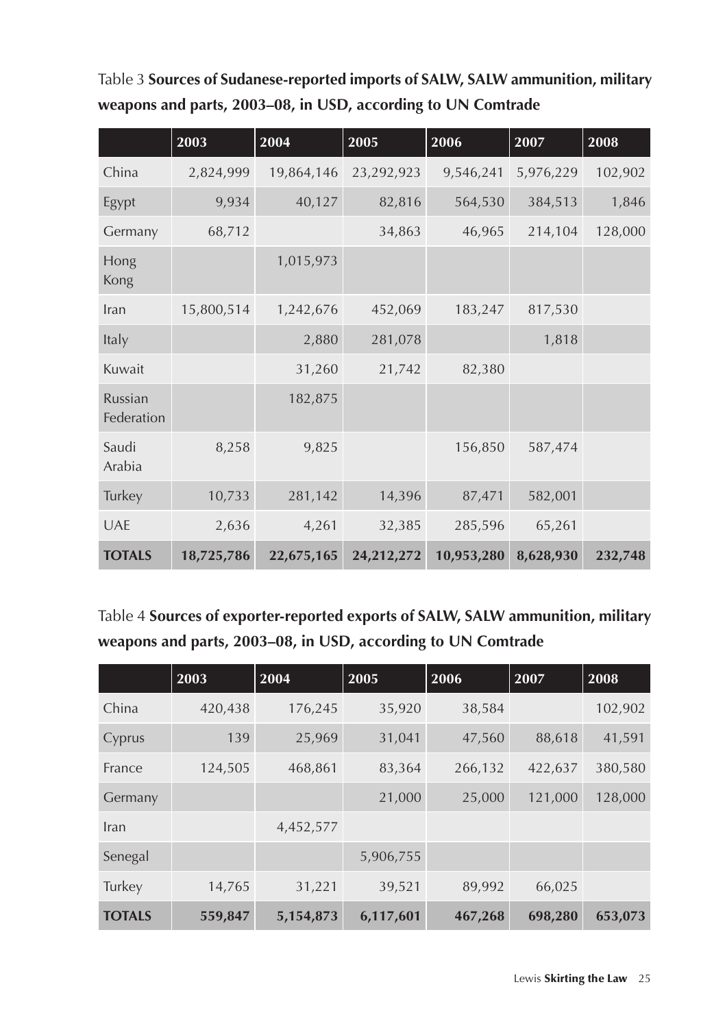Table 3 **Sources of Sudanese-reported imports of SALW, SALW ammunition, military weapons and parts, 2003–08, in USD, according to UN Comtrade**

| | 2003 | 2004 | 2005 | 2006 | 2007 | 2008 |
|---|---|---|---|---|---|---|
| China | 2,824,999 | 19,864,146 | 23,292,923 | 9,546,241 | 5,976,229 | 102,902 |
| Egypt | 9,934 | 40,127 | 82,816 | 564,530 | 384,513 | 1,846 |
| Germany | 68,712 | | 34,863 | 46,965 | 214,104 | 128,000 |
| Hong Kong | | 1,015,973 | | | | |
| Iran | 15,800,514 | 1,242,676 | 452,069 | 183,247 | 817,530 | |
| Italy | | 2,880 | 281,078 | | 1,818 | |
| Kuwait | | 31,260 | 21,742 | 82,380 | | |
| Russian Federation | | 182,875 | | | | |
| Saudi Arabia | 8,258 | 9,825 | | 156,850 | 587,474 | |
| Turkey | 10,733 | 281,142 | 14,396 | 87,471 | 582,001 | |
| UAE | 2,636 | 4,261 | 32,385 | 285,596 | 65,261 | |
| **TOTALS** | **18,725,786** | **22,675,165** | **24,212,272** | **10,953,280** | **8,628,930** | **232,748** |

Table 4 **Sources of exporter-reported exports of SALW, SALW ammunition, military weapons and parts, 2003–08, in USD, according to UN Comtrade**

| | 2003 | 2004 | 2005 | 2006 | 2007 | 2008 |
|---|---|---|---|---|---|---|
| China | 420,438 | 176,245 | 35,920 | 38,584 | | 102,902 |
| Cyprus | 139 | 25,969 | 31,041 | 47,560 | 88,618 | 41,591 |
| France | 124,505 | 468,861 | 83,364 | 266,132 | 422,637 | 380,580 |
| Germany | | | 21,000 | 25,000 | 121,000 | 128,000 |
| Iran | | 4,452,577 | | | | |
| Senegal | | | 5,906,755 | | | |
| Turkey | 14,765 | 31,221 | 39,521 | 89,992 | 66,025 | |
| **TOTALS** | **559,847** | **5,154,873** | **6,117,601** | **467,268** | **698,280** | **653,073** |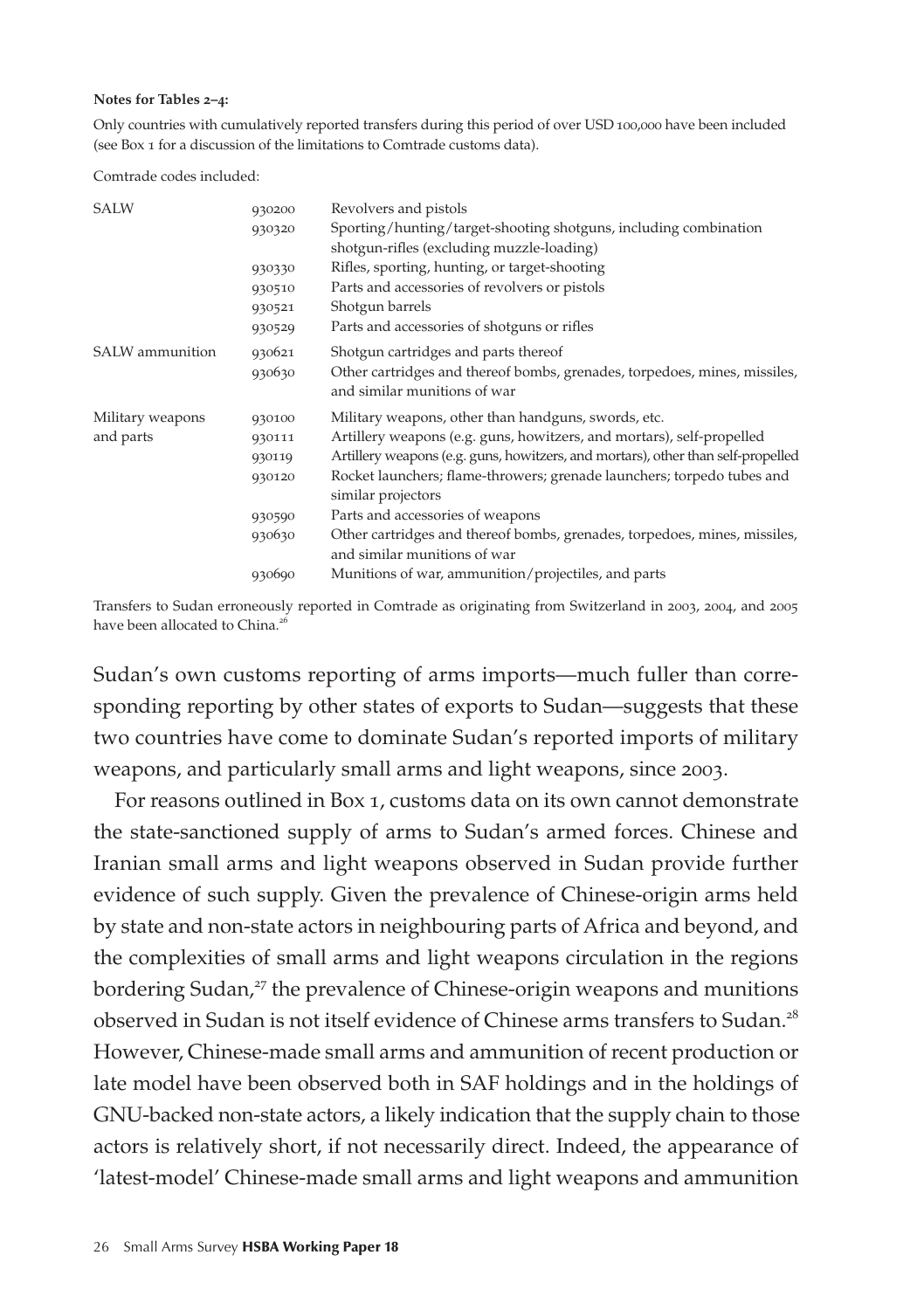**Notes for Tables 2–4:**

Only countries with cumulatively reported transfers during this period of over USD 100,000 have been included (see Box 1 for a discussion of the limitations to Comtrade customs data).

Comtrade codes included:

| | | |
|---|---|---|
| SALW | 930200 | Revolvers and pistols |
| | 930320 | Sporting/hunting/target-shooting shotguns, including combination shotgun-rifles (excluding muzzle-loading) |
| | 930330 | Rifles, sporting, hunting, or target-shooting |
| | 930510 | Parts and accessories of revolvers or pistols |
| | 930521 | Shotgun barrels |
| | 930529 | Parts and accessories of shotguns or rifles |
| SALW ammunition | 930621 | Shotgun cartridges and parts thereof |
| | 930630 | Other cartridges and thereof bombs, grenades, torpedoes, mines, missiles, and similar munitions of war |
| Military weapons and parts | 930100 | Military weapons, other than handguns, swords, etc. |
| | 930111 | Artillery weapons (e.g. guns, howitzers, and mortars), self-propelled |
| | 930119 | Artillery weapons (e.g. guns, howitzers, and mortars), other than self-propelled |
| | 930120 | Rocket launchers; flame-throwers; grenade launchers; torpedo tubes and similar projectors |
| | 930590 | Parts and accessories of weapons |
| | 930630 | Other cartridges and thereof bombs, grenades, torpedoes, mines, missiles, and similar munitions of war |
| | 930690 | Munitions of war, ammunition/projectiles, and parts |

Transfers to Sudan erroneously reported in Comtrade as originating from Switzerland in 2003, 2004, and 2005 have been allocated to China.[26]

Sudan's own customs reporting of arms imports—much fuller than corresponding reporting by other states of exports to Sudan—suggests that these two countries have come to dominate Sudan's reported imports of military weapons, and particularly small arms and light weapons, since 2003.

For reasons outlined in Box 1, customs data on its own cannot demonstrate the state-sanctioned supply of arms to Sudan's armed forces. Chinese and Iranian small arms and light weapons observed in Sudan provide further evidence of such supply. Given the prevalence of Chinese-origin arms held by state and non-state actors in neighbouring parts of Africa and beyond, and the complexities of small arms and light weapons circulation in the regions bordering Sudan,[27] the prevalence of Chinese-origin weapons and munitions observed in Sudan is not itself evidence of Chinese arms transfers to Sudan.[28] However, Chinese-made small arms and ammunition of recent production or late model have been observed both in SAF holdings and in the holdings of GNU-backed non-state actors, a likely indication that the supply chain to those actors is relatively short, if not necessarily direct. Indeed, the appearance of 'latest-model' Chinese-made small arms and light weapons and ammunition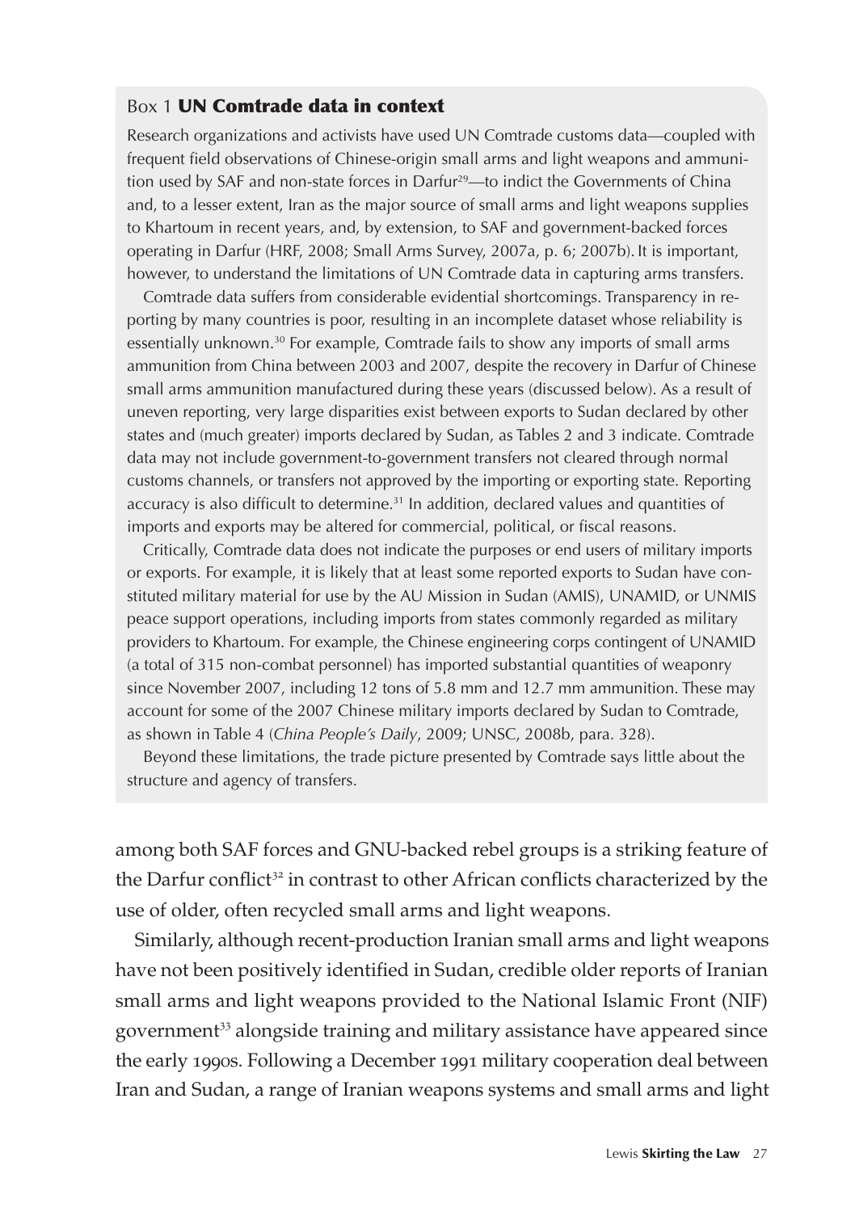### Box 1 **UN Comtrade data in context**

Research organizations and activists have used UN Comtrade customs data—coupled with frequent field observations of Chinese-origin small arms and light weapons and ammunition used by SAF and non-state forces in Darfur[29]—to indict the Governments of China and, to a lesser extent, Iran as the major source of small arms and light weapons supplies to Khartoum in recent years, and, by extension, to SAF and government-backed forces operating in Darfur (HRF, 2008; Small Arms Survey, 2007a, p. 6; 2007b). It is important, however, to understand the limitations of UN Comtrade data in capturing arms transfers.

Comtrade data suffers from considerable evidential shortcomings. Transparency in reporting by many countries is poor, resulting in an incomplete dataset whose reliability is essentially unknown.[30] For example, Comtrade fails to show any imports of small arms ammunition from China between 2003 and 2007, despite the recovery in Darfur of Chinese small arms ammunition manufactured during these years (discussed below). As a result of uneven reporting, very large disparities exist between exports to Sudan declared by other states and (much greater) imports declared by Sudan, as Tables 2 and 3 indicate. Comtrade data may not include government-to-government transfers not cleared through normal customs channels, or transfers not approved by the importing or exporting state. Reporting accuracy is also difficult to determine.[31] In addition, declared values and quantities of imports and exports may be altered for commercial, political, or fiscal reasons.

Critically, Comtrade data does not indicate the purposes or end users of military imports or exports. For example, it is likely that at least some reported exports to Sudan have constituted military material for use by the AU Mission in Sudan (AMIS), UNAMID, or UNMIS peace support operations, including imports from states commonly regarded as military providers to Khartoum. For example, the Chinese engineering corps contingent of UNAMID (a total of 315 non-combat personnel) has imported substantial quantities of weaponry since November 2007, including 12 tons of 5.8 mm and 12.7 mm ammunition. These may account for some of the 2007 Chinese military imports declared by Sudan to Comtrade, as shown in Table 4 (*China People's Daily*, 2009; UNSC, 2008b, para. 328).

Beyond these limitations, the trade picture presented by Comtrade says little about the structure and agency of transfers.

among both SAF forces and GNU-backed rebel groups is a striking feature of the Darfur conflict[32] in contrast to other African conflicts characterized by the use of older, often recycled small arms and light weapons.

Similarly, although recent-production Iranian small arms and light weapons have not been positively identified in Sudan, credible older reports of Iranian small arms and light weapons provided to the National Islamic Front (NIF) government[33] alongside training and military assistance have appeared since the early 1990s. Following a December 1991 military cooperation deal between Iran and Sudan, a range of Iranian weapons systems and small arms and light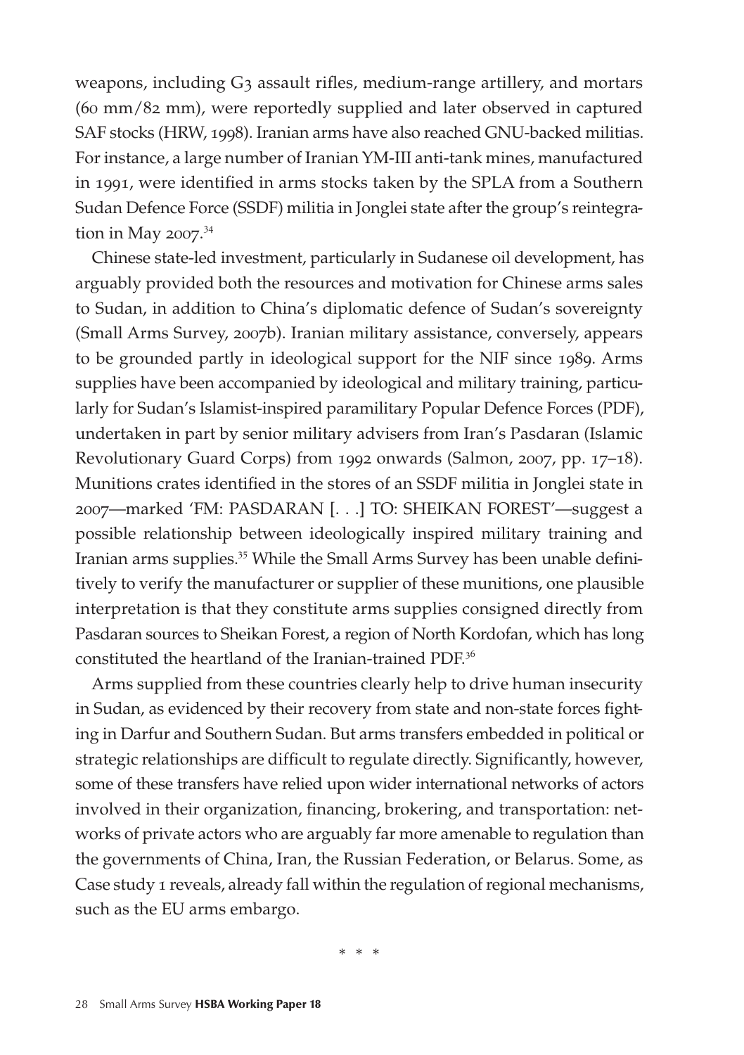weapons, including G3 assault rifles, medium-range artillery, and mortars (60 mm/82 mm), were reportedly supplied and later observed in captured SAF stocks (HRW, 1998). Iranian arms have also reached GNU-backed militias. For instance, a large number of Iranian YM-III anti-tank mines, manufactured in 1991, were identified in arms stocks taken by the SPLA from a Southern Sudan Defence Force (SSDF) militia in Jonglei state after the group's reintegration in May 2007.[34]

Chinese state-led investment, particularly in Sudanese oil development, has arguably provided both the resources and motivation for Chinese arms sales to Sudan, in addition to China's diplomatic defence of Sudan's sovereignty (Small Arms Survey, 2007b). Iranian military assistance, conversely, appears to be grounded partly in ideological support for the NIF since 1989. Arms supplies have been accompanied by ideological and military training, particularly for Sudan's Islamist-inspired paramilitary Popular Defence Forces (PDF), undertaken in part by senior military advisers from Iran's Pasdaran (Islamic Revolutionary Guard Corps) from 1992 onwards (Salmon, 2007, pp. 17–18). Munitions crates identified in the stores of an SSDF militia in Jonglei state in 2007—marked 'FM: PASDARAN [. . .] TO: SHEIKAN FOREST'—suggest a possible relationship between ideologically inspired military training and Iranian arms supplies.[35] While the Small Arms Survey has been unable definitively to verify the manufacturer or supplier of these munitions, one plausible interpretation is that they constitute arms supplies consigned directly from Pasdaran sources to Sheikan Forest, a region of North Kordofan, which has long constituted the heartland of the Iranian-trained PDF.[36]

Arms supplied from these countries clearly help to drive human insecurity in Sudan, as evidenced by their recovery from state and non-state forces fighting in Darfur and Southern Sudan. But arms transfers embedded in political or strategic relationships are difficult to regulate directly. Significantly, however, some of these transfers have relied upon wider international networks of actors involved in their organization, financing, brokering, and transportation: networks of private actors who are arguably far more amenable to regulation than the governments of China, Iran, the Russian Federation, or Belarus. Some, as Case study 1 reveals, already fall within the regulation of regional mechanisms, such as the EU arms embargo.

\* \* \*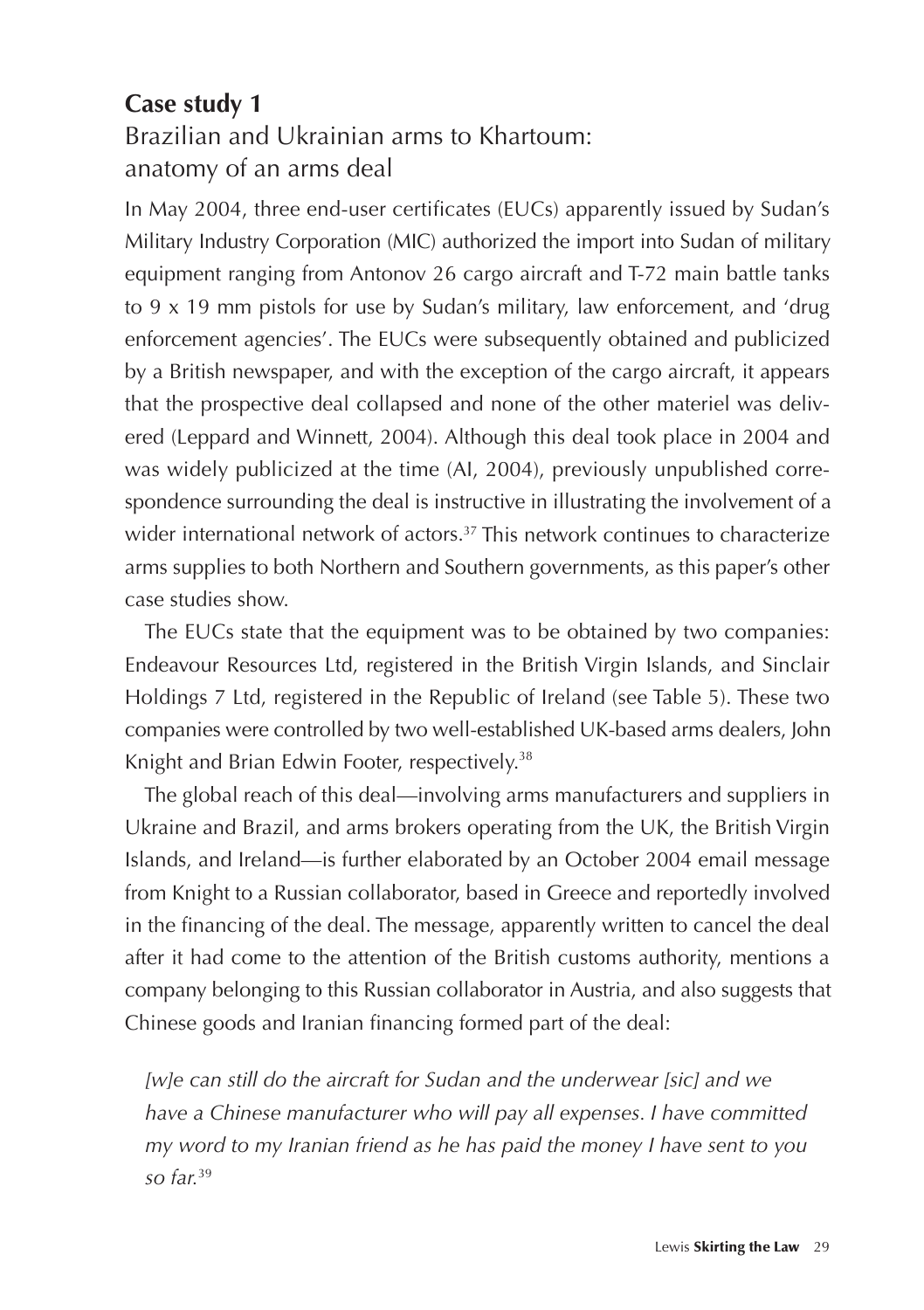## Case study 1

### Brazilian and Ukrainian arms to Khartoum: anatomy of an arms deal

In May 2004, three end-user certificates (EUCs) apparently issued by Sudan's Military Industry Corporation (MIC) authorized the import into Sudan of military equipment ranging from Antonov 26 cargo aircraft and T-72 main battle tanks to 9 x 19 mm pistols for use by Sudan's military, law enforcement, and 'drug enforcement agencies'. The EUCs were subsequently obtained and publicized by a British newspaper, and with the exception of the cargo aircraft, it appears that the prospective deal collapsed and none of the other materiel was delivered (Leppard and Winnett, 2004). Although this deal took place in 2004 and was widely publicized at the time (AI, 2004), previously unpublished correspondence surrounding the deal is instructive in illustrating the involvement of a wider international network of actors.[37] This network continues to characterize arms supplies to both Northern and Southern governments, as this paper's other case studies show.

The EUCs state that the equipment was to be obtained by two companies: Endeavour Resources Ltd, registered in the British Virgin Islands, and Sinclair Holdings 7 Ltd, registered in the Republic of Ireland (see Table 5). These two companies were controlled by two well-established UK-based arms dealers, John Knight and Brian Edwin Footer, respectively.[38]

The global reach of this deal—involving arms manufacturers and suppliers in Ukraine and Brazil, and arms brokers operating from the UK, the British Virgin Islands, and Ireland—is further elaborated by an October 2004 email message from Knight to a Russian collaborator, based in Greece and reportedly involved in the financing of the deal. The message, apparently written to cancel the deal after it had come to the attention of the British customs authority, mentions a company belonging to this Russian collaborator in Austria, and also suggests that Chinese goods and Iranian financing formed part of the deal:

> *[w]e can still do the aircraft for Sudan and the underwear [sic] and we have a Chinese manufacturer who will pay all expenses. I have committed my word to my Iranian friend as he has paid the money I have sent to you so far.*[39]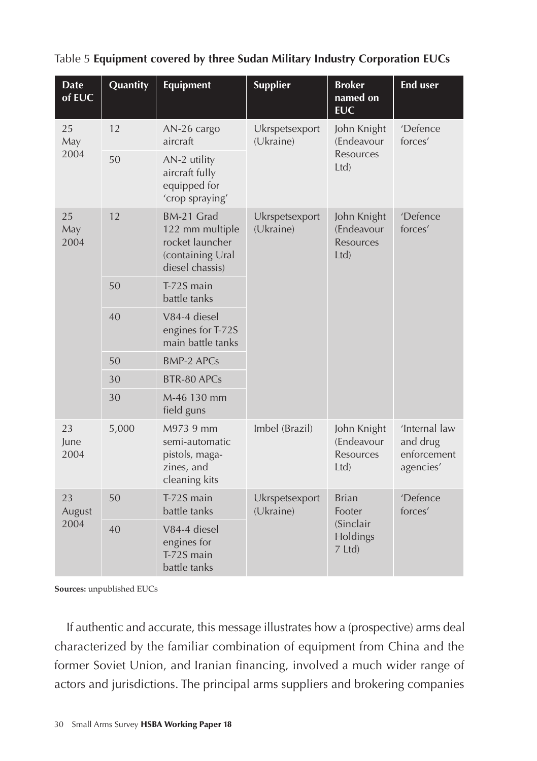Table 5 **Equipment covered by three Sudan Military Industry Corporation EUCs**

| Date of EUC | Quantity | Equipment | Supplier | Broker named on EUC | End user |
|---|---|---|---|---|---|
| 25 May 2004 | 12 | AN-26 cargo aircraft | Ukrspetsexport (Ukraine) | John Knight (Endeavour Resources Ltd) | 'Defence forces' |
| | 50 | AN-2 utility aircraft fully equipped for 'crop spraying' | | | |
| 25 May 2004 | 12 | BM-21 Grad 122 mm multiple rocket launcher (containing Ural diesel chassis) | Ukrspetsexport (Ukraine) | John Knight (Endeavour Resources Ltd) | 'Defence forces' |
| | 50 | T-72S main battle tanks | | | |
| | 40 | V84-4 diesel engines for T-72S main battle tanks | | | |
| | 50 | BMP-2 APCs | | | |
| | 30 | BTR-80 APCs | | | |
| | 30 | M-46 130 mm field guns | | | |
| 23 June 2004 | 5,000 | M973 9 mm semi-automatic pistols, magazines, and cleaning kits | Imbel (Brazil) | John Knight (Endeavour Resources Ltd) | 'Internal law and drug enforcement agencies' |
| 23 August 2004 | 50 | T-72S main battle tanks | Ukrspetsexport (Ukraine) | Brian Footer (Sinclair Holdings 7 Ltd) | 'Defence forces' |
| | 40 | V84-4 diesel engines for T-72S main battle tanks | | | |

**Sources:** unpublished EUCs

If authentic and accurate, this message illustrates how a (prospective) arms deal characterized by the familiar combination of equipment from China and the former Soviet Union, and Iranian financing, involved a much wider range of actors and jurisdictions. The principal arms suppliers and brokering companies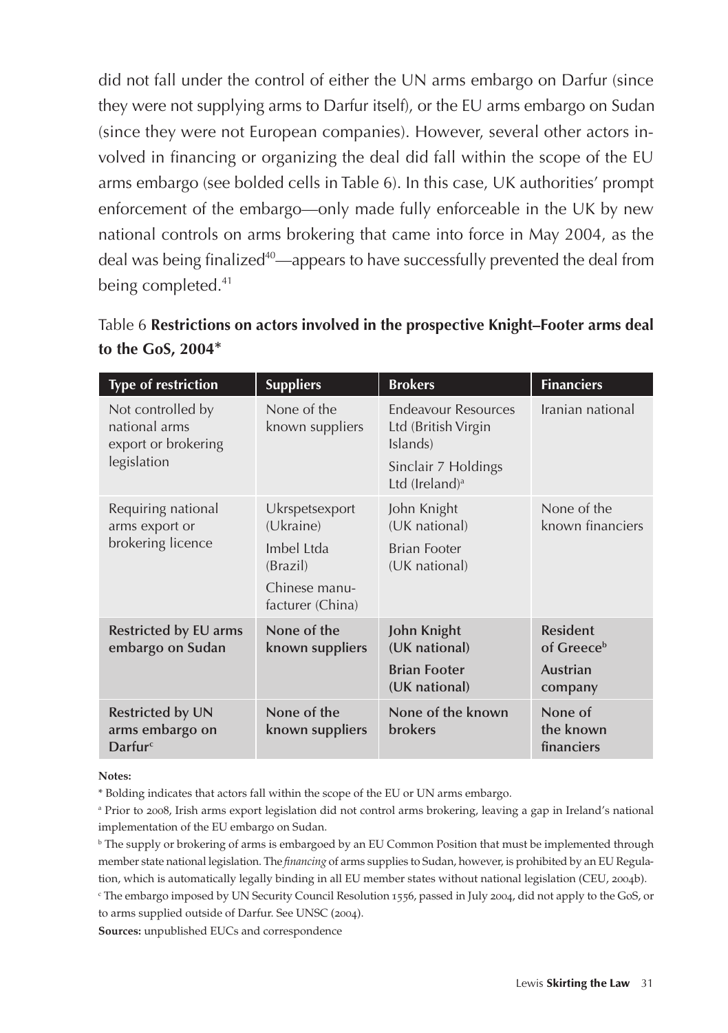did not fall under the control of either the UN arms embargo on Darfur (since they were not supplying arms to Darfur itself), or the EU arms embargo on Sudan (since they were not European companies). However, several other actors involved in financing or organizing the deal did fall within the scope of the EU arms embargo (see bolded cells in Table 6). In this case, UK authorities' prompt enforcement of the embargo—only made fully enforceable in the UK by new national controls on arms brokering that came into force in May 2004, as the deal was being finalized[40]—appears to have successfully prevented the deal from being completed.[41]

Table 6 **Restrictions on actors involved in the prospective Knight–Footer arms deal to the GoS, 2004***

| Type of restriction | Suppliers | Brokers | Financiers |
| --- | --- | --- | --- |
| Not controlled by national arms export or brokering legislation | None of the known suppliers | Endeavour Resources Ltd (British Virgin Islands)<br>Sinclair 7 Holdings Ltd (Ireland)[a] | Iranian national |
| Requiring national arms export or brokering licence | Ukrspetsexport (Ukraine)<br>Imbel Ltda (Brazil)<br>Chinese manufacturer (China) | John Knight (UK national)<br>Brian Footer (UK national) | None of the known financiers |
| **Restricted by EU arms embargo on Sudan** | **None of the known suppliers** | **John Knight (UK national)**<br>**Brian Footer (UK national)** | **Resident of Greece[b]**<br>**Austrian company** |
| **Restricted by UN arms embargo on Darfur[c]** | **None of the known suppliers** | **None of the known brokers** | **None of the known financiers** |

**Notes:**

* Bolding indicates that actors fall within the scope of the EU or UN arms embargo.

[a] Prior to 2008, Irish arms export legislation did not control arms brokering, leaving a gap in Ireland's national implementation of the EU embargo on Sudan.

[b] The supply or brokering of arms is embargoed by an EU Common Position that must be implemented through member state national legislation. The *financing* of arms supplies to Sudan, however, is prohibited by an EU Regulation, which is automatically legally binding in all EU member states without national legislation (CEU, 2004b).

[c] The embargo imposed by UN Security Council Resolution 1556, passed in July 2004, did not apply to the GoS, or to arms supplied outside of Darfur. See UNSC (2004).

**Sources:** unpublished EUCs and correspondence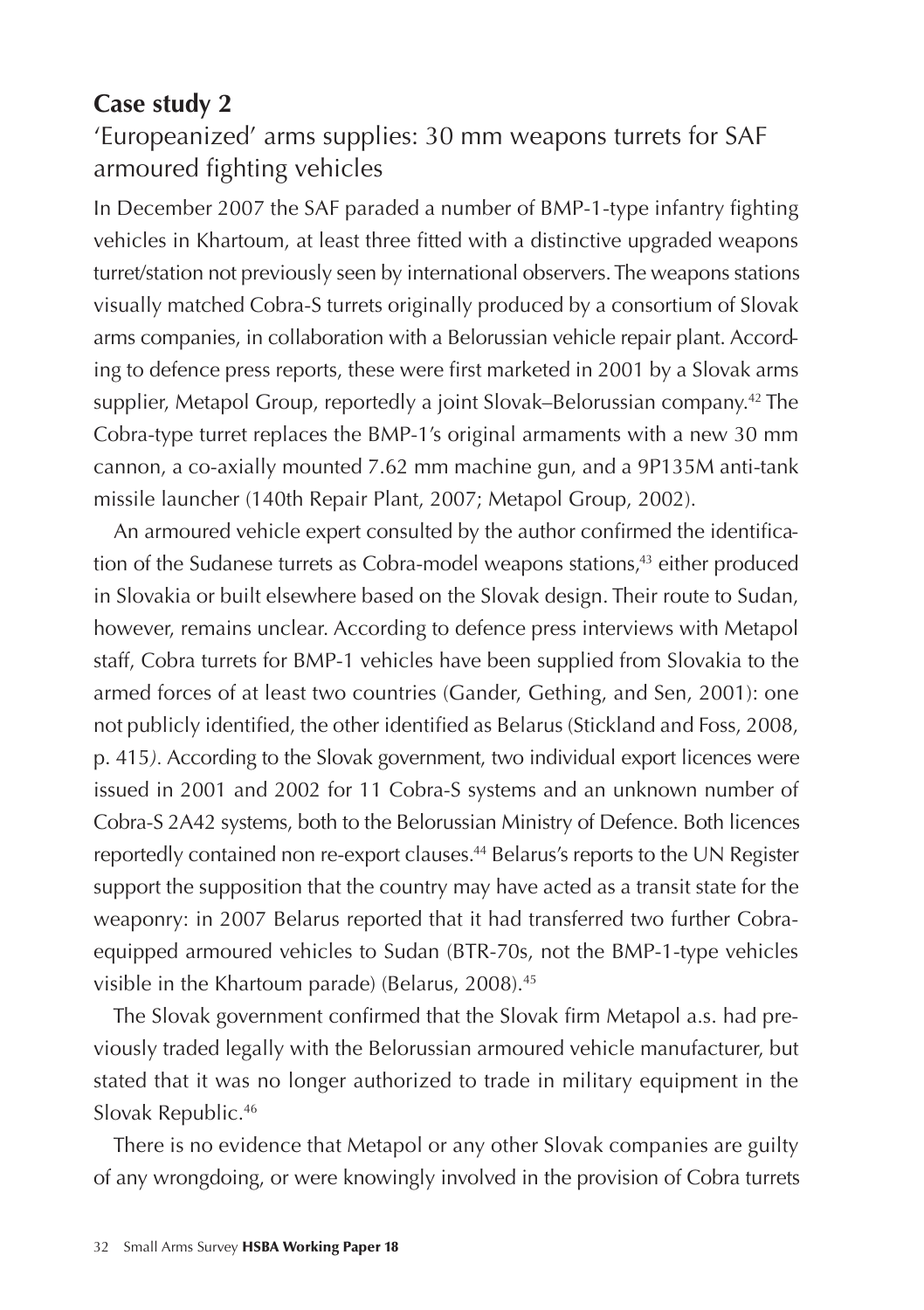## Case study 2

### 'Europeanized' arms supplies: 30 mm weapons turrets for SAF armoured fighting vehicles

In December 2007 the SAF paraded a number of BMP-1-type infantry fighting vehicles in Khartoum, at least three fitted with a distinctive upgraded weapons turret/station not previously seen by international observers. The weapons stations visually matched Cobra-S turrets originally produced by a consortium of Slovak arms companies, in collaboration with a Belorussian vehicle repair plant. According to defence press reports, these were first marketed in 2001 by a Slovak arms supplier, Metapol Group, reportedly a joint Slovak–Belorussian company.[42] The Cobra-type turret replaces the BMP-1's original armaments with a new 30 mm cannon, a co-axially mounted 7.62 mm machine gun, and a 9P135M anti-tank missile launcher (140th Repair Plant, 2007; Metapol Group, 2002).

An armoured vehicle expert consulted by the author confirmed the identification of the Sudanese turrets as Cobra-model weapons stations,[43] either produced in Slovakia or built elsewhere based on the Slovak design. Their route to Sudan, however, remains unclear. According to defence press interviews with Metapol staff, Cobra turrets for BMP-1 vehicles have been supplied from Slovakia to the armed forces of at least two countries (Gander, Gething, and Sen, 2001): one not publicly identified, the other identified as Belarus (Stickland and Foss, 2008, p. 415). According to the Slovak government, two individual export licences were issued in 2001 and 2002 for 11 Cobra-S systems and an unknown number of Cobra-S 2A42 systems, both to the Belorussian Ministry of Defence. Both licences reportedly contained non re-export clauses.[44] Belarus's reports to the UN Register support the supposition that the country may have acted as a transit state for the weaponry: in 2007 Belarus reported that it had transferred two further Cobra-equipped armoured vehicles to Sudan (BTR-70s, not the BMP-1-type vehicles visible in the Khartoum parade) (Belarus, 2008).[45]

The Slovak government confirmed that the Slovak firm Metapol a.s. had previously traded legally with the Belorussian armoured vehicle manufacturer, but stated that it was no longer authorized to trade in military equipment in the Slovak Republic.[46]

There is no evidence that Metapol or any other Slovak companies are guilty of any wrongdoing, or were knowingly involved in the provision of Cobra turrets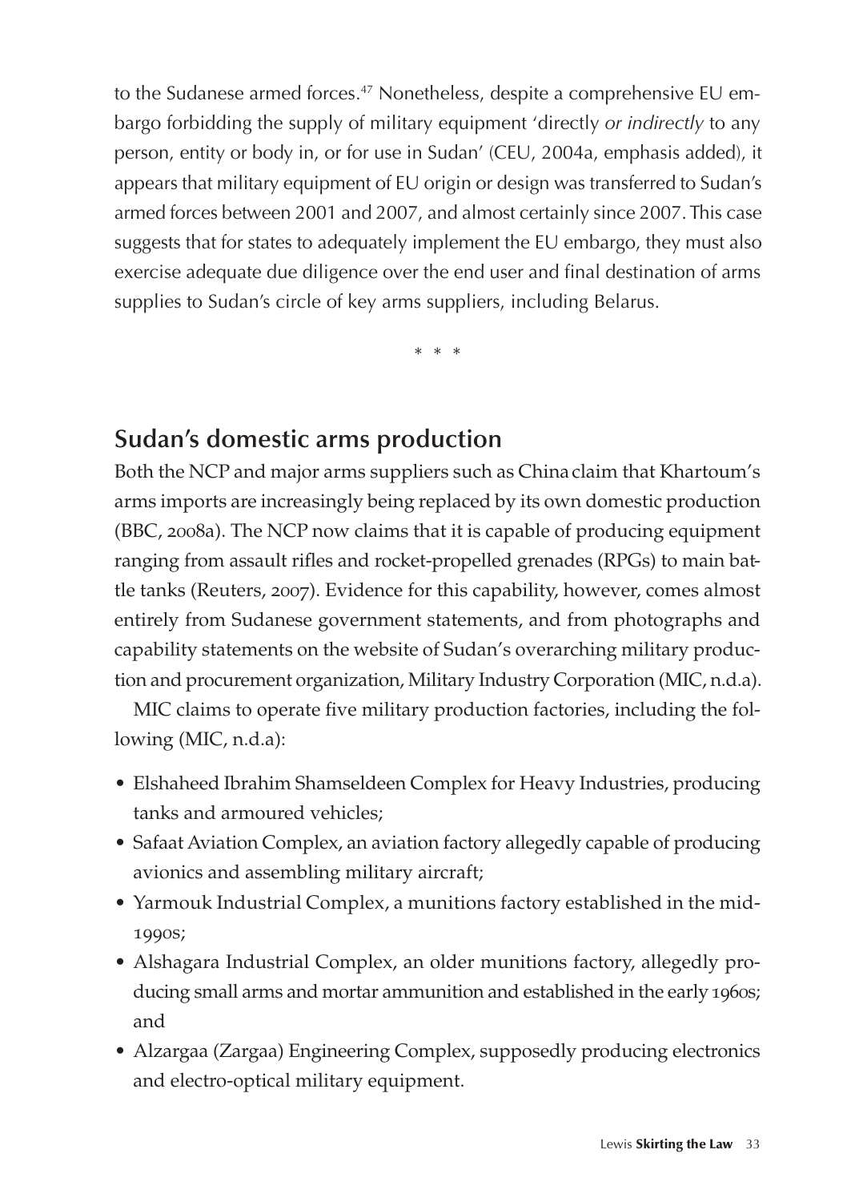to the Sudanese armed forces.[47] Nonetheless, despite a comprehensive EU embargo forbidding the supply of military equipment 'directly *or indirectly* to any person, entity or body in, or for use in Sudan' (CEU, 2004a, emphasis added), it appears that military equipment of EU origin or design was transferred to Sudan's armed forces between 2001 and 2007, and almost certainly since 2007. This case suggests that for states to adequately implement the EU embargo, they must also exercise adequate due diligence over the end user and final destination of arms supplies to Sudan's circle of key arms suppliers, including Belarus.

\* \* \*

## Sudan's domestic arms production

Both the NCP and major arms suppliers such as China claim that Khartoum's arms imports are increasingly being replaced by its own domestic production (BBC, 2008a). The NCP now claims that it is capable of producing equipment ranging from assault rifles and rocket-propelled grenades (RPGs) to main battle tanks (Reuters, 2007). Evidence for this capability, however, comes almost entirely from Sudanese government statements, and from photographs and capability statements on the website of Sudan's overarching military production and procurement organization, Military Industry Corporation (MIC, n.d.a).

MIC claims to operate five military production factories, including the following (MIC, n.d.a):

- Elshaheed Ibrahim Shamseldeen Complex for Heavy Industries, producing tanks and armoured vehicles;
- Safaat Aviation Complex, an aviation factory allegedly capable of producing avionics and assembling military aircraft;
- Yarmouk Industrial Complex, a munitions factory established in the mid-1990s;
- Alshagara Industrial Complex, an older munitions factory, allegedly producing small arms and mortar ammunition and established in the early 1960s; and
- Alzargaa (Zargaa) Engineering Complex, supposedly producing electronics and electro-optical military equipment.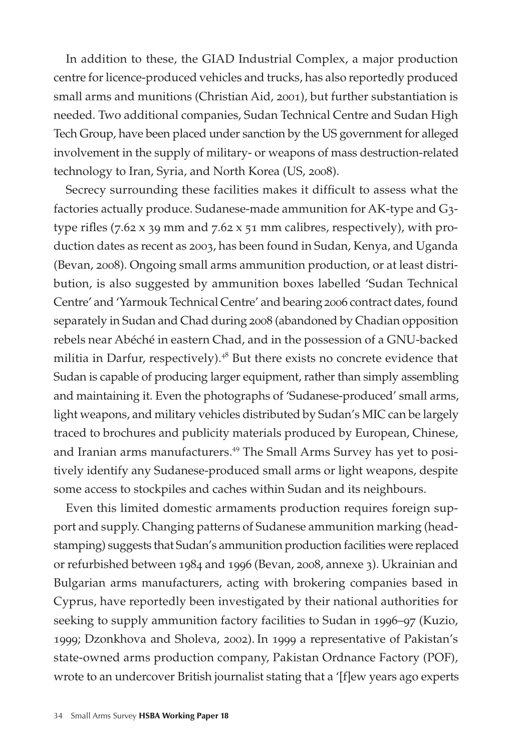In addition to these, the GIAD Industrial Complex, a major production centre for licence-produced vehicles and trucks, has also reportedly produced small arms and munitions (Christian Aid, 2001), but further substantiation is needed. Two additional companies, Sudan Technical Centre and Sudan High Tech Group, have been placed under sanction by the US government for alleged involvement in the supply of military- or weapons of mass destruction-related technology to Iran, Syria, and North Korea (US, 2008).

Secrecy surrounding these facilities makes it difficult to assess what the factories actually produce. Sudanese-made ammunition for AK-type and G3-type rifles (7.62 x 39 mm and 7.62 x 51 mm calibres, respectively), with production dates as recent as 2003, has been found in Sudan, Kenya, and Uganda (Bevan, 2008). Ongoing small arms ammunition production, or at least distribution, is also suggested by ammunition boxes labelled 'Sudan Technical Centre' and 'Yarmouk Technical Centre' and bearing 2006 contract dates, found separately in Sudan and Chad during 2008 (abandoned by Chadian opposition rebels near Abéché in eastern Chad, and in the possession of a GNU-backed militia in Darfur, respectively).[48] But there exists no concrete evidence that Sudan is capable of producing larger equipment, rather than simply assembling and maintaining it. Even the photographs of 'Sudanese-produced' small arms, light weapons, and military vehicles distributed by Sudan's MIC can be largely traced to brochures and publicity materials produced by European, Chinese, and Iranian arms manufacturers.[49] The Small Arms Survey has yet to positively identify any Sudanese-produced small arms or light weapons, despite some access to stockpiles and caches within Sudan and its neighbours.

Even this limited domestic armaments production requires foreign support and supply. Changing patterns of Sudanese ammunition marking (headstamping) suggests that Sudan's ammunition production facilities were replaced or refurbished between 1984 and 1996 (Bevan, 2008, annexe 3). Ukrainian and Bulgarian arms manufacturers, acting with brokering companies based in Cyprus, have reportedly been investigated by their national authorities for seeking to supply ammunition factory facilities to Sudan in 1996–97 (Kuzio, 1999; Dzonkhova and Sholeva, 2002). In 1999 a representative of Pakistan's state-owned arms production company, Pakistan Ordnance Factory (POF), wrote to an undercover British journalist stating that a '[f]ew years ago experts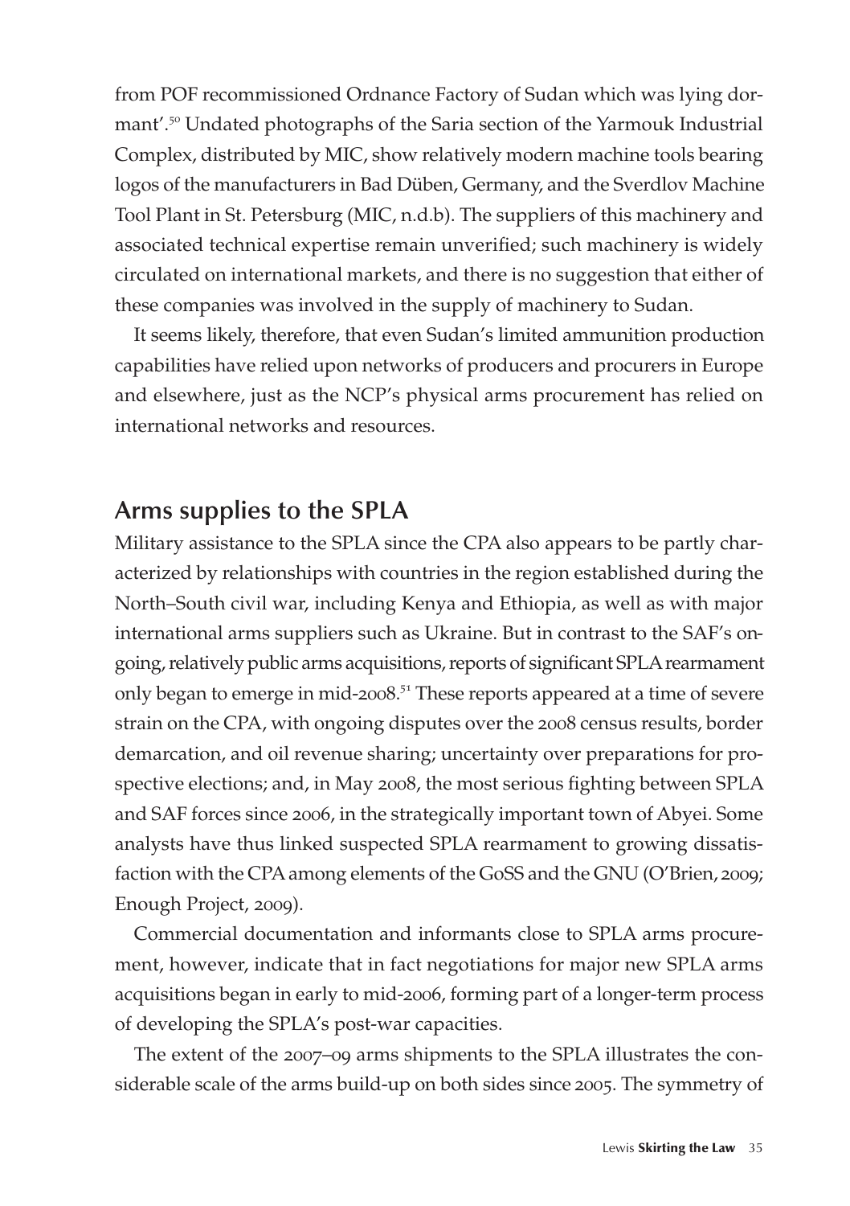from POF recommissioned Ordnance Factory of Sudan which was lying dormant'.[50] Undated photographs of the Saria section of the Yarmouk Industrial Complex, distributed by MIC, show relatively modern machine tools bearing logos of the manufacturers in Bad Düben, Germany, and the Sverdlov Machine Tool Plant in St. Petersburg (MIC, n.d.b). The suppliers of this machinery and associated technical expertise remain unverified; such machinery is widely circulated on international markets, and there is no suggestion that either of these companies was involved in the supply of machinery to Sudan.

It seems likely, therefore, that even Sudan's limited ammunition production capabilities have relied upon networks of producers and procurers in Europe and elsewhere, just as the NCP's physical arms procurement has relied on international networks and resources.

## Arms supplies to the SPLA

Military assistance to the SPLA since the CPA also appears to be partly characterized by relationships with countries in the region established during the North–South civil war, including Kenya and Ethiopia, as well as with major international arms suppliers such as Ukraine. But in contrast to the SAF's ongoing, relatively public arms acquisitions, reports of significant SPLA rearmament only began to emerge in mid-2008.[51] These reports appeared at a time of severe strain on the CPA, with ongoing disputes over the 2008 census results, border demarcation, and oil revenue sharing; uncertainty over preparations for prospective elections; and, in May 2008, the most serious fighting between SPLA and SAF forces since 2006, in the strategically important town of Abyei. Some analysts have thus linked suspected SPLA rearmament to growing dissatisfaction with the CPA among elements of the GoSS and the GNU (O'Brien, 2009; Enough Project, 2009).

Commercial documentation and informants close to SPLA arms procurement, however, indicate that in fact negotiations for major new SPLA arms acquisitions began in early to mid-2006, forming part of a longer-term process of developing the SPLA's post-war capacities.

The extent of the 2007–09 arms shipments to the SPLA illustrates the considerable scale of the arms build-up on both sides since 2005. The symmetry of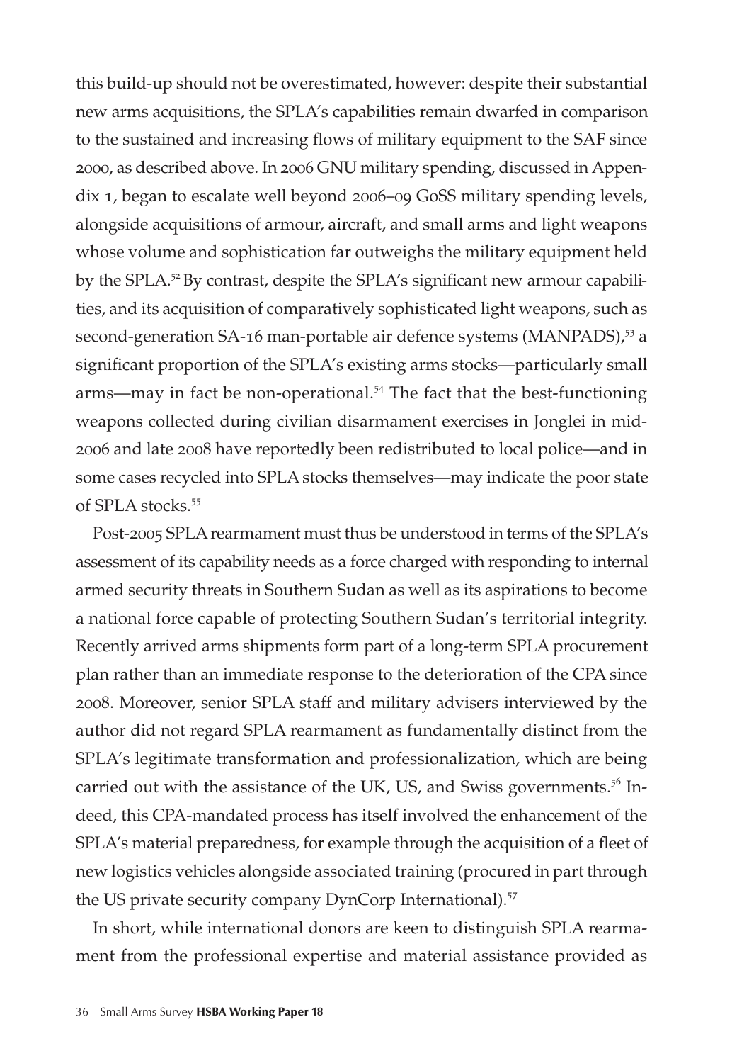this build-up should not be overestimated, however: despite their substantial new arms acquisitions, the SPLA's capabilities remain dwarfed in comparison to the sustained and increasing flows of military equipment to the SAF since 2000, as described above. In 2006 GNU military spending, discussed in Appendix 1, began to escalate well beyond 2006–09 GoSS military spending levels, alongside acquisitions of armour, aircraft, and small arms and light weapons whose volume and sophistication far outweighs the military equipment held by the SPLA.[52] By contrast, despite the SPLA's significant new armour capabilities, and its acquisition of comparatively sophisticated light weapons, such as second-generation SA-16 man-portable air defence systems (MANPADS),[53] a significant proportion of the SPLA's existing arms stocks—particularly small arms—may in fact be non-operational.[54] The fact that the best-functioning weapons collected during civilian disarmament exercises in Jonglei in mid-2006 and late 2008 have reportedly been redistributed to local police—and in some cases recycled into SPLA stocks themselves—may indicate the poor state of SPLA stocks.[55]

Post-2005 SPLA rearmament must thus be understood in terms of the SPLA's assessment of its capability needs as a force charged with responding to internal armed security threats in Southern Sudan as well as its aspirations to become a national force capable of protecting Southern Sudan's territorial integrity. Recently arrived arms shipments form part of a long-term SPLA procurement plan rather than an immediate response to the deterioration of the CPA since 2008. Moreover, senior SPLA staff and military advisers interviewed by the author did not regard SPLA rearmament as fundamentally distinct from the SPLA's legitimate transformation and professionalization, which are being carried out with the assistance of the UK, US, and Swiss governments.[56] Indeed, this CPA-mandated process has itself involved the enhancement of the SPLA's material preparedness, for example through the acquisition of a fleet of new logistics vehicles alongside associated training (procured in part through the US private security company DynCorp International).[57]

In short, while international donors are keen to distinguish SPLA rearmament from the professional expertise and material assistance provided as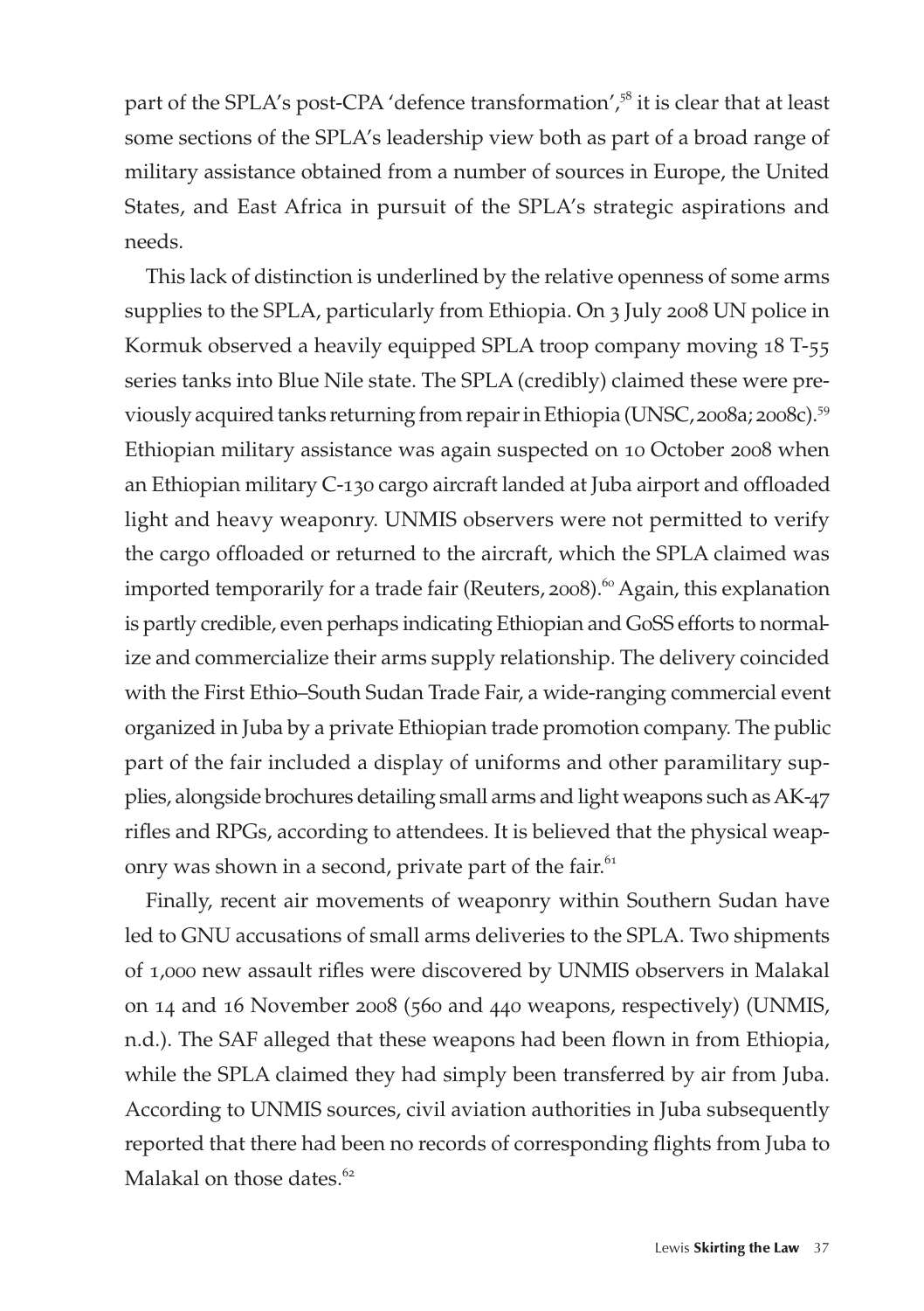part of the SPLA's post-CPA 'defence transformation',[58] it is clear that at least some sections of the SPLA's leadership view both as part of a broad range of military assistance obtained from a number of sources in Europe, the United States, and East Africa in pursuit of the SPLA's strategic aspirations and needs.

This lack of distinction is underlined by the relative openness of some arms supplies to the SPLA, particularly from Ethiopia. On 3 July 2008 UN police in Kormuk observed a heavily equipped SPLA troop company moving 18 T-55 series tanks into Blue Nile state. The SPLA (credibly) claimed these were previously acquired tanks returning from repair in Ethiopia (UNSC, 2008a; 2008c).[59] Ethiopian military assistance was again suspected on 10 October 2008 when an Ethiopian military C-130 cargo aircraft landed at Juba airport and offloaded light and heavy weaponry. UNMIS observers were not permitted to verify the cargo offloaded or returned to the aircraft, which the SPLA claimed was imported temporarily for a trade fair (Reuters, 2008).[60] Again, this explanation is partly credible, even perhaps indicating Ethiopian and GoSS efforts to normalize and commercialize their arms supply relationship. The delivery coincided with the First Ethio–South Sudan Trade Fair, a wide-ranging commercial event organized in Juba by a private Ethiopian trade promotion company. The public part of the fair included a display of uniforms and other paramilitary supplies, alongside brochures detailing small arms and light weapons such as AK-47 rifles and RPGs, according to attendees. It is believed that the physical weaponry was shown in a second, private part of the fair.[61]

Finally, recent air movements of weaponry within Southern Sudan have led to GNU accusations of small arms deliveries to the SPLA. Two shipments of 1,000 new assault rifles were discovered by UNMIS observers in Malakal on 14 and 16 November 2008 (560 and 440 weapons, respectively) (UNMIS, n.d.). The SAF alleged that these weapons had been flown in from Ethiopia, while the SPLA claimed they had simply been transferred by air from Juba. According to UNMIS sources, civil aviation authorities in Juba subsequently reported that there had been no records of corresponding flights from Juba to Malakal on those dates.[62]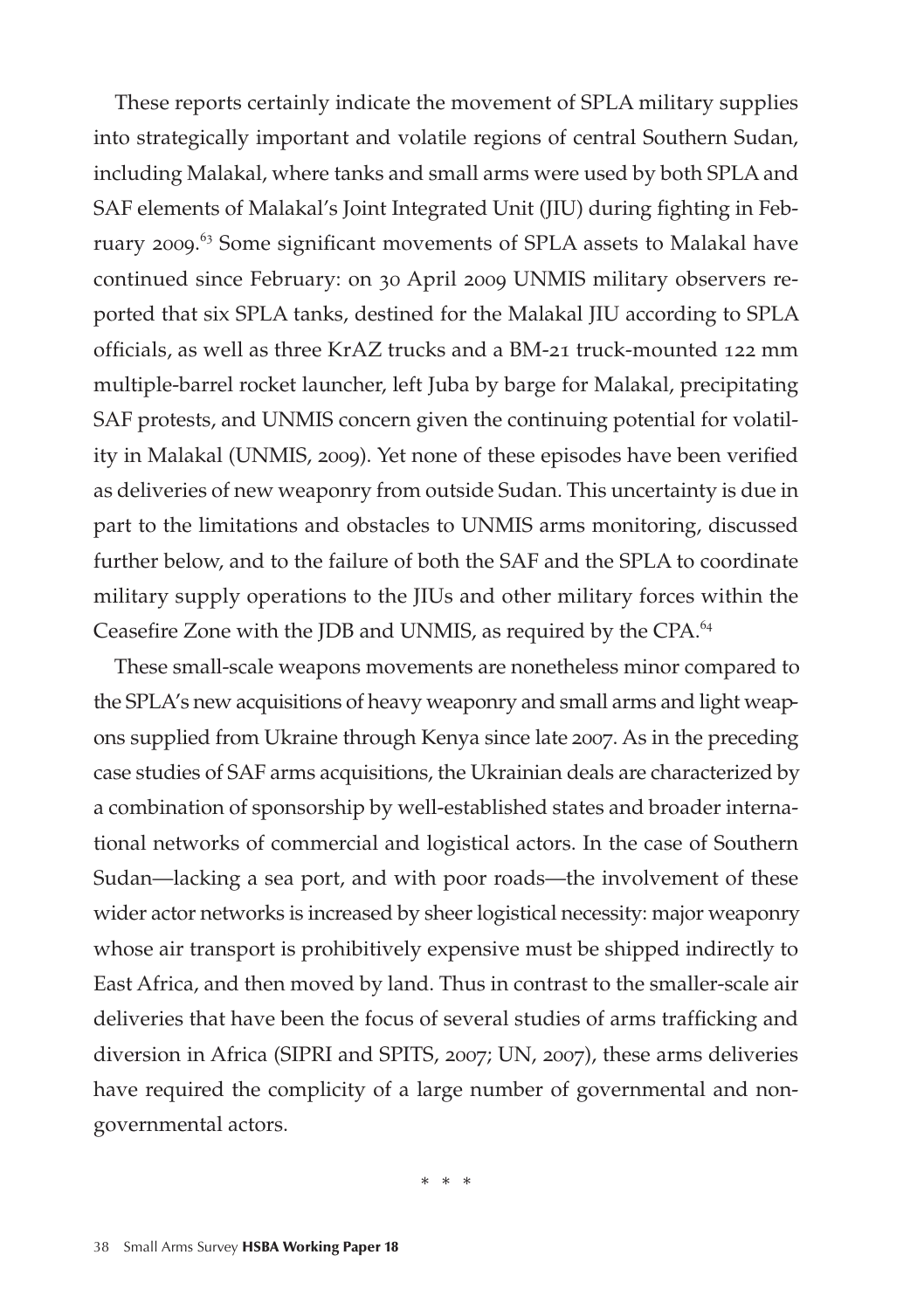These reports certainly indicate the movement of SPLA military supplies into strategically important and volatile regions of central Southern Sudan, including Malakal, where tanks and small arms were used by both SPLA and SAF elements of Malakal's Joint Integrated Unit (JIU) during fighting in February 2009.[63] Some significant movements of SPLA assets to Malakal have continued since February: on 30 April 2009 UNMIS military observers reported that six SPLA tanks, destined for the Malakal JIU according to SPLA officials, as well as three KrAZ trucks and a BM-21 truck-mounted 122 mm multiple-barrel rocket launcher, left Juba by barge for Malakal, precipitating SAF protests, and UNMIS concern given the continuing potential for volatility in Malakal (UNMIS, 2009). Yet none of these episodes have been verified as deliveries of new weaponry from outside Sudan. This uncertainty is due in part to the limitations and obstacles to UNMIS arms monitoring, discussed further below, and to the failure of both the SAF and the SPLA to coordinate military supply operations to the JIUs and other military forces within the Ceasefire Zone with the JDB and UNMIS, as required by the CPA.[64]

These small-scale weapons movements are nonetheless minor compared to the SPLA's new acquisitions of heavy weaponry and small arms and light weapons supplied from Ukraine through Kenya since late 2007. As in the preceding case studies of SAF arms acquisitions, the Ukrainian deals are characterized by a combination of sponsorship by well-established states and broader international networks of commercial and logistical actors. In the case of Southern Sudan—lacking a sea port, and with poor roads—the involvement of these wider actor networks is increased by sheer logistical necessity: major weaponry whose air transport is prohibitively expensive must be shipped indirectly to East Africa, and then moved by land. Thus in contrast to the smaller-scale air deliveries that have been the focus of several studies of arms trafficking and diversion in Africa (SIPRI and SPITS, 2007; UN, 2007), these arms deliveries have required the complicity of a large number of governmental and non-governmental actors.

\* \* \*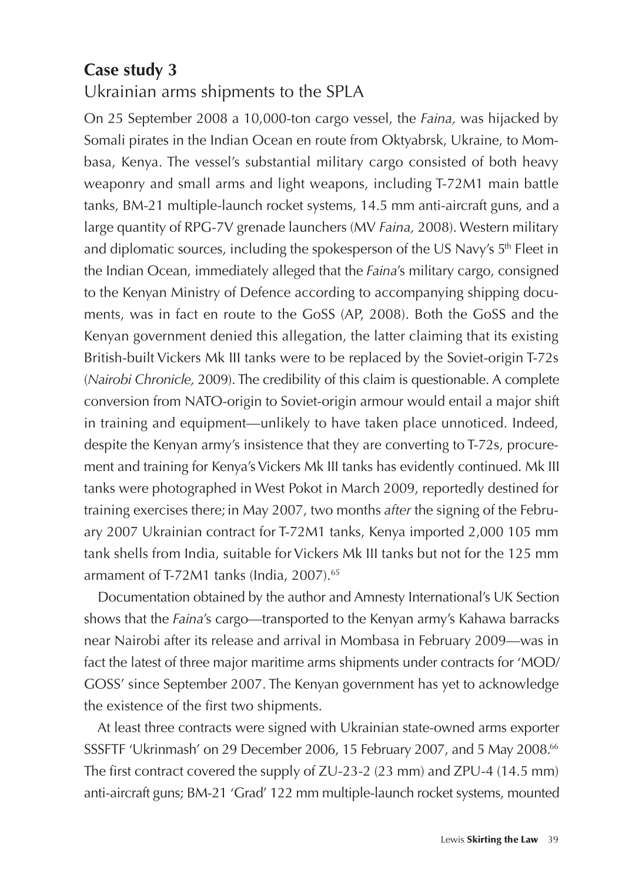## Case study 3

### Ukrainian arms shipments to the SPLA

On 25 September 2008 a 10,000-ton cargo vessel, the *Faina,* was hijacked by Somali pirates in the Indian Ocean en route from Oktyabrsk, Ukraine, to Mombasa, Kenya. The vessel's substantial military cargo consisted of both heavy weaponry and small arms and light weapons, including T-72M1 main battle tanks, BM-21 multiple-launch rocket systems, 14.5 mm anti-aircraft guns, and a large quantity of RPG-7V grenade launchers (MV *Faina,* 2008). Western military and diplomatic sources, including the spokesperson of the US Navy's 5th Fleet in the Indian Ocean, immediately alleged that the *Faina*'s military cargo, consigned to the Kenyan Ministry of Defence according to accompanying shipping documents, was in fact en route to the GoSS (AP, 2008). Both the GoSS and the Kenyan government denied this allegation, the latter claiming that its existing British-built Vickers Mk III tanks were to be replaced by the Soviet-origin T-72s (*Nairobi Chronicle,* 2009). The credibility of this claim is questionable. A complete conversion from NATO-origin to Soviet-origin armour would entail a major shift in training and equipment—unlikely to have taken place unnoticed. Indeed, despite the Kenyan army's insistence that they are converting to T-72s, procurement and training for Kenya's Vickers Mk III tanks has evidently continued. Mk III tanks were photographed in West Pokot in March 2009, reportedly destined for training exercises there; in May 2007, two months *after* the signing of the February 2007 Ukrainian contract for T-72M1 tanks, Kenya imported 2,000 105 mm tank shells from India, suitable for Vickers Mk III tanks but not for the 125 mm armament of T-72M1 tanks (India, 2007).[65]

Documentation obtained by the author and Amnesty International's UK Section shows that the *Faina*'s cargo—transported to the Kenyan army's Kahawa barracks near Nairobi after its release and arrival in Mombasa in February 2009—was in fact the latest of three major maritime arms shipments under contracts for 'MOD/GOSS' since September 2007. The Kenyan government has yet to acknowledge the existence of the first two shipments.

At least three contracts were signed with Ukrainian state-owned arms exporter SSSFTF 'Ukrinmash' on 29 December 2006, 15 February 2007, and 5 May 2008.[66] The first contract covered the supply of ZU-23-2 (23 mm) and ZPU-4 (14.5 mm) anti-aircraft guns; BM-21 'Grad' 122 mm multiple-launch rocket systems, mounted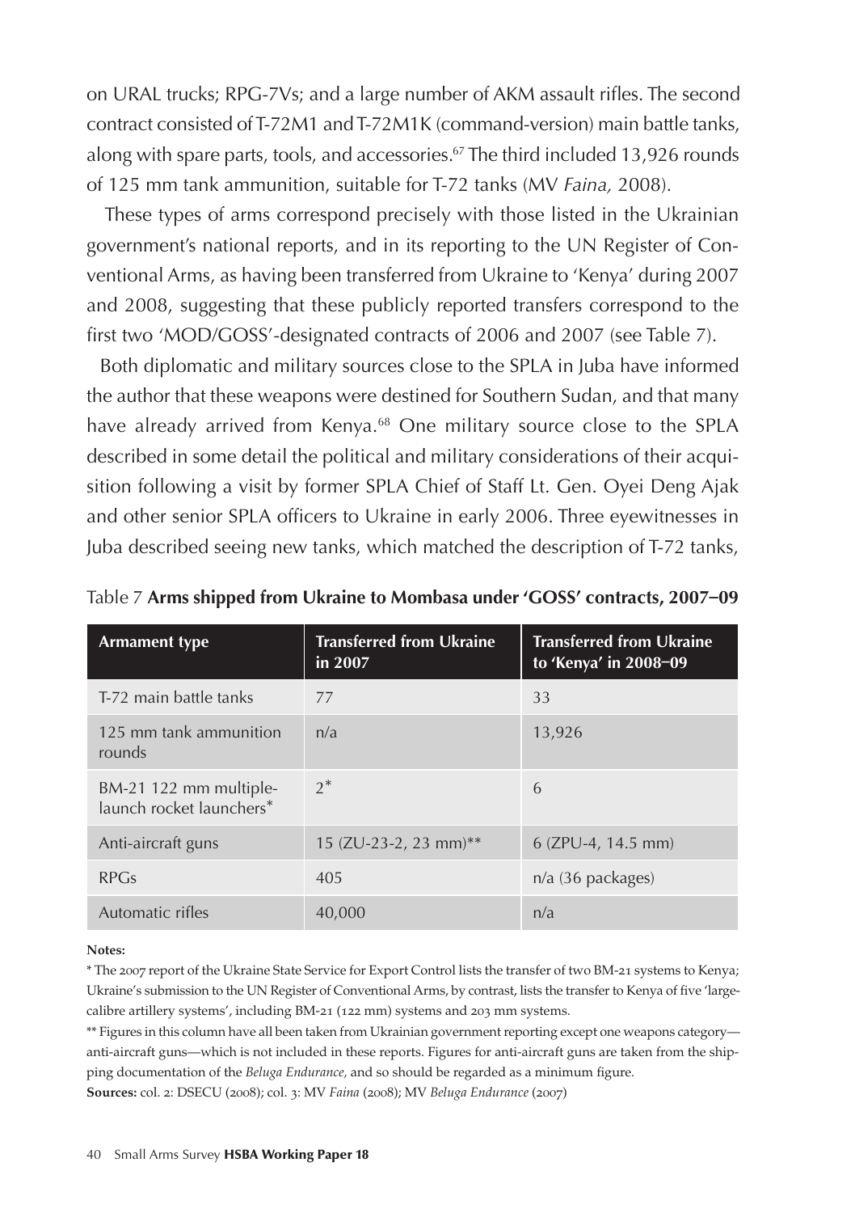on URAL trucks; RPG-7Vs; and a large number of AKM assault rifles. The second contract consisted of T-72M1 and T-72M1K (command-version) main battle tanks, along with spare parts, tools, and accessories.[67] The third included 13,926 rounds of 125 mm tank ammunition, suitable for T-72 tanks (MV *Faina,* 2008).

These types of arms correspond precisely with those listed in the Ukrainian government's national reports, and in its reporting to the UN Register of Conventional Arms, as having been transferred from Ukraine to 'Kenya' during 2007 and 2008, suggesting that these publicly reported transfers correspond to the first two 'MOD/GOSS'-designated contracts of 2006 and 2007 (see Table 7).

Both diplomatic and military sources close to the SPLA in Juba have informed the author that these weapons were destined for Southern Sudan, and that many have already arrived from Kenya.[68] One military source close to the SPLA described in some detail the political and military considerations of their acquisition following a visit by former SPLA Chief of Staff Lt. Gen. Oyei Deng Ajak and other senior SPLA officers to Ukraine in early 2006. Three eyewitnesses in Juba described seeing new tanks, which matched the description of T-72 tanks,

Table 7 **Arms shipped from Ukraine to Mombasa under 'GOSS' contracts, 2007–09**

| Armament type | Transferred from Ukraine in 2007 | Transferred from Ukraine to 'Kenya' in 2008–09 |
|---|---|---|
| T-72 main battle tanks | 77 | 33 |
| 125 mm tank ammunition rounds | n/a | 13,926 |
| BM-21 122 mm multiple-launch rocket launchers* | 2* | 6 |
| Anti-aircraft guns | 15 (ZU-23-2, 23 mm)** | 6 (ZPU-4, 14.5 mm) |
| RPGs | 405 | n/a (36 packages) |
| Automatic rifles | 40,000 | n/a |

**Notes:**

* The 2007 report of the Ukraine State Service for Export Control lists the transfer of two BM-21 systems to Kenya; Ukraine's submission to the UN Register of Conventional Arms, by contrast, lists the transfer to Kenya of five 'large-calibre artillery systems', including BM-21 (122 mm) systems and 203 mm systems.

** Figures in this column have all been taken from Ukrainian government reporting except one weapons category—anti-aircraft guns—which is not included in these reports. Figures for anti-aircraft guns are taken from the shipping documentation of the *Beluga Endurance,* and so should be regarded as a minimum figure.

**Sources:** col. 2: DSECU (2008); col. 3: MV *Faina* (2008); MV *Beluga Endurance* (2007)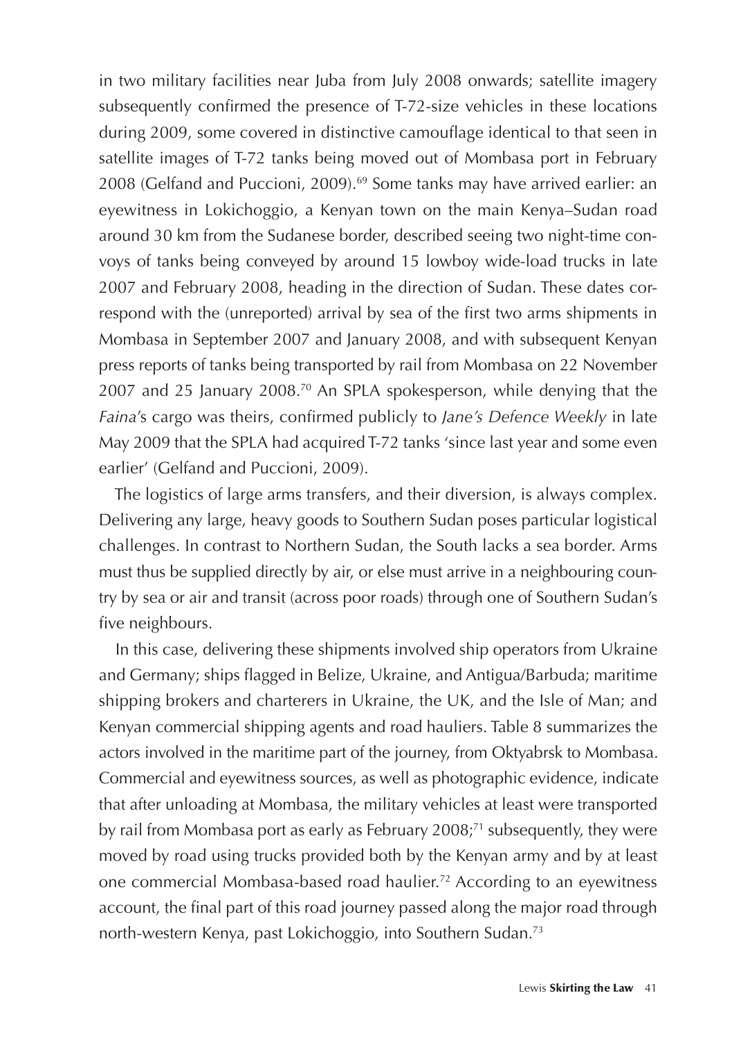in two military facilities near Juba from July 2008 onwards; satellite imagery subsequently confirmed the presence of T-72-size vehicles in these locations during 2009, some covered in distinctive camouflage identical to that seen in satellite images of T-72 tanks being moved out of Mombasa port in February 2008 (Gelfand and Puccioni, 2009).[69] Some tanks may have arrived earlier: an eyewitness in Lokichoggio, a Kenyan town on the main Kenya–Sudan road around 30 km from the Sudanese border, described seeing two night-time convoys of tanks being conveyed by around 15 lowboy wide-load trucks in late 2007 and February 2008, heading in the direction of Sudan. These dates correspond with the (unreported) arrival by sea of the first two arms shipments in Mombasa in September 2007 and January 2008, and with subsequent Kenyan press reports of tanks being transported by rail from Mombasa on 22 November 2007 and 25 January 2008.[70] An SPLA spokesperson, while denying that the *Faina*'s cargo was theirs, confirmed publicly to *Jane's Defence Weekly* in late May 2009 that the SPLA had acquired T-72 tanks 'since last year and some even earlier' (Gelfand and Puccioni, 2009).

The logistics of large arms transfers, and their diversion, is always complex. Delivering any large, heavy goods to Southern Sudan poses particular logistical challenges. In contrast to Northern Sudan, the South lacks a sea border. Arms must thus be supplied directly by air, or else must arrive in a neighbouring country by sea or air and transit (across poor roads) through one of Southern Sudan's five neighbours.

In this case, delivering these shipments involved ship operators from Ukraine and Germany; ships flagged in Belize, Ukraine, and Antigua/Barbuda; maritime shipping brokers and charterers in Ukraine, the UK, and the Isle of Man; and Kenyan commercial shipping agents and road hauliers. Table 8 summarizes the actors involved in the maritime part of the journey, from Oktyabrsk to Mombasa. Commercial and eyewitness sources, as well as photographic evidence, indicate that after unloading at Mombasa, the military vehicles at least were transported by rail from Mombasa port as early as February 2008;[71] subsequently, they were moved by road using trucks provided both by the Kenyan army and by at least one commercial Mombasa-based road haulier.[72] According to an eyewitness account, the final part of this road journey passed along the major road through north-western Kenya, past Lokichoggio, into Southern Sudan.[73]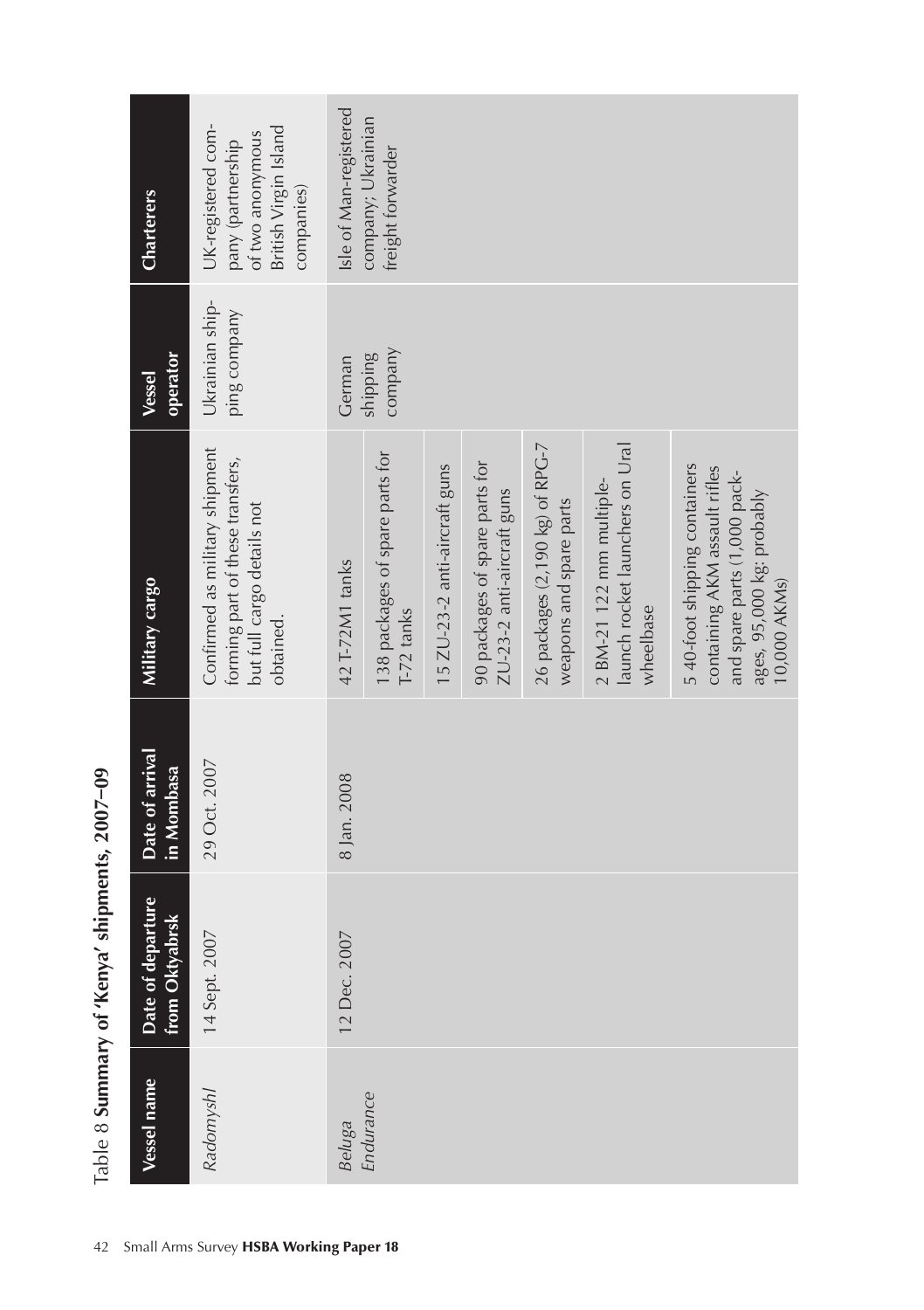Table 8 **Summary of 'Kenya' shipments, 2007–09**

| Vessel name | Date of departure from Oktyabrsk | Date of arrival in Mombasa | Military cargo | Vessel operator | Charterers |
|---|---|---|---|---|---|
| *Radomyshl* | 14 Sept. 2007 | 29 Oct. 2007 | Confirmed as military shipment forming part of these transfers, but full cargo details not obtained. | Ukrainian shipping company | UK-registered company (partnership of two anonymous British Virgin Island companies) |
| *Beluga Endurance* | 12 Dec. 2007 | 8 Jan. 2008 | 42 T-72M1 tanks | German shipping company | Isle of Man-registered company; Ukrainian freight forwarder |
| | | | 138 packages of spare parts for T-72 tanks | | |
| | | | 15 ZU-23-2 anti-aircraft guns | | |
| | | | 90 packages of spare parts for ZU-23-2 anti-aircraft guns | | |
| | | | 26 packages (2,190 kg) of RPG-7 weapons and spare parts | | |
| | | | 2 BM-21 122 mm multiple-launch rocket launchers on Ural wheelbase | | |
| | | | 5 40-foot shipping containers containing AKM assault rifles and spare parts (1,000 packages, 95,000 kg: probably 10,000 AKMs) | | |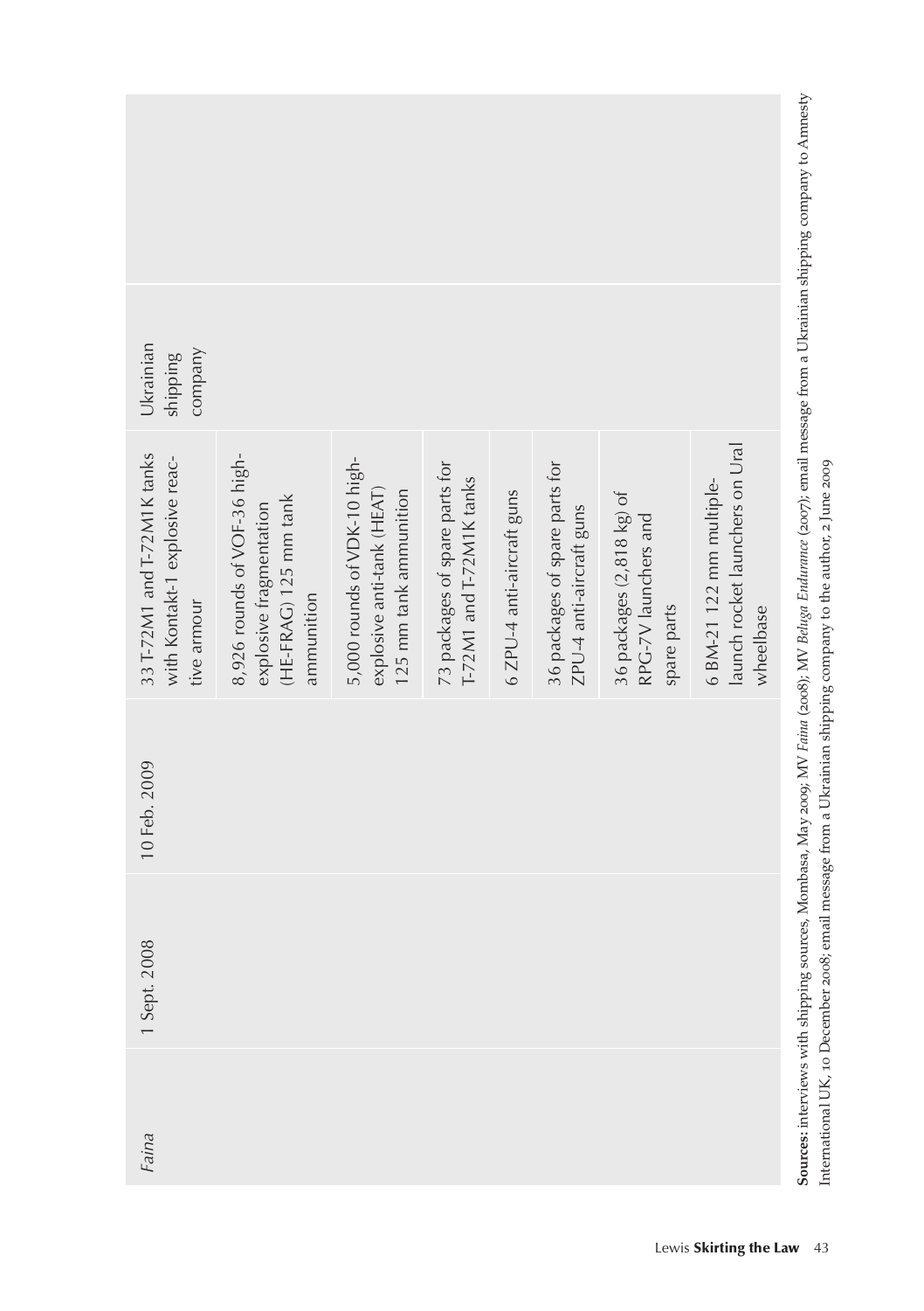| | | | | | |
|---|---|---|---|---|---|
| *Faina* | 1 Sept. 2008 | 10 Feb. 2009 | 33 T-72M1 and T-72M1K tanks with Kontakt-1 explosive reactive armour | Ukrainian shipping company | |
| | | | 8,926 rounds of VOF-36 high-explosive fragmentation (HE-FRAG) 125 mm tank ammunition | | |
| | | | 5,000 rounds of VDK-10 high-explosive anti-tank (HEAT) 125 mm tank ammunition | | |
| | | | 73 packages of spare parts for T-72M1 and T-72M1K tanks | | |
| | | | 6 ZPU-4 anti-aircraft guns | | |
| | | | 36 packages of spare parts for ZPU-4 anti-aircraft guns | | |
| | | | 36 packages (2,818 kg) of RPG-7V launchers and spare parts | | |
| | | | 6 BM-21 122 mm multiple-launch rocket launchers on Ural wheelbase | | |

**Sources:** interviews with shipping sources, Mombasa, May 2009; MV *Faina* (2008); MV *Beluga Endurance* (2007); email message from a Ukrainian shipping company to Amnesty International UK, 10 December 2008; email message from a Ukrainian shipping company to the author, 2 June 2009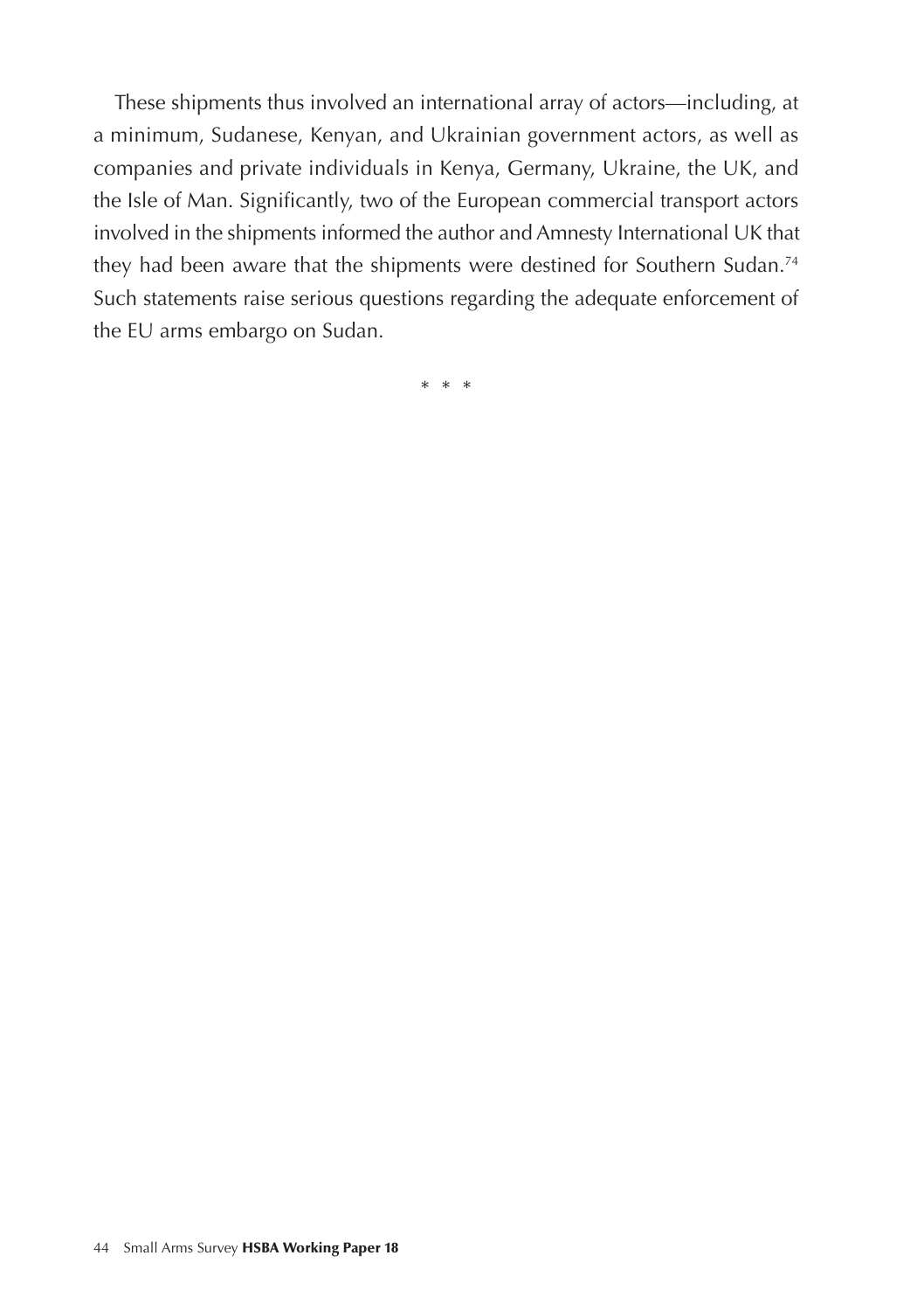These shipments thus involved an international array of actors—including, at a minimum, Sudanese, Kenyan, and Ukrainian government actors, as well as companies and private individuals in Kenya, Germany, Ukraine, the UK, and the Isle of Man. Significantly, two of the European commercial transport actors involved in the shipments informed the author and Amnesty International UK that they had been aware that the shipments were destined for Southern Sudan.[74] Such statements raise serious questions regarding the adequate enforcement of the EU arms embargo on Sudan.

* * *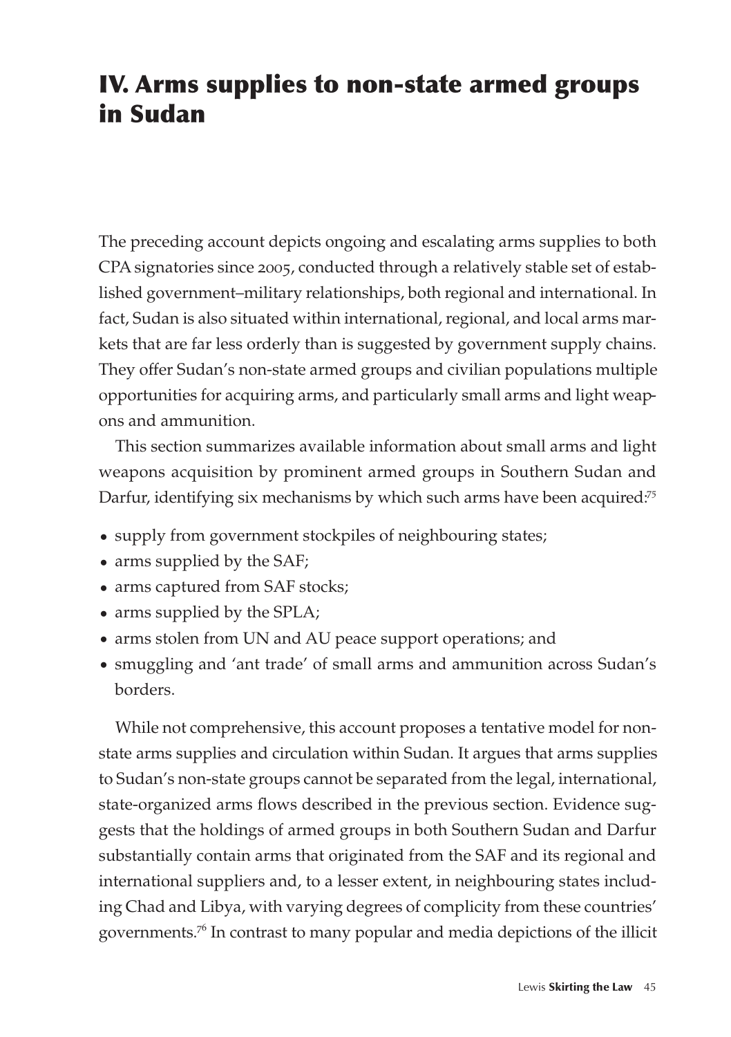# IV. Arms supplies to non-state armed groups in Sudan

The preceding account depicts ongoing and escalating arms supplies to both CPA signatories since 2005, conducted through a relatively stable set of established government–military relationships, both regional and international. In fact, Sudan is also situated within international, regional, and local arms markets that are far less orderly than is suggested by government supply chains. They offer Sudan's non-state armed groups and civilian populations multiple opportunities for acquiring arms, and particularly small arms and light weapons and ammunition.

This section summarizes available information about small arms and light weapons acquisition by prominent armed groups in Southern Sudan and Darfur, identifying six mechanisms by which such arms have been acquired:[75]

- supply from government stockpiles of neighbouring states;
- arms supplied by the SAF;
- arms captured from SAF stocks;
- arms supplied by the SPLA;
- arms stolen from UN and AU peace support operations; and
- smuggling and 'ant trade' of small arms and ammunition across Sudan's borders.

While not comprehensive, this account proposes a tentative model for non-state arms supplies and circulation within Sudan. It argues that arms supplies to Sudan's non-state groups cannot be separated from the legal, international, state-organized arms flows described in the previous section. Evidence suggests that the holdings of armed groups in both Southern Sudan and Darfur substantially contain arms that originated from the SAF and its regional and international suppliers and, to a lesser extent, in neighbouring states including Chad and Libya, with varying degrees of complicity from these countries' governments.[76] In contrast to many popular and media depictions of the illicit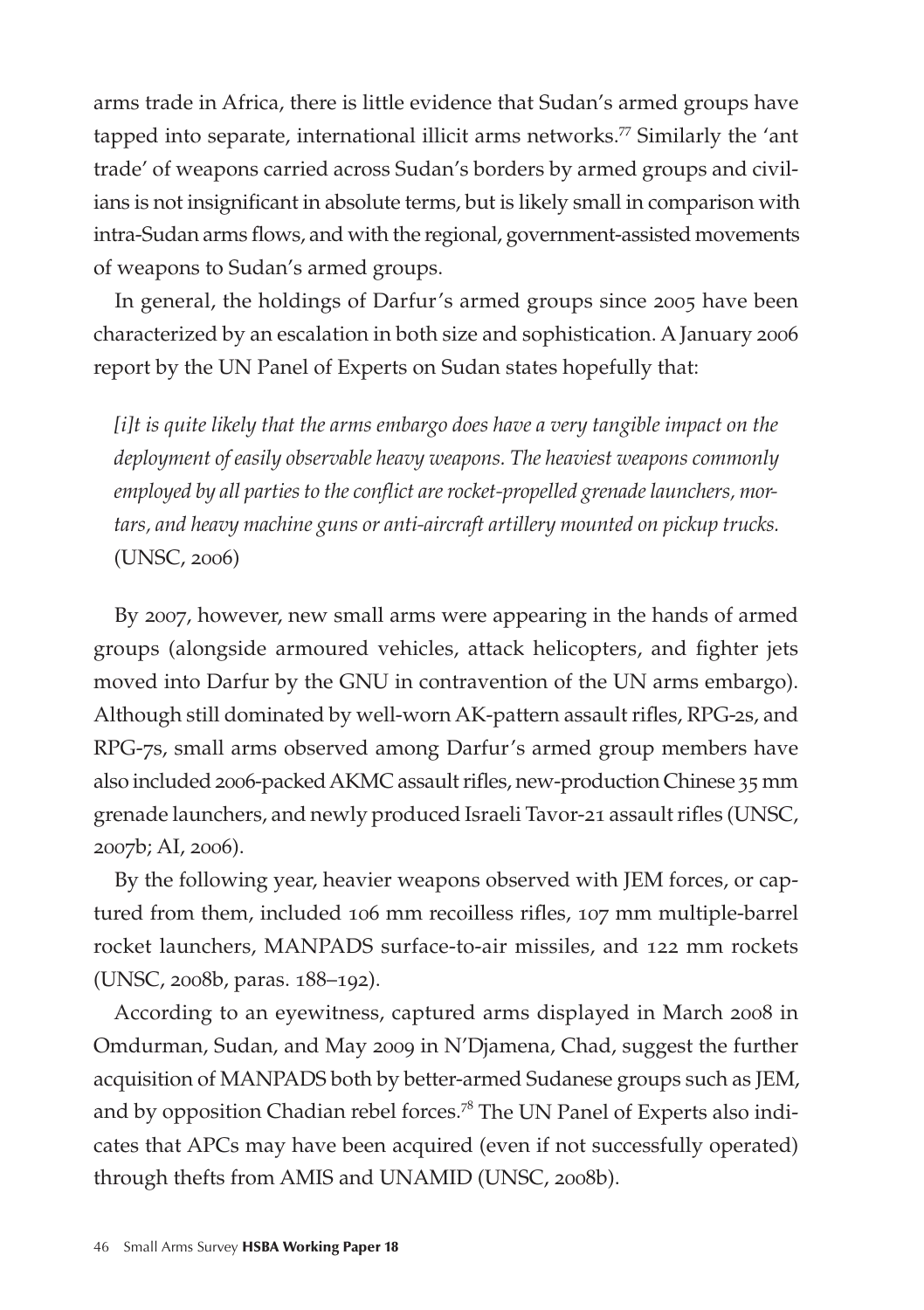arms trade in Africa, there is little evidence that Sudan's armed groups have tapped into separate, international illicit arms networks.[77] Similarly the 'ant trade' of weapons carried across Sudan's borders by armed groups and civilians is not insignificant in absolute terms, but is likely small in comparison with intra-Sudan arms flows, and with the regional, government-assisted movements of weapons to Sudan's armed groups.

In general, the holdings of Darfur's armed groups since 2005 have been characterized by an escalation in both size and sophistication. A January 2006 report by the UN Panel of Experts on Sudan states hopefully that:

> *[i]t is quite likely that the arms embargo does have a very tangible impact on the deployment of easily observable heavy weapons. The heaviest weapons commonly employed by all parties to the conflict are rocket-propelled grenade launchers, mortars, and heavy machine guns or anti-aircraft artillery mounted on pickup trucks.* (UNSC, 2006)

By 2007, however, new small arms were appearing in the hands of armed groups (alongside armoured vehicles, attack helicopters, and fighter jets moved into Darfur by the GNU in contravention of the UN arms embargo). Although still dominated by well-worn AK-pattern assault rifles, RPG-2s, and RPG-7s, small arms observed among Darfur's armed group members have also included 2006-packed AKMC assault rifles, new-production Chinese 35 mm grenade launchers, and newly produced Israeli Tavor-21 assault rifles (UNSC, 2007b; AI, 2006).

By the following year, heavier weapons observed with JEM forces, or captured from them, included 106 mm recoilless rifles, 107 mm multiple-barrel rocket launchers, MANPADS surface-to-air missiles, and 122 mm rockets (UNSC, 2008b, paras. 188–192).

According to an eyewitness, captured arms displayed in March 2008 in Omdurman, Sudan, and May 2009 in N'Djamena, Chad, suggest the further acquisition of MANPADS both by better-armed Sudanese groups such as JEM, and by opposition Chadian rebel forces.[78] The UN Panel of Experts also indicates that APCs may have been acquired (even if not successfully operated) through thefts from AMIS and UNAMID (UNSC, 2008b).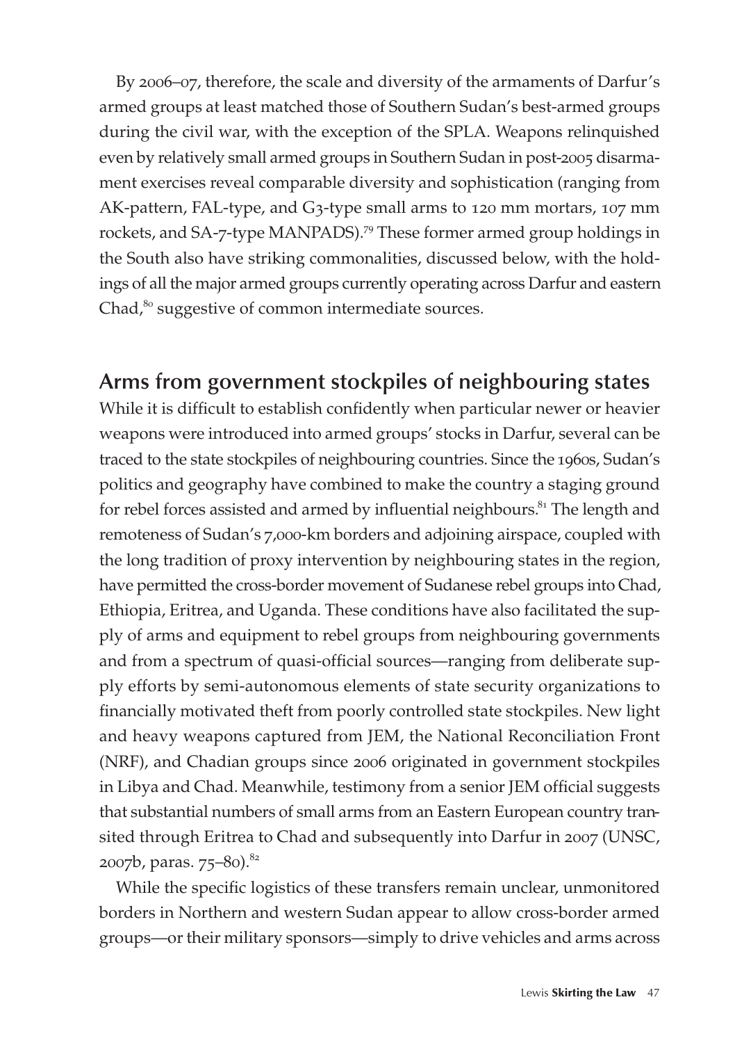By 2006–07, therefore, the scale and diversity of the armaments of Darfur's armed groups at least matched those of Southern Sudan's best-armed groups during the civil war, with the exception of the SPLA. Weapons relinquished even by relatively small armed groups in Southern Sudan in post-2005 disarmament exercises reveal comparable diversity and sophistication (ranging from AK-pattern, FAL-type, and G3-type small arms to 120 mm mortars, 107 mm rockets, and SA-7-type MANPADS).[79] These former armed group holdings in the South also have striking commonalities, discussed below, with the holdings of all the major armed groups currently operating across Darfur and eastern Chad,[80] suggestive of common intermediate sources.

## Arms from government stockpiles of neighbouring states

While it is difficult to establish confidently when particular newer or heavier weapons were introduced into armed groups' stocks in Darfur, several can be traced to the state stockpiles of neighbouring countries. Since the 1960s, Sudan's politics and geography have combined to make the country a staging ground for rebel forces assisted and armed by influential neighbours.[81] The length and remoteness of Sudan's 7,000-km borders and adjoining airspace, coupled with the long tradition of proxy intervention by neighbouring states in the region, have permitted the cross-border movement of Sudanese rebel groups into Chad, Ethiopia, Eritrea, and Uganda. These conditions have also facilitated the supply of arms and equipment to rebel groups from neighbouring governments and from a spectrum of quasi-official sources—ranging from deliberate supply efforts by semi-autonomous elements of state security organizations to financially motivated theft from poorly controlled state stockpiles. New light and heavy weapons captured from JEM, the National Reconciliation Front (NRF), and Chadian groups since 2006 originated in government stockpiles in Libya and Chad. Meanwhile, testimony from a senior JEM official suggests that substantial numbers of small arms from an Eastern European country transited through Eritrea to Chad and subsequently into Darfur in 2007 (UNSC, 2007b, paras. 75–80).[82]

While the specific logistics of these transfers remain unclear, unmonitored borders in Northern and western Sudan appear to allow cross-border armed groups—or their military sponsors—simply to drive vehicles and arms across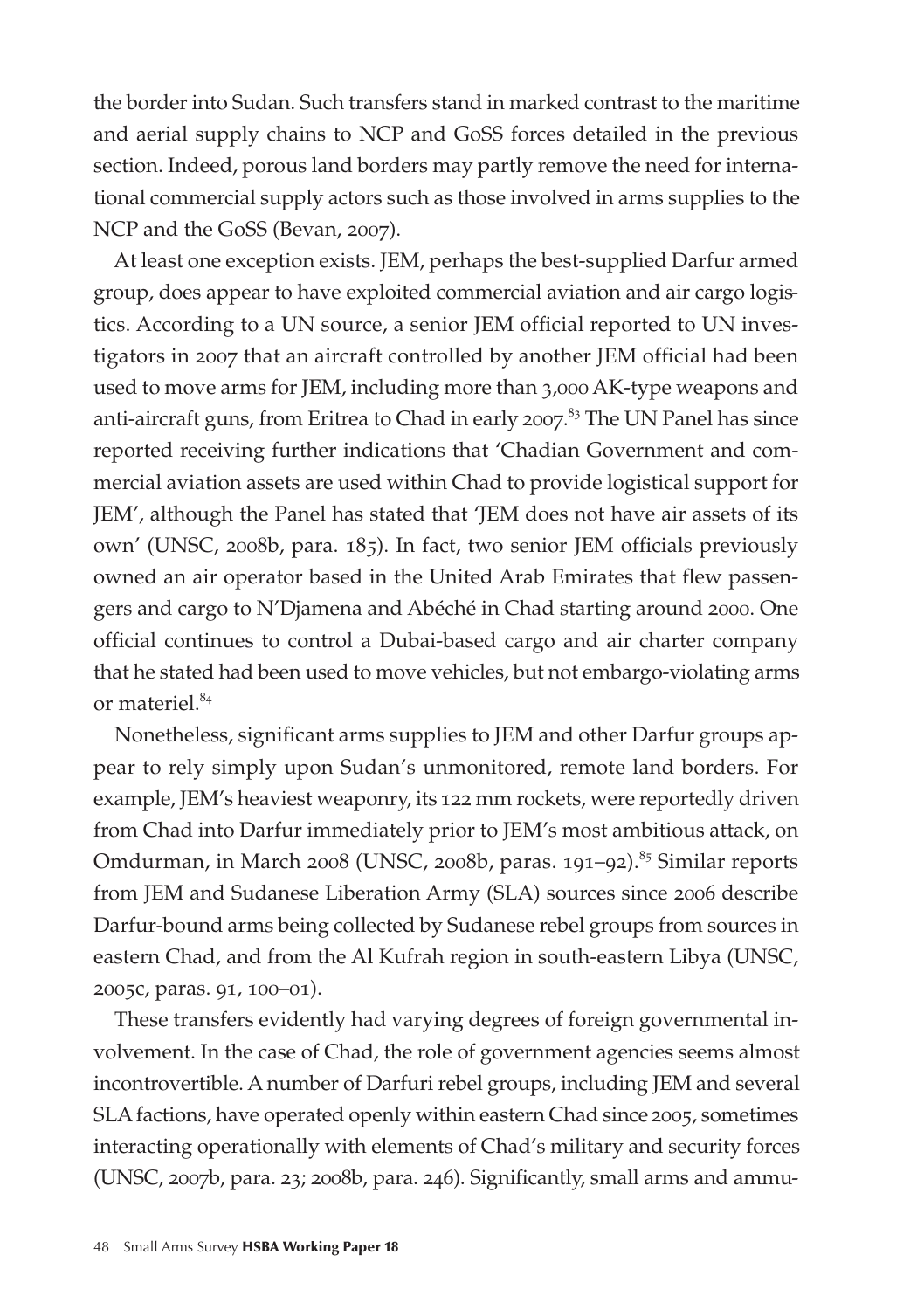the border into Sudan. Such transfers stand in marked contrast to the maritime and aerial supply chains to NCP and GoSS forces detailed in the previous section. Indeed, porous land borders may partly remove the need for international commercial supply actors such as those involved in arms supplies to the NCP and the GoSS (Bevan, 2007).

At least one exception exists. JEM, perhaps the best-supplied Darfur armed group, does appear to have exploited commercial aviation and air cargo logistics. According to a UN source, a senior JEM official reported to UN investigators in 2007 that an aircraft controlled by another JEM official had been used to move arms for JEM, including more than 3,000 AK-type weapons and anti-aircraft guns, from Eritrea to Chad in early 2007.[83] The UN Panel has since reported receiving further indications that 'Chadian Government and commercial aviation assets are used within Chad to provide logistical support for JEM', although the Panel has stated that 'JEM does not have air assets of its own' (UNSC, 2008b, para. 185). In fact, two senior JEM officials previously owned an air operator based in the United Arab Emirates that flew passengers and cargo to N'Djamena and Abéché in Chad starting around 2000. One official continues to control a Dubai-based cargo and air charter company that he stated had been used to move vehicles, but not embargo-violating arms or materiel.[84]

Nonetheless, significant arms supplies to JEM and other Darfur groups appear to rely simply upon Sudan's unmonitored, remote land borders. For example, JEM's heaviest weaponry, its 122 mm rockets, were reportedly driven from Chad into Darfur immediately prior to JEM's most ambitious attack, on Omdurman, in March 2008 (UNSC, 2008b, paras. 191–92).[85] Similar reports from JEM and Sudanese Liberation Army (SLA) sources since 2006 describe Darfur-bound arms being collected by Sudanese rebel groups from sources in eastern Chad, and from the Al Kufrah region in south-eastern Libya (UNSC, 2005c, paras. 91, 100–01).

These transfers evidently had varying degrees of foreign governmental involvement. In the case of Chad, the role of government agencies seems almost incontrovertible. A number of Darfuri rebel groups, including JEM and several SLA factions, have operated openly within eastern Chad since 2005, sometimes interacting operationally with elements of Chad's military and security forces (UNSC, 2007b, para. 23; 2008b, para. 246). Significantly, small arms and ammu-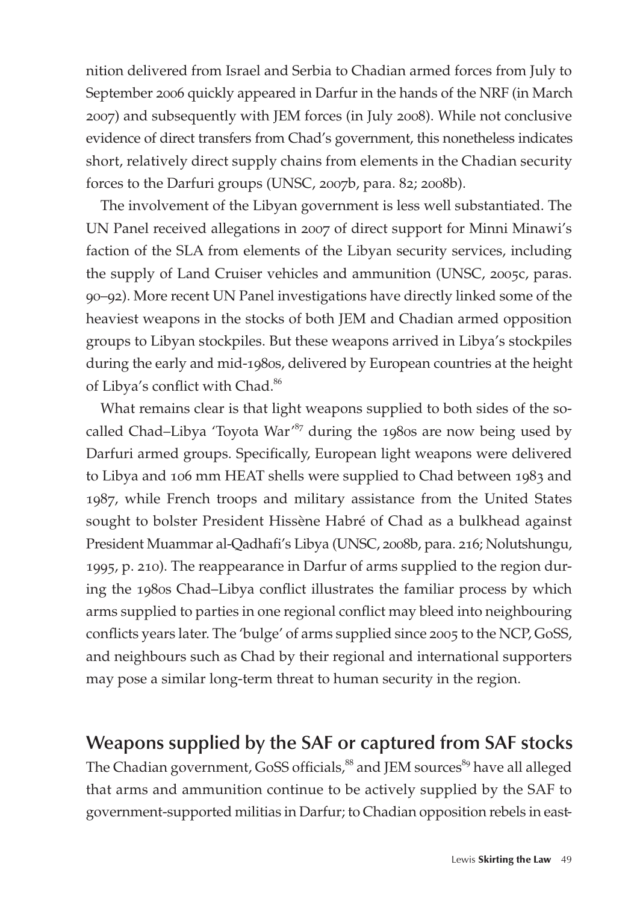nition delivered from Israel and Serbia to Chadian armed forces from July to September 2006 quickly appeared in Darfur in the hands of the NRF (in March 2007) and subsequently with JEM forces (in July 2008). While not conclusive evidence of direct transfers from Chad's government, this nonetheless indicates short, relatively direct supply chains from elements in the Chadian security forces to the Darfuri groups (UNSC, 2007b, para. 82; 2008b).

The involvement of the Libyan government is less well substantiated. The UN Panel received allegations in 2007 of direct support for Minni Minawi's faction of the SLA from elements of the Libyan security services, including the supply of Land Cruiser vehicles and ammunition (UNSC, 2005c, paras. 90–92). More recent UN Panel investigations have directly linked some of the heaviest weapons in the stocks of both JEM and Chadian armed opposition groups to Libyan stockpiles. But these weapons arrived in Libya's stockpiles during the early and mid-1980s, delivered by European countries at the height of Libya's conflict with Chad.[86]

What remains clear is that light weapons supplied to both sides of the so-called Chad–Libya 'Toyota War'[87] during the 1980s are now being used by Darfuri armed groups. Specifically, European light weapons were delivered to Libya and 106 mm HEAT shells were supplied to Chad between 1983 and 1987, while French troops and military assistance from the United States sought to bolster President Hissène Habré of Chad as a bulkhead against President Muammar al-Qadhafi's Libya (UNSC, 2008b, para. 216; Nolutshungu, 1995, p. 210). The reappearance in Darfur of arms supplied to the region during the 1980s Chad–Libya conflict illustrates the familiar process by which arms supplied to parties in one regional conflict may bleed into neighbouring conflicts years later. The 'bulge' of arms supplied since 2005 to the NCP, GoSS, and neighbours such as Chad by their regional and international supporters may pose a similar long-term threat to human security in the region.

## Weapons supplied by the SAF or captured from SAF stocks

The Chadian government, GoSS officials,[88] and JEM sources[89] have all alleged that arms and ammunition continue to be actively supplied by the SAF to government-supported militias in Darfur; to Chadian opposition rebels in east-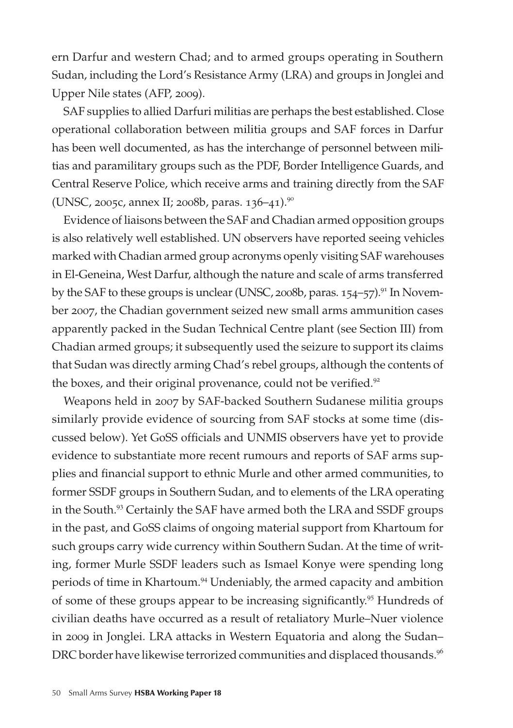ern Darfur and western Chad; and to armed groups operating in Southern Sudan, including the Lord's Resistance Army (LRA) and groups in Jonglei and Upper Nile states (AFP, 2009).

SAF supplies to allied Darfuri militias are perhaps the best established. Close operational collaboration between militia groups and SAF forces in Darfur has been well documented, as has the interchange of personnel between militias and paramilitary groups such as the PDF, Border Intelligence Guards, and Central Reserve Police, which receive arms and training directly from the SAF (UNSC, 2005c, annex II; 2008b, paras. 136–41).[90]

Evidence of liaisons between the SAF and Chadian armed opposition groups is also relatively well established. UN observers have reported seeing vehicles marked with Chadian armed group acronyms openly visiting SAF warehouses in El-Geneina, West Darfur, although the nature and scale of arms transferred by the SAF to these groups is unclear (UNSC, 2008b, paras. 154–57).[91] In November 2007, the Chadian government seized new small arms ammunition cases apparently packed in the Sudan Technical Centre plant (see Section III) from Chadian armed groups; it subsequently used the seizure to support its claims that Sudan was directly arming Chad's rebel groups, although the contents of the boxes, and their original provenance, could not be verified.[92]

Weapons held in 2007 by SAF-backed Southern Sudanese militia groups similarly provide evidence of sourcing from SAF stocks at some time (discussed below). Yet GoSS officials and UNMIS observers have yet to provide evidence to substantiate more recent rumours and reports of SAF arms supplies and financial support to ethnic Murle and other armed communities, to former SSDF groups in Southern Sudan, and to elements of the LRA operating in the South.[93] Certainly the SAF have armed both the LRA and SSDF groups in the past, and GoSS claims of ongoing material support from Khartoum for such groups carry wide currency within Southern Sudan. At the time of writing, former Murle SSDF leaders such as Ismael Konye were spending long periods of time in Khartoum.[94] Undeniably, the armed capacity and ambition of some of these groups appear to be increasing significantly.[95] Hundreds of civilian deaths have occurred as a result of retaliatory Murle–Nuer violence in 2009 in Jonglei. LRA attacks in Western Equatoria and along the Sudan–DRC border have likewise terrorized communities and displaced thousands.[96]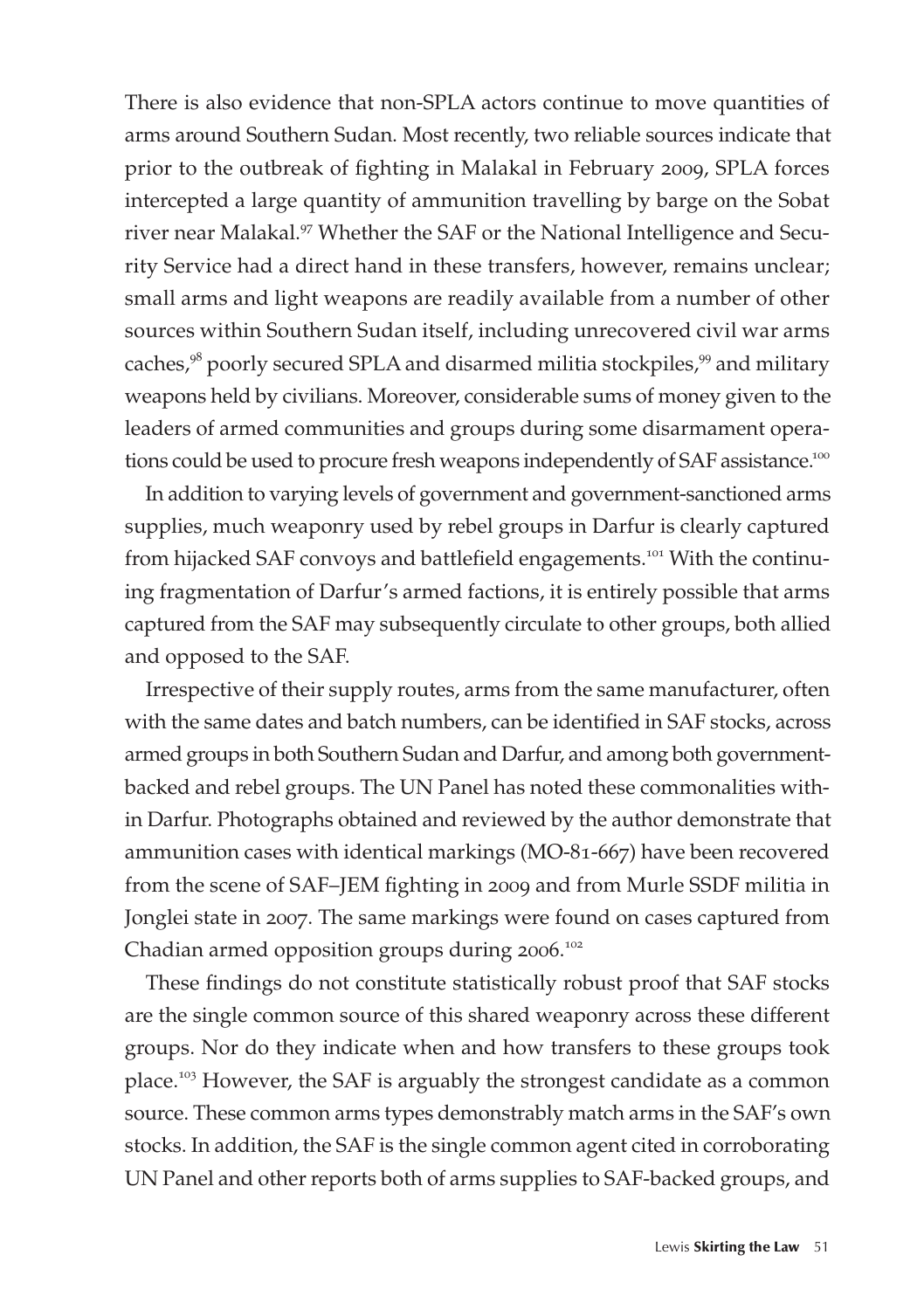There is also evidence that non-SPLA actors continue to move quantities of arms around Southern Sudan. Most recently, two reliable sources indicate that prior to the outbreak of fighting in Malakal in February 2009, SPLA forces intercepted a large quantity of ammunition travelling by barge on the Sobat river near Malakal.[97] Whether the SAF or the National Intelligence and Security Service had a direct hand in these transfers, however, remains unclear; small arms and light weapons are readily available from a number of other sources within Southern Sudan itself, including unrecovered civil war arms caches,[98] poorly secured SPLA and disarmed militia stockpiles,[99] and military weapons held by civilians. Moreover, considerable sums of money given to the leaders of armed communities and groups during some disarmament operations could be used to procure fresh weapons independently of SAF assistance.[100]

In addition to varying levels of government and government-sanctioned arms supplies, much weaponry used by rebel groups in Darfur is clearly captured from hijacked SAF convoys and battlefield engagements.[101] With the continuing fragmentation of Darfur's armed factions, it is entirely possible that arms captured from the SAF may subsequently circulate to other groups, both allied and opposed to the SAF.

Irrespective of their supply routes, arms from the same manufacturer, often with the same dates and batch numbers, can be identified in SAF stocks, across armed groups in both Southern Sudan and Darfur, and among both government-backed and rebel groups. The UN Panel has noted these commonalities within Darfur. Photographs obtained and reviewed by the author demonstrate that ammunition cases with identical markings (MO-81-667) have been recovered from the scene of SAF–JEM fighting in 2009 and from Murle SSDF militia in Jonglei state in 2007. The same markings were found on cases captured from Chadian armed opposition groups during 2006.[102]

These findings do not constitute statistically robust proof that SAF stocks are the single common source of this shared weaponry across these different groups. Nor do they indicate when and how transfers to these groups took place.[103] However, the SAF is arguably the strongest candidate as a common source. These common arms types demonstrably match arms in the SAF's own stocks. In addition, the SAF is the single common agent cited in corroborating UN Panel and other reports both of arms supplies to SAF-backed groups, and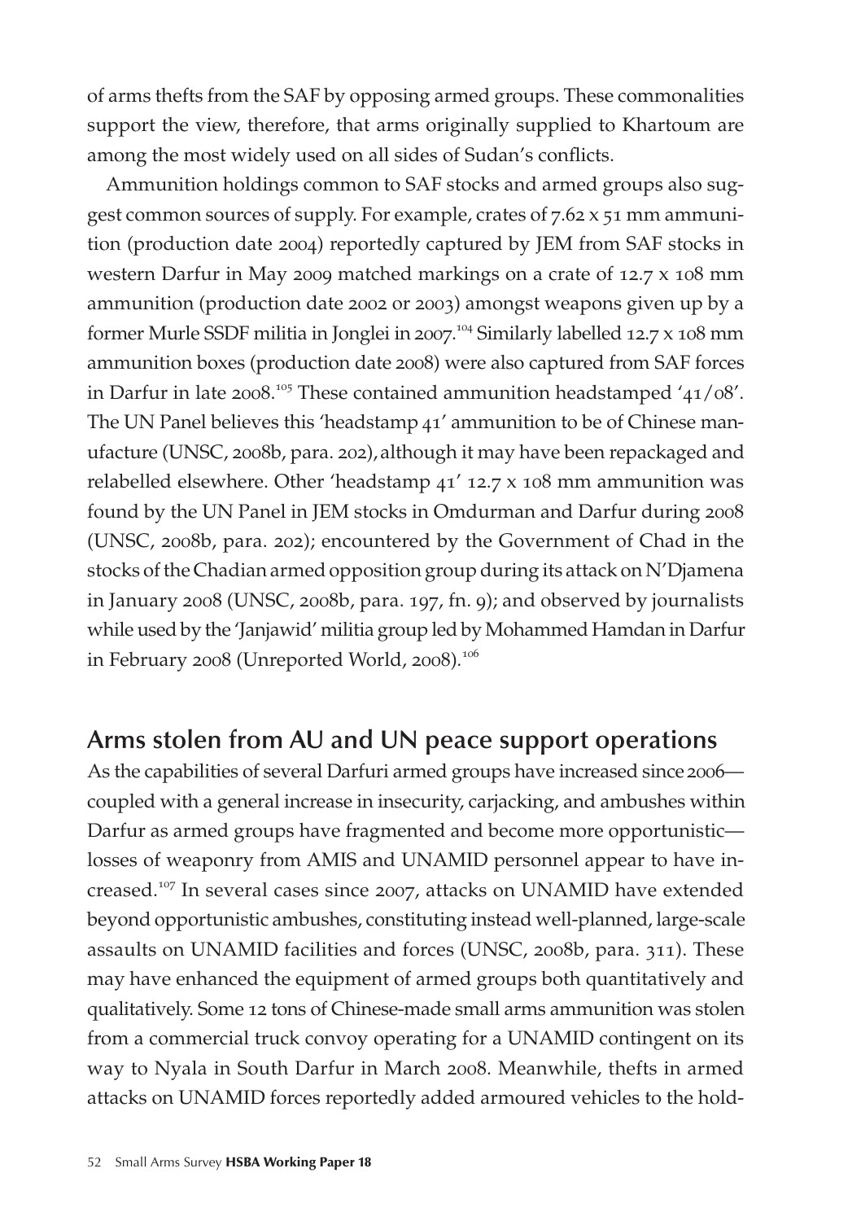of arms thefts from the SAF by opposing armed groups. These commonalities support the view, therefore, that arms originally supplied to Khartoum are among the most widely used on all sides of Sudan's conflicts.

Ammunition holdings common to SAF stocks and armed groups also suggest common sources of supply. For example, crates of 7.62 x 51 mm ammunition (production date 2004) reportedly captured by JEM from SAF stocks in western Darfur in May 2009 matched markings on a crate of 12.7 x 108 mm ammunition (production date 2002 or 2003) amongst weapons given up by a former Murle SSDF militia in Jonglei in 2007.[104] Similarly labelled 12.7 x 108 mm ammunition boxes (production date 2008) were also captured from SAF forces in Darfur in late 2008.[105] These contained ammunition headstamped '41/08'. The UN Panel believes this 'headstamp 41' ammunition to be of Chinese manufacture (UNSC, 2008b, para. 202), although it may have been repackaged and relabelled elsewhere. Other 'headstamp 41' 12.7 x 108 mm ammunition was found by the UN Panel in JEM stocks in Omdurman and Darfur during 2008 (UNSC, 2008b, para. 202); encountered by the Government of Chad in the stocks of the Chadian armed opposition group during its attack on N'Djamena in January 2008 (UNSC, 2008b, para. 197, fn. 9); and observed by journalists while used by the 'Janjawid' militia group led by Mohammed Hamdan in Darfur in February 2008 (Unreported World, 2008).[106]

## Arms stolen from AU and UN peace support operations

As the capabilities of several Darfuri armed groups have increased since 2006—coupled with a general increase in insecurity, carjacking, and ambushes within Darfur as armed groups have fragmented and become more opportunistic—losses of weaponry from AMIS and UNAMID personnel appear to have increased.[107] In several cases since 2007, attacks on UNAMID have extended beyond opportunistic ambushes, constituting instead well-planned, large-scale assaults on UNAMID facilities and forces (UNSC, 2008b, para. 311). These may have enhanced the equipment of armed groups both quantitatively and qualitatively. Some 12 tons of Chinese-made small arms ammunition was stolen from a commercial truck convoy operating for a UNAMID contingent on its way to Nyala in South Darfur in March 2008. Meanwhile, thefts in armed attacks on UNAMID forces reportedly added armoured vehicles to the hold-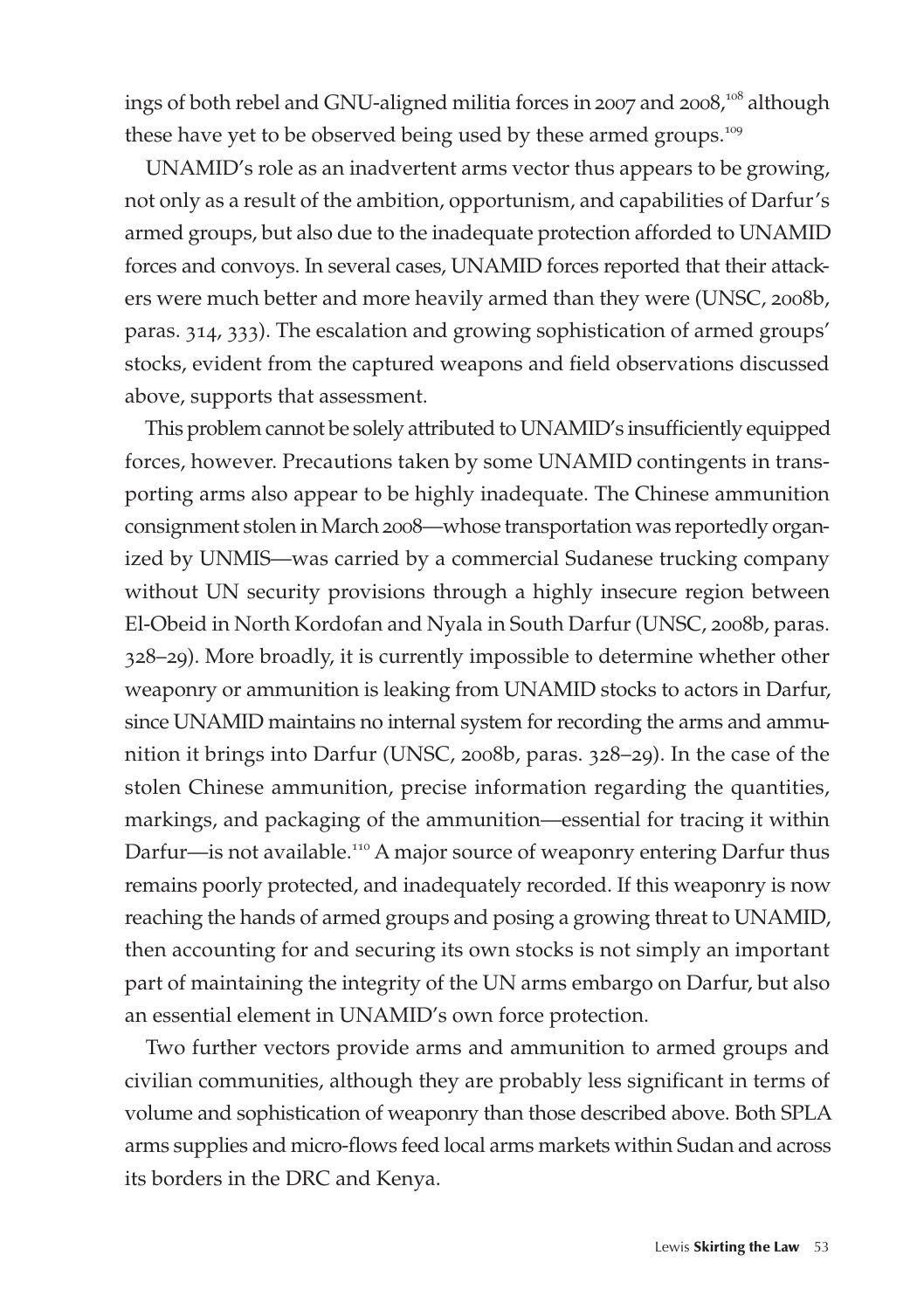ings of both rebel and GNU-aligned militia forces in 2007 and 2008,[108] although these have yet to be observed being used by these armed groups.[109]

UNAMID's role as an inadvertent arms vector thus appears to be growing, not only as a result of the ambition, opportunism, and capabilities of Darfur's armed groups, but also due to the inadequate protection afforded to UNAMID forces and convoys. In several cases, UNAMID forces reported that their attackers were much better and more heavily armed than they were (UNSC, 2008b, paras. 314, 333). The escalation and growing sophistication of armed groups' stocks, evident from the captured weapons and field observations discussed above, supports that assessment.

This problem cannot be solely attributed to UNAMID's insufficiently equipped forces, however. Precautions taken by some UNAMID contingents in transporting arms also appear to be highly inadequate. The Chinese ammunition consignment stolen in March 2008—whose transportation was reportedly organized by UNMIS—was carried by a commercial Sudanese trucking company without UN security provisions through a highly insecure region between El-Obeid in North Kordofan and Nyala in South Darfur (UNSC, 2008b, paras. 328–29). More broadly, it is currently impossible to determine whether other weaponry or ammunition is leaking from UNAMID stocks to actors in Darfur, since UNAMID maintains no internal system for recording the arms and ammunition it brings into Darfur (UNSC, 2008b, paras. 328–29). In the case of the stolen Chinese ammunition, precise information regarding the quantities, markings, and packaging of the ammunition—essential for tracing it within Darfur—is not available.[110] A major source of weaponry entering Darfur thus remains poorly protected, and inadequately recorded. If this weaponry is now reaching the hands of armed groups and posing a growing threat to UNAMID, then accounting for and securing its own stocks is not simply an important part of maintaining the integrity of the UN arms embargo on Darfur, but also an essential element in UNAMID's own force protection.

Two further vectors provide arms and ammunition to armed groups and civilian communities, although they are probably less significant in terms of volume and sophistication of weaponry than those described above. Both SPLA arms supplies and micro-flows feed local arms markets within Sudan and across its borders in the DRC and Kenya.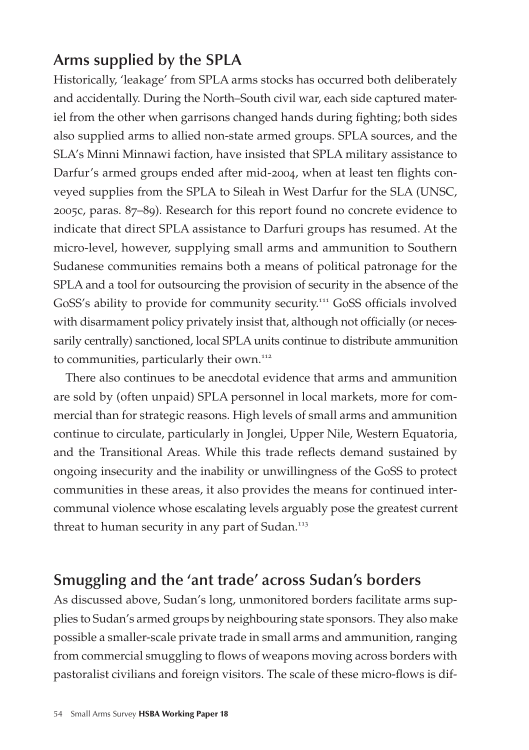## Arms supplied by the SPLA

Historically, 'leakage' from SPLA arms stocks has occurred both deliberately and accidentally. During the North–South civil war, each side captured materiel from the other when garrisons changed hands during fighting; both sides also supplied arms to allied non-state armed groups. SPLA sources, and the SLA's Minni Minnawi faction, have insisted that SPLA military assistance to Darfur's armed groups ended after mid-2004, when at least ten flights conveyed supplies from the SPLA to Sileah in West Darfur for the SLA (UNSC, 2005c, paras. 87–89). Research for this report found no concrete evidence to indicate that direct SPLA assistance to Darfuri groups has resumed. At the micro-level, however, supplying small arms and ammunition to Southern Sudanese communities remains both a means of political patronage for the SPLA and a tool for outsourcing the provision of security in the absence of the GoSS's ability to provide for community security.[111] GoSS officials involved with disarmament policy privately insist that, although not officially (or necessarily centrally) sanctioned, local SPLA units continue to distribute ammunition to communities, particularly their own.[112]

There also continues to be anecdotal evidence that arms and ammunition are sold by (often unpaid) SPLA personnel in local markets, more for commercial than for strategic reasons. High levels of small arms and ammunition continue to circulate, particularly in Jonglei, Upper Nile, Western Equatoria, and the Transitional Areas. While this trade reflects demand sustained by ongoing insecurity and the inability or unwillingness of the GoSS to protect communities in these areas, it also provides the means for continued intercommunal violence whose escalating levels arguably pose the greatest current threat to human security in any part of Sudan.[113]

## Smuggling and the 'ant trade' across Sudan's borders

As discussed above, Sudan's long, unmonitored borders facilitate arms supplies to Sudan's armed groups by neighbouring state sponsors. They also make possible a smaller-scale private trade in small arms and ammunition, ranging from commercial smuggling to flows of weapons moving across borders with pastoralist civilians and foreign visitors. The scale of these micro-flows is dif-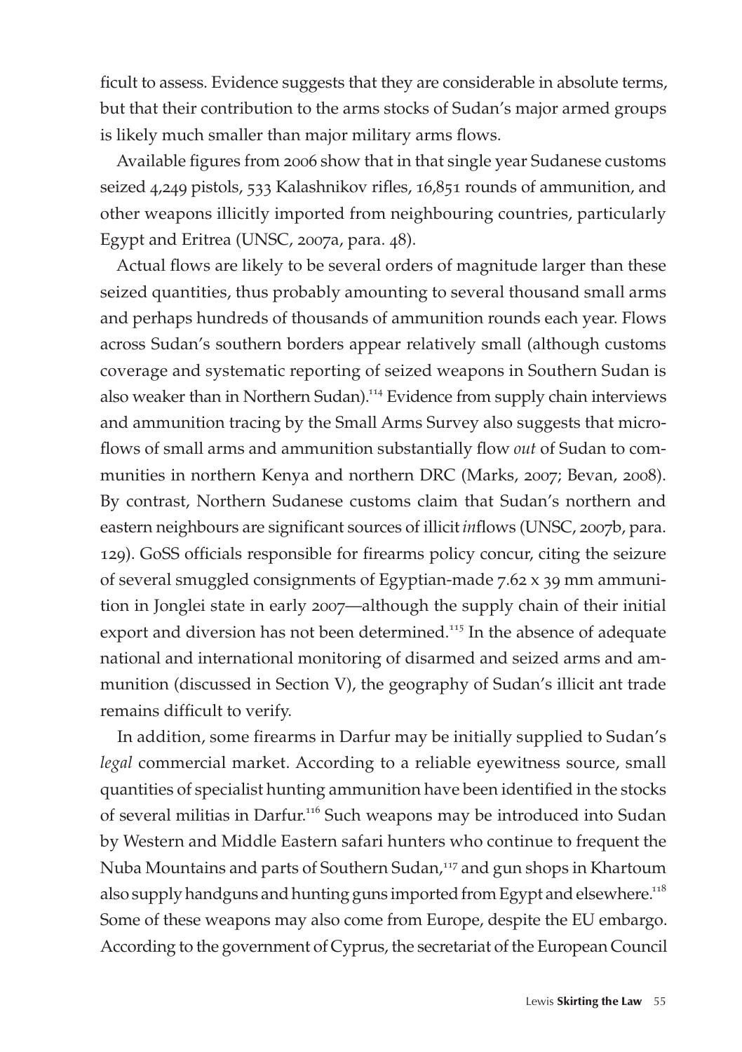ficult to assess. Evidence suggests that they are considerable in absolute terms, but that their contribution to the arms stocks of Sudan's major armed groups is likely much smaller than major military arms flows.

Available figures from 2006 show that in that single year Sudanese customs seized 4,249 pistols, 533 Kalashnikov rifles, 16,851 rounds of ammunition, and other weapons illicitly imported from neighbouring countries, particularly Egypt and Eritrea (UNSC, 2007a, para. 48).

Actual flows are likely to be several orders of magnitude larger than these seized quantities, thus probably amounting to several thousand small arms and perhaps hundreds of thousands of ammunition rounds each year. Flows across Sudan's southern borders appear relatively small (although customs coverage and systematic reporting of seized weapons in Southern Sudan is also weaker than in Northern Sudan).[114] Evidence from supply chain interviews and ammunition tracing by the Small Arms Survey also suggests that micro-flows of small arms and ammunition substantially flow *out* of Sudan to communities in northern Kenya and northern DRC (Marks, 2007; Bevan, 2008). By contrast, Northern Sudanese customs claim that Sudan's northern and eastern neighbours are significant sources of illicit *in*flows (UNSC, 2007b, para. 129). GoSS officials responsible for firearms policy concur, citing the seizure of several smuggled consignments of Egyptian-made 7.62 x 39 mm ammunition in Jonglei state in early 2007—although the supply chain of their initial export and diversion has not been determined.[115] In the absence of adequate national and international monitoring of disarmed and seized arms and ammunition (discussed in Section V), the geography of Sudan's illicit ant trade remains difficult to verify.

In addition, some firearms in Darfur may be initially supplied to Sudan's *legal* commercial market. According to a reliable eyewitness source, small quantities of specialist hunting ammunition have been identified in the stocks of several militias in Darfur.[116] Such weapons may be introduced into Sudan by Western and Middle Eastern safari hunters who continue to frequent the Nuba Mountains and parts of Southern Sudan,[117] and gun shops in Khartoum also supply handguns and hunting guns imported from Egypt and elsewhere.[118] Some of these weapons may also come from Europe, despite the EU embargo. According to the government of Cyprus, the secretariat of the European Council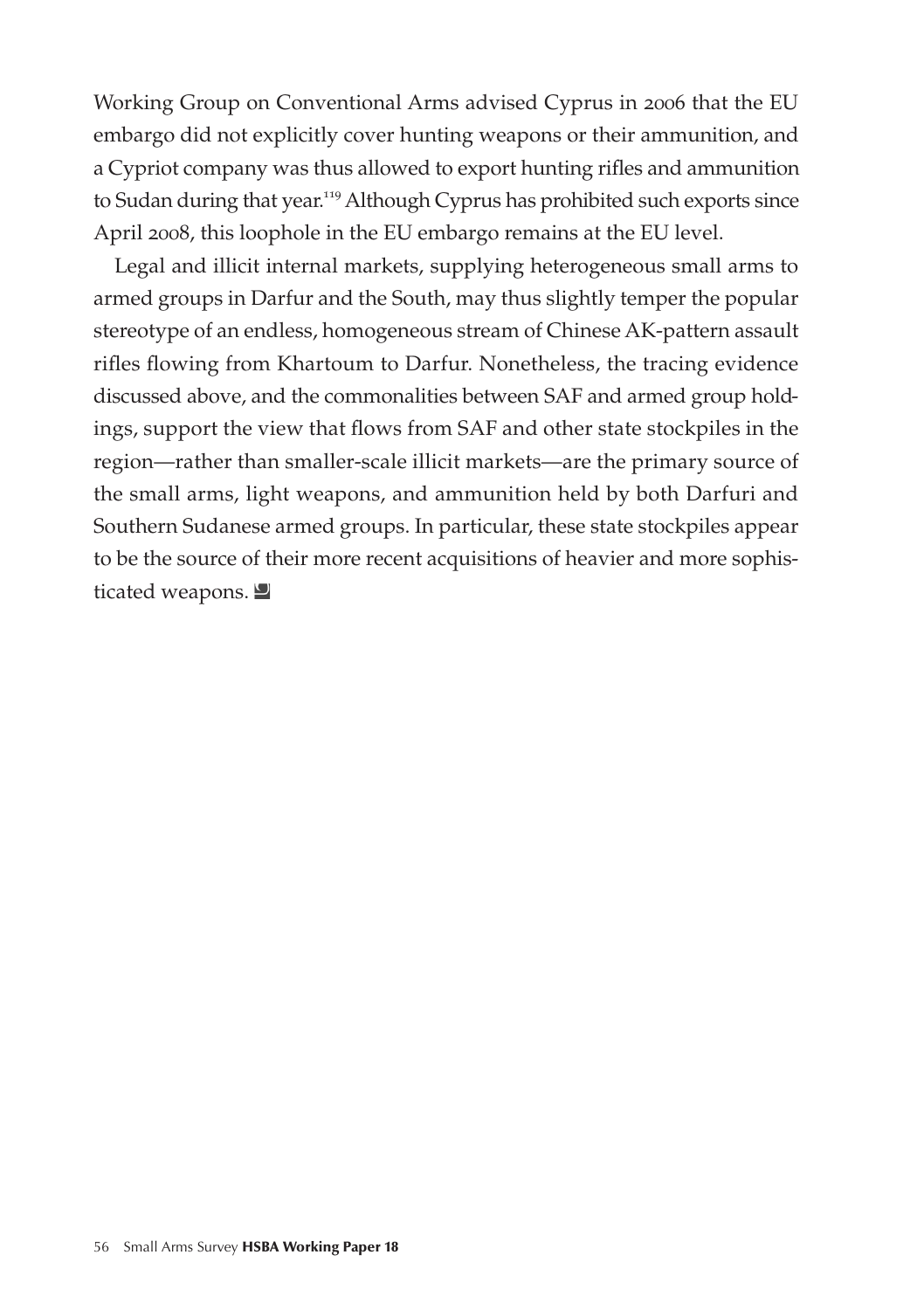Working Group on Conventional Arms advised Cyprus in 2006 that the EU embargo did not explicitly cover hunting weapons or their ammunition, and a Cypriot company was thus allowed to export hunting rifles and ammunition to Sudan during that year.[119] Although Cyprus has prohibited such exports since April 2008, this loophole in the EU embargo remains at the EU level.

Legal and illicit internal markets, supplying heterogeneous small arms to armed groups in Darfur and the South, may thus slightly temper the popular stereotype of an endless, homogeneous stream of Chinese AK-pattern assault rifles flowing from Khartoum to Darfur. Nonetheless, the tracing evidence discussed above, and the commonalities between SAF and armed group holdings, support the view that flows from SAF and other state stockpiles in the region—rather than smaller-scale illicit markets—are the primary source of the small arms, light weapons, and ammunition held by both Darfuri and Southern Sudanese armed groups. In particular, these state stockpiles appear to be the source of their more recent acquisitions of heavier and more sophisticated weapons.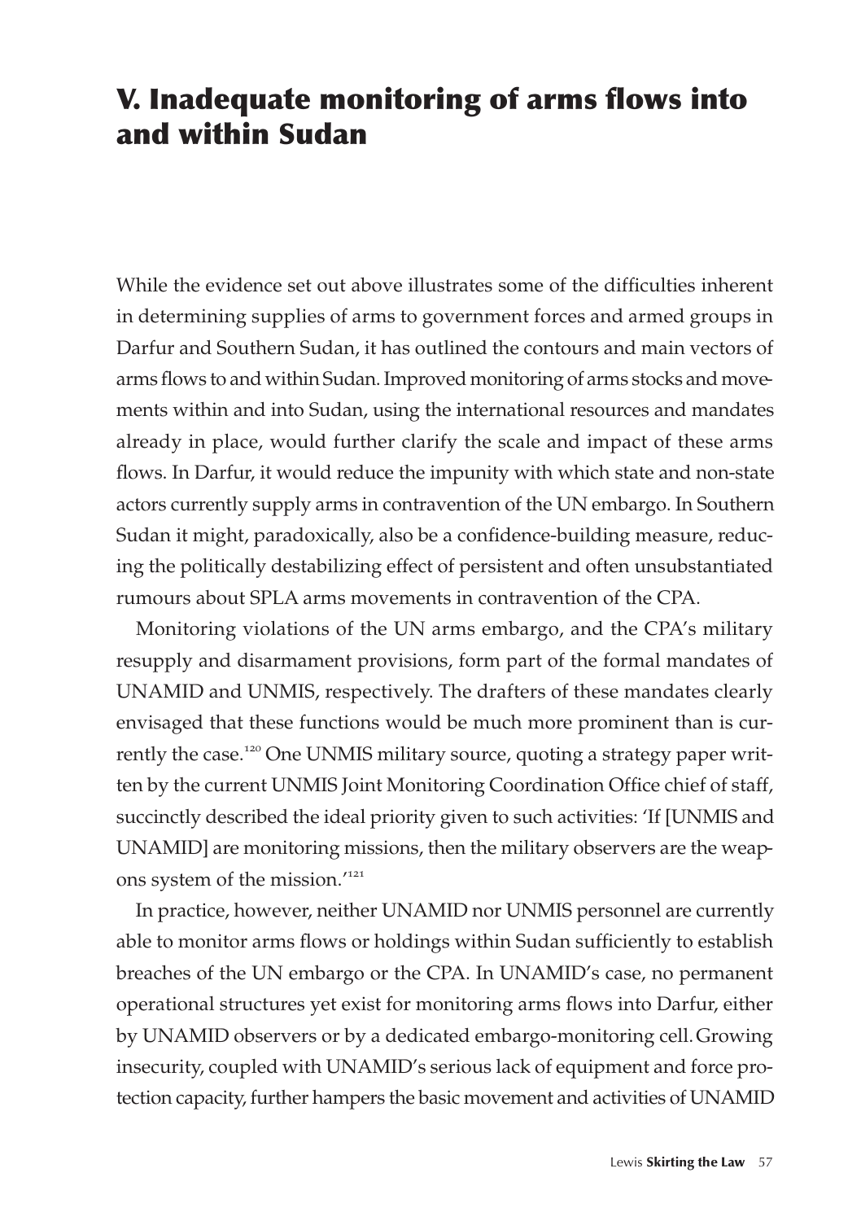# V. Inadequate monitoring of arms flows into and within Sudan

While the evidence set out above illustrates some of the difficulties inherent in determining supplies of arms to government forces and armed groups in Darfur and Southern Sudan, it has outlined the contours and main vectors of arms flows to and within Sudan. Improved monitoring of arms stocks and movements within and into Sudan, using the international resources and mandates already in place, would further clarify the scale and impact of these arms flows. In Darfur, it would reduce the impunity with which state and non-state actors currently supply arms in contravention of the UN embargo. In Southern Sudan it might, paradoxically, also be a confidence-building measure, reducing the politically destabilizing effect of persistent and often unsubstantiated rumours about SPLA arms movements in contravention of the CPA.

Monitoring violations of the UN arms embargo, and the CPA's military resupply and disarmament provisions, form part of the formal mandates of UNAMID and UNMIS, respectively. The drafters of these mandates clearly envisaged that these functions would be much more prominent than is currently the case.[120] One UNMIS military source, quoting a strategy paper written by the current UNMIS Joint Monitoring Coordination Office chief of staff, succinctly described the ideal priority given to such activities: 'If [UNMIS and UNAMID] are monitoring missions, then the military observers are the weapons system of the mission.'[121]

In practice, however, neither UNAMID nor UNMIS personnel are currently able to monitor arms flows or holdings within Sudan sufficiently to establish breaches of the UN embargo or the CPA. In UNAMID's case, no permanent operational structures yet exist for monitoring arms flows into Darfur, either by UNAMID observers or by a dedicated embargo-monitoring cell. Growing insecurity, coupled with UNAMID's serious lack of equipment and force protection capacity, further hampers the basic movement and activities of UNAMID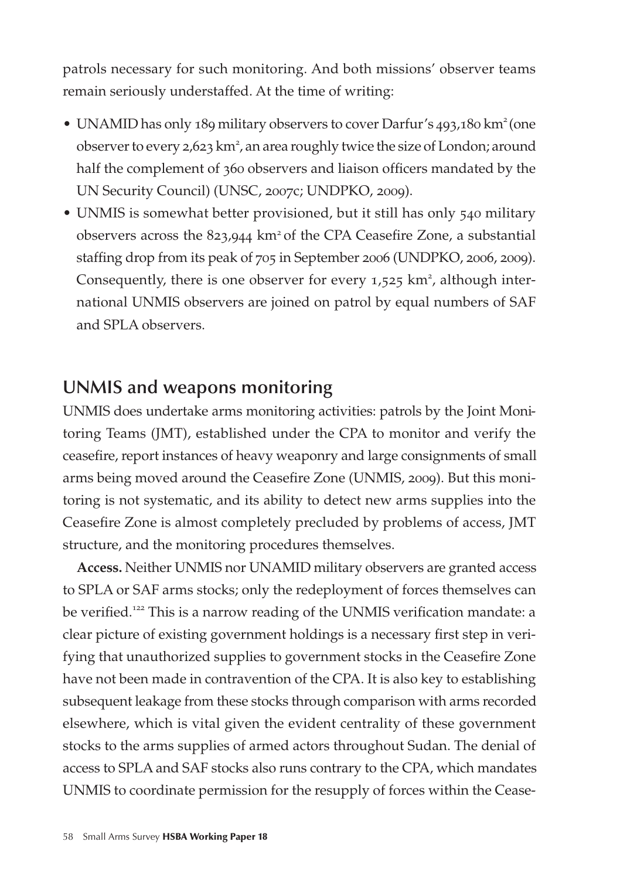patrols necessary for such monitoring. And both missions' observer teams remain seriously understaffed. At the time of writing:

- UNAMID has only 189 military observers to cover Darfur's 493,180 $km^2$ (one observer to every 2,623 $km^2$, an area roughly twice the size of London; around half the complement of 360 observers and liaison officers mandated by the UN Security Council) (UNSC, 2007c; UNDPKO, 2009).
- UNMIS is somewhat better provisioned, but it still has only 540 military observers across the 823,944 $km^2$ of the CPA Ceasefire Zone, a substantial staffing drop from its peak of 705 in September 2006 (UNDPKO, 2006, 2009). Consequently, there is one observer for every 1,525 $km^2$, although international UNMIS observers are joined on patrol by equal numbers of SAF and SPLA observers.

## UNMIS and weapons monitoring

UNMIS does undertake arms monitoring activities: patrols by the Joint Monitoring Teams (JMT), established under the CPA to monitor and verify the ceasefire, report instances of heavy weaponry and large consignments of small arms being moved around the Ceasefire Zone (UNMIS, 2009). But this monitoring is not systematic, and its ability to detect new arms supplies into the Ceasefire Zone is almost completely precluded by problems of access, JMT structure, and the monitoring procedures themselves.

**Access.** Neither UNMIS nor UNAMID military observers are granted access to SPLA or SAF arms stocks; only the redeployment of forces themselves can be verified.[122] This is a narrow reading of the UNMIS verification mandate: a clear picture of existing government holdings is a necessary first step in verifying that unauthorized supplies to government stocks in the Ceasefire Zone have not been made in contravention of the CPA. It is also key to establishing subsequent leakage from these stocks through comparison with arms recorded elsewhere, which is vital given the evident centrality of these government stocks to the arms supplies of armed actors throughout Sudan. The denial of access to SPLA and SAF stocks also runs contrary to the CPA, which mandates UNMIS to coordinate permission for the resupply of forces within the Cease-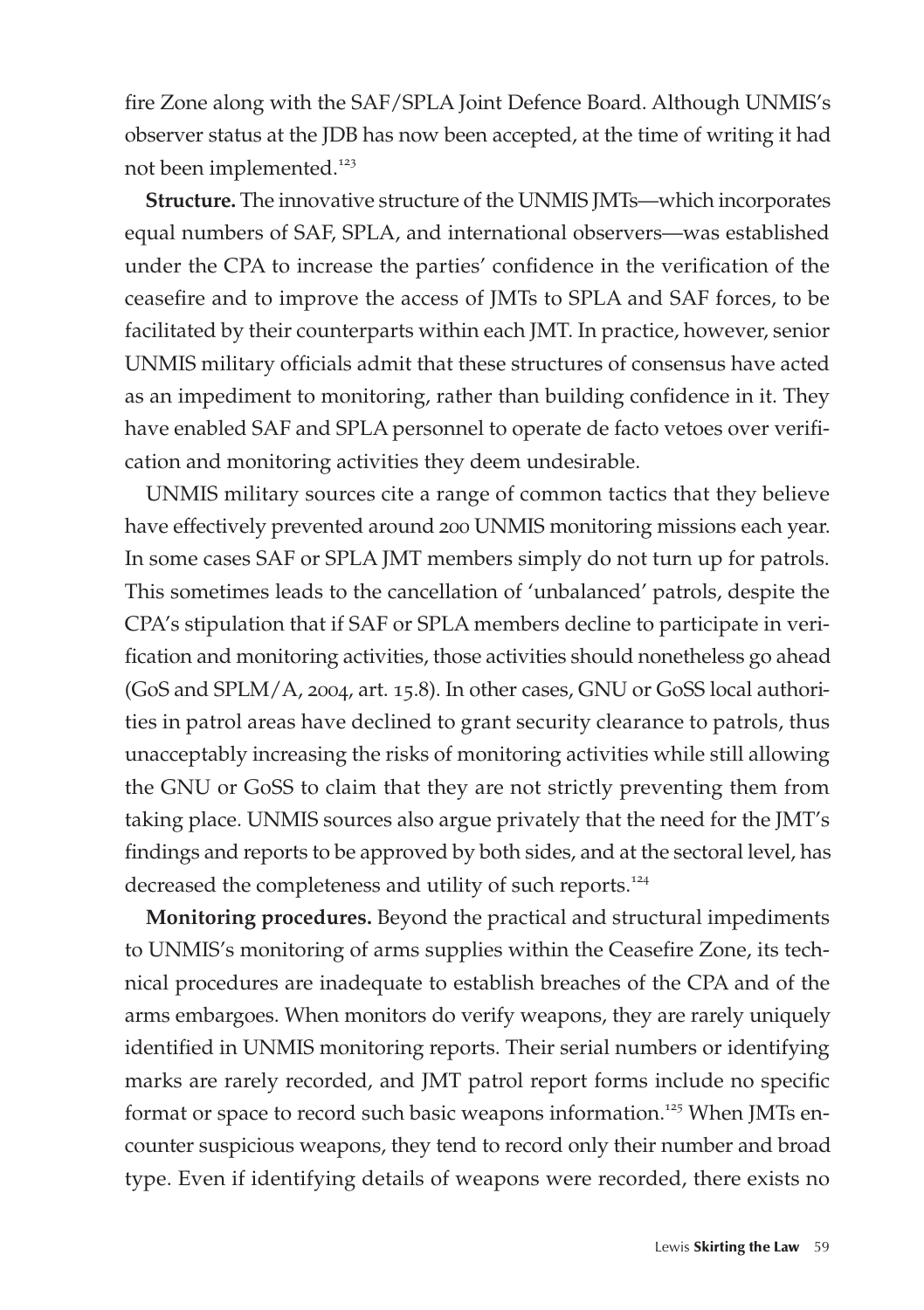fire Zone along with the SAF/SPLA Joint Defence Board. Although UNMIS's observer status at the JDB has now been accepted, at the time of writing it had not been implemented.[123]

**Structure.** The innovative structure of the UNMIS JMTs—which incorporates equal numbers of SAF, SPLA, and international observers—was established under the CPA to increase the parties' confidence in the verification of the ceasefire and to improve the access of JMTs to SPLA and SAF forces, to be facilitated by their counterparts within each JMT. In practice, however, senior UNMIS military officials admit that these structures of consensus have acted as an impediment to monitoring, rather than building confidence in it. They have enabled SAF and SPLA personnel to operate de facto vetoes over verification and monitoring activities they deem undesirable.

UNMIS military sources cite a range of common tactics that they believe have effectively prevented around 200 UNMIS monitoring missions each year. In some cases SAF or SPLA JMT members simply do not turn up for patrols. This sometimes leads to the cancellation of 'unbalanced' patrols, despite the CPA's stipulation that if SAF or SPLA members decline to participate in verification and monitoring activities, those activities should nonetheless go ahead (GoS and SPLM/A, 2004, art. 15.8). In other cases, GNU or GoSS local authorities in patrol areas have declined to grant security clearance to patrols, thus unacceptably increasing the risks of monitoring activities while still allowing the GNU or GoSS to claim that they are not strictly preventing them from taking place. UNMIS sources also argue privately that the need for the JMT's findings and reports to be approved by both sides, and at the sectoral level, has decreased the completeness and utility of such reports.[124]

**Monitoring procedures.** Beyond the practical and structural impediments to UNMIS's monitoring of arms supplies within the Ceasefire Zone, its technical procedures are inadequate to establish breaches of the CPA and of the arms embargoes. When monitors do verify weapons, they are rarely uniquely identified in UNMIS monitoring reports. Their serial numbers or identifying marks are rarely recorded, and JMT patrol report forms include no specific format or space to record such basic weapons information.[125] When JMTs encounter suspicious weapons, they tend to record only their number and broad type. Even if identifying details of weapons were recorded, there exists no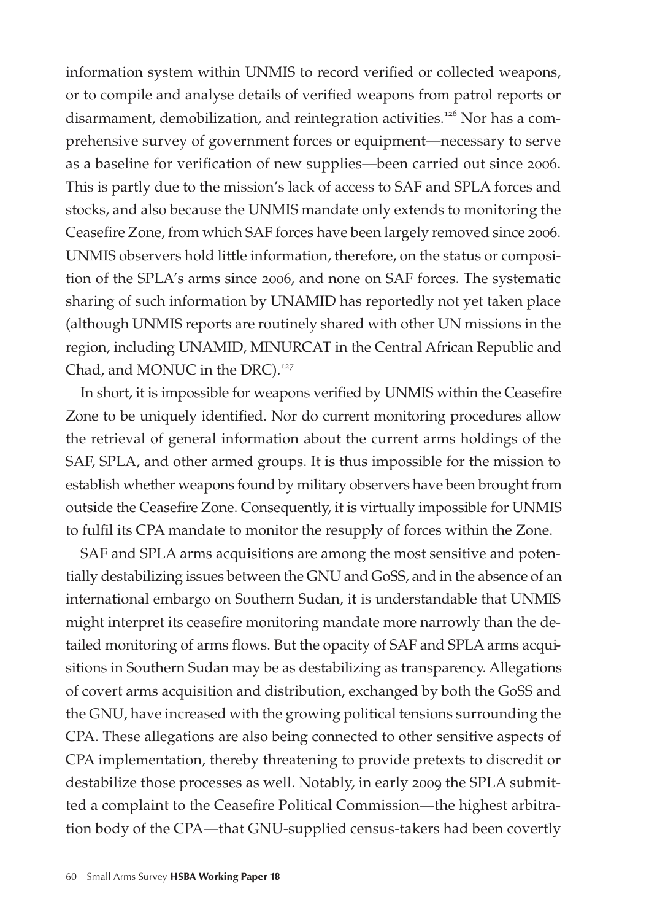information system within UNMIS to record verified or collected weapons, or to compile and analyse details of verified weapons from patrol reports or disarmament, demobilization, and reintegration activities.[126] Nor has a comprehensive survey of government forces or equipment—necessary to serve as a baseline for verification of new supplies—been carried out since 2006. This is partly due to the mission's lack of access to SAF and SPLA forces and stocks, and also because the UNMIS mandate only extends to monitoring the Ceasefire Zone, from which SAF forces have been largely removed since 2006. UNMIS observers hold little information, therefore, on the status or composition of the SPLA's arms since 2006, and none on SAF forces. The systematic sharing of such information by UNAMID has reportedly not yet taken place (although UNMIS reports are routinely shared with other UN missions in the region, including UNAMID, MINURCAT in the Central African Republic and Chad, and MONUC in the DRC).[127]

In short, it is impossible for weapons verified by UNMIS within the Ceasefire Zone to be uniquely identified. Nor do current monitoring procedures allow the retrieval of general information about the current arms holdings of the SAF, SPLA, and other armed groups. It is thus impossible for the mission to establish whether weapons found by military observers have been brought from outside the Ceasefire Zone. Consequently, it is virtually impossible for UNMIS to fulfil its CPA mandate to monitor the resupply of forces within the Zone.

SAF and SPLA arms acquisitions are among the most sensitive and potentially destabilizing issues between the GNU and GoSS, and in the absence of an international embargo on Southern Sudan, it is understandable that UNMIS might interpret its ceasefire monitoring mandate more narrowly than the detailed monitoring of arms flows. But the opacity of SAF and SPLA arms acquisitions in Southern Sudan may be as destabilizing as transparency. Allegations of covert arms acquisition and distribution, exchanged by both the GoSS and the GNU, have increased with the growing political tensions surrounding the CPA. These allegations are also being connected to other sensitive aspects of CPA implementation, thereby threatening to provide pretexts to discredit or destabilize those processes as well. Notably, in early 2009 the SPLA submitted a complaint to the Ceasefire Political Commission—the highest arbitration body of the CPA—that GNU-supplied census-takers had been covertly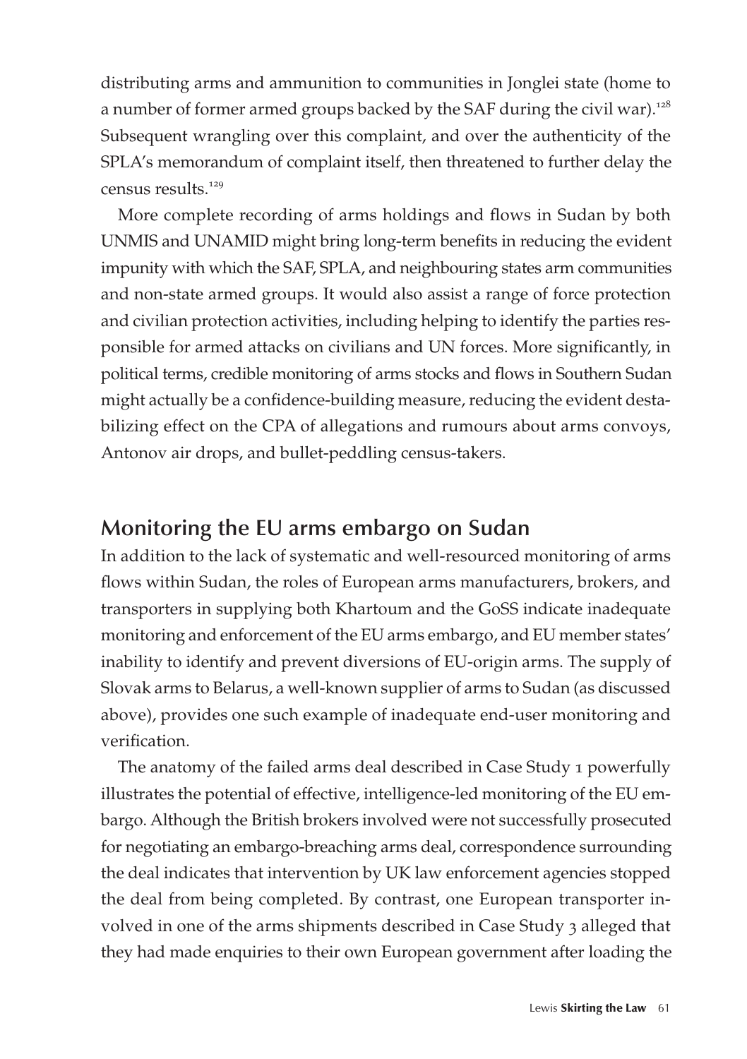distributing arms and ammunition to communities in Jonglei state (home to a number of former armed groups backed by the SAF during the civil war).[128] Subsequent wrangling over this complaint, and over the authenticity of the SPLA's memorandum of complaint itself, then threatened to further delay the census results.[129]

More complete recording of arms holdings and flows in Sudan by both UNMIS and UNAMID might bring long-term benefits in reducing the evident impunity with which the SAF, SPLA, and neighbouring states arm communities and non-state armed groups. It would also assist a range of force protection and civilian protection activities, including helping to identify the parties responsible for armed attacks on civilians and UN forces. More significantly, in political terms, credible monitoring of arms stocks and flows in Southern Sudan might actually be a confidence-building measure, reducing the evident destabilizing effect on the CPA of allegations and rumours about arms convoys, Antonov air drops, and bullet-peddling census-takers.

## Monitoring the EU arms embargo on Sudan

In addition to the lack of systematic and well-resourced monitoring of arms flows within Sudan, the roles of European arms manufacturers, brokers, and transporters in supplying both Khartoum and the GoSS indicate inadequate monitoring and enforcement of the EU arms embargo, and EU member states' inability to identify and prevent diversions of EU-origin arms. The supply of Slovak arms to Belarus, a well-known supplier of arms to Sudan (as discussed above), provides one such example of inadequate end-user monitoring and verification.

The anatomy of the failed arms deal described in Case Study 1 powerfully illustrates the potential of effective, intelligence-led monitoring of the EU embargo. Although the British brokers involved were not successfully prosecuted for negotiating an embargo-breaching arms deal, correspondence surrounding the deal indicates that intervention by UK law enforcement agencies stopped the deal from being completed. By contrast, one European transporter involved in one of the arms shipments described in Case Study 3 alleged that they had made enquiries to their own European government after loading the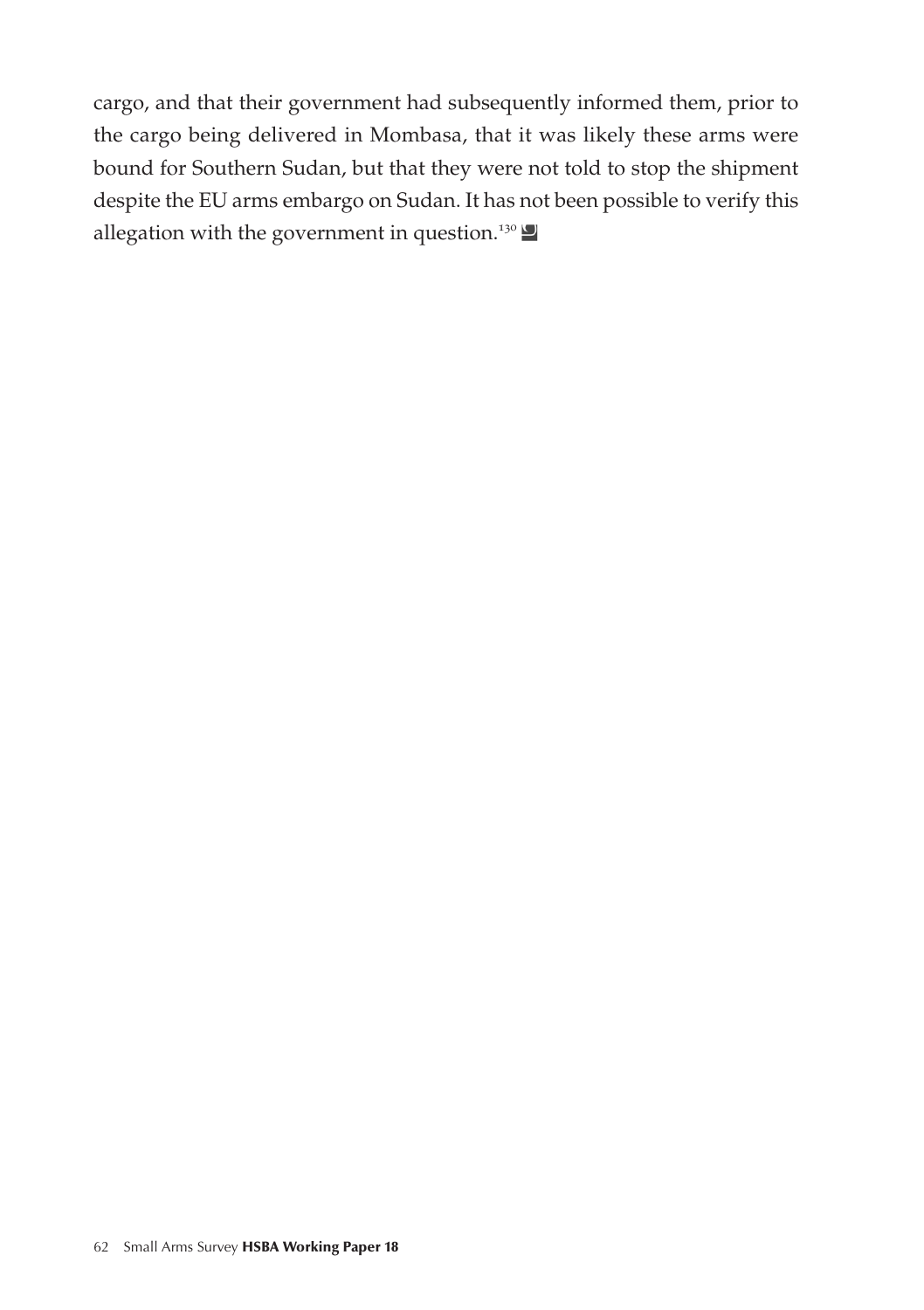cargo, and that their government had subsequently informed them, prior to the cargo being delivered in Mombasa, that it was likely these arms were bound for Southern Sudan, but that they were not told to stop the shipment despite the EU arms embargo on Sudan. It has not been possible to verify this allegation with the government in question.[130]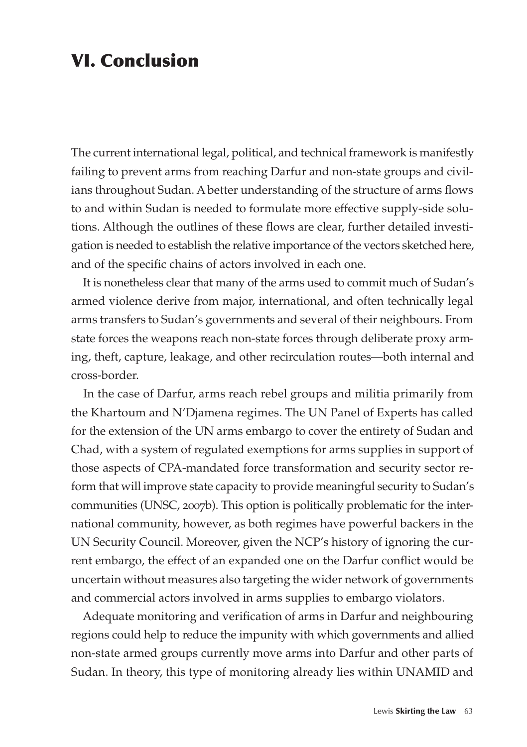# VI. Conclusion

The current international legal, political, and technical framework is manifestly failing to prevent arms from reaching Darfur and non-state groups and civilians throughout Sudan. A better understanding of the structure of arms flows to and within Sudan is needed to formulate more effective supply-side solutions. Although the outlines of these flows are clear, further detailed investigation is needed to establish the relative importance of the vectors sketched here, and of the specific chains of actors involved in each one.

It is nonetheless clear that many of the arms used to commit much of Sudan's armed violence derive from major, international, and often technically legal arms transfers to Sudan's governments and several of their neighbours. From state forces the weapons reach non-state forces through deliberate proxy arming, theft, capture, leakage, and other recirculation routes—both internal and cross-border.

In the case of Darfur, arms reach rebel groups and militia primarily from the Khartoum and N'Djamena regimes. The UN Panel of Experts has called for the extension of the UN arms embargo to cover the entirety of Sudan and Chad, with a system of regulated exemptions for arms supplies in support of those aspects of CPA-mandated force transformation and security sector reform that will improve state capacity to provide meaningful security to Sudan's communities (UNSC, 2007b). This option is politically problematic for the international community, however, as both regimes have powerful backers in the UN Security Council. Moreover, given the NCP's history of ignoring the current embargo, the effect of an expanded one on the Darfur conflict would be uncertain without measures also targeting the wider network of governments and commercial actors involved in arms supplies to embargo violators.

Adequate monitoring and verification of arms in Darfur and neighbouring regions could help to reduce the impunity with which governments and allied non-state armed groups currently move arms into Darfur and other parts of Sudan. In theory, this type of monitoring already lies within UNAMID and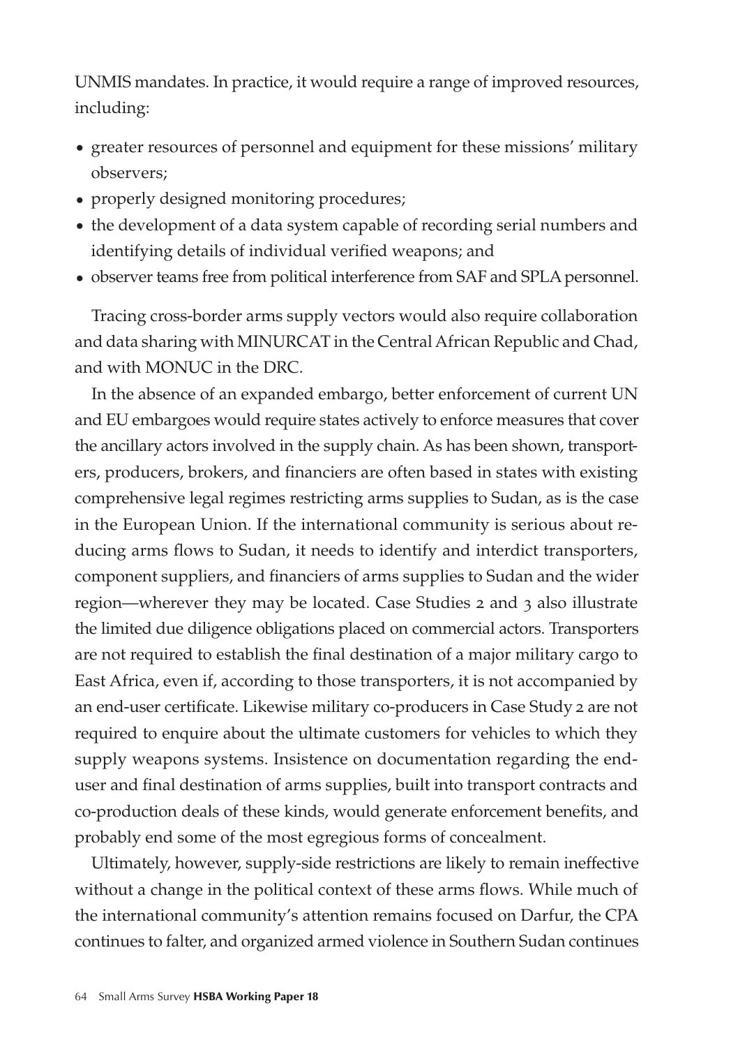UNMIS mandates. In practice, it would require a range of improved resources, including:

- greater resources of personnel and equipment for these missions' military observers;
- properly designed monitoring procedures;
- the development of a data system capable of recording serial numbers and identifying details of individual verified weapons; and
- observer teams free from political interference from SAF and SPLA personnel.

Tracing cross-border arms supply vectors would also require collaboration and data sharing with MINURCAT in the Central African Republic and Chad, and with MONUC in the DRC.

In the absence of an expanded embargo, better enforcement of current UN and EU embargoes would require states actively to enforce measures that cover the ancillary actors involved in the supply chain. As has been shown, transporters, producers, brokers, and financiers are often based in states with existing comprehensive legal regimes restricting arms supplies to Sudan, as is the case in the European Union. If the international community is serious about reducing arms flows to Sudan, it needs to identify and interdict transporters, component suppliers, and financiers of arms supplies to Sudan and the wider region—wherever they may be located. Case Studies 2 and 3 also illustrate the limited due diligence obligations placed on commercial actors. Transporters are not required to establish the final destination of a major military cargo to East Africa, even if, according to those transporters, it is not accompanied by an end-user certificate. Likewise military co-producers in Case Study 2 are not required to enquire about the ultimate customers for vehicles to which they supply weapons systems. Insistence on documentation regarding the end-user and final destination of arms supplies, built into transport contracts and co-production deals of these kinds, would generate enforcement benefits, and probably end some of the most egregious forms of concealment.

Ultimately, however, supply-side restrictions are likely to remain ineffective without a change in the political context of these arms flows. While much of the international community's attention remains focused on Darfur, the CPA continues to falter, and organized armed violence in Southern Sudan continues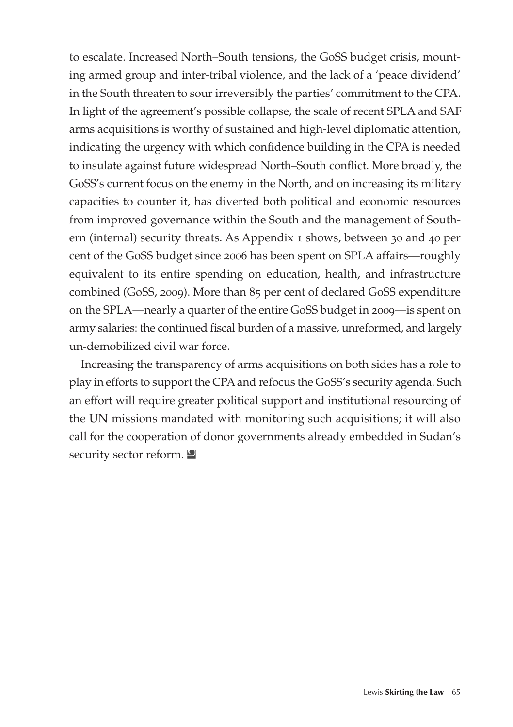to escalate. Increased North–South tensions, the GoSS budget crisis, mounting armed group and inter-tribal violence, and the lack of a 'peace dividend' in the South threaten to sour irreversibly the parties' commitment to the CPA. In light of the agreement's possible collapse, the scale of recent SPLA and SAF arms acquisitions is worthy of sustained and high-level diplomatic attention, indicating the urgency with which confidence building in the CPA is needed to insulate against future widespread North–South conflict. More broadly, the GoSS's current focus on the enemy in the North, and on increasing its military capacities to counter it, has diverted both political and economic resources from improved governance within the South and the management of Southern (internal) security threats. As Appendix 1 shows, between 30 and 40 per cent of the GoSS budget since 2006 has been spent on SPLA affairs—roughly equivalent to its entire spending on education, health, and infrastructure combined (GoSS, 2009). More than 85 per cent of declared GoSS expenditure on the SPLA—nearly a quarter of the entire GoSS budget in 2009—is spent on army salaries: the continued fiscal burden of a massive, unreformed, and largely un-demobilized civil war force.

Increasing the transparency of arms acquisitions on both sides has a role to play in efforts to support the CPA and refocus the GoSS's security agenda. Such an effort will require greater political support and institutional resourcing of the UN missions mandated with monitoring such acquisitions; it will also call for the cooperation of donor governments already embedded in Sudan's security sector reform.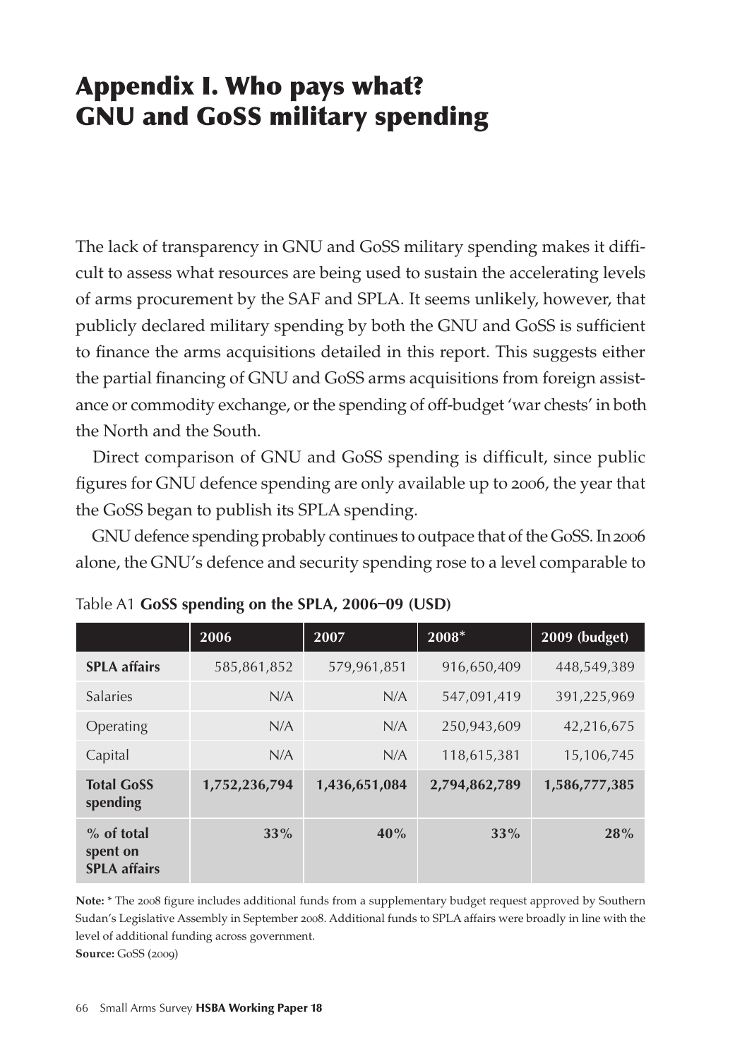# Appendix I. Who pays what? GNU and GoSS military spending

The lack of transparency in GNU and GoSS military spending makes it difficult to assess what resources are being used to sustain the accelerating levels of arms procurement by the SAF and SPLA. It seems unlikely, however, that publicly declared military spending by both the GNU and GoSS is sufficient to finance the arms acquisitions detailed in this report. This suggests either the partial financing of GNU and GoSS arms acquisitions from foreign assistance or commodity exchange, or the spending of off-budget 'war chests' in both the North and the South.

Direct comparison of GNU and GoSS spending is difficult, since public figures for GNU defence spending are only available up to 2006, the year that the GoSS began to publish its SPLA spending.

GNU defence spending probably continues to outpace that of the GoSS. In 2006 alone, the GNU's defence and security spending rose to a level comparable to

Table A1 **GoSS spending on the SPLA, 2006–09 (USD)**

| | 2006 | 2007 | 2008* | 2009 (budget) |
|---|---|---|---|---|
| **SPLA affairs** | 585,861,852 | 579,961,851 | 916,650,409 | 448,549,389 |
| Salaries | N/A | N/A | 547,091,419 | 391,225,969 |
| Operating | N/A | N/A | 250,943,609 | 42,216,675 |
| Capital | N/A | N/A | 118,615,381 | 15,106,745 |
| **Total GoSS spending** | **1,752,236,794** | **1,436,651,084** | **2,794,862,789** | **1,586,777,385** |
| **% of total spent on SPLA affairs** | **33%** | **40%** | **33%** | **28%** |

**Note:** * The 2008 figure includes additional funds from a supplementary budget request approved by Southern Sudan's Legislative Assembly in September 2008. Additional funds to SPLA affairs were broadly in line with the level of additional funding across government.

**Source:** GoSS (2009)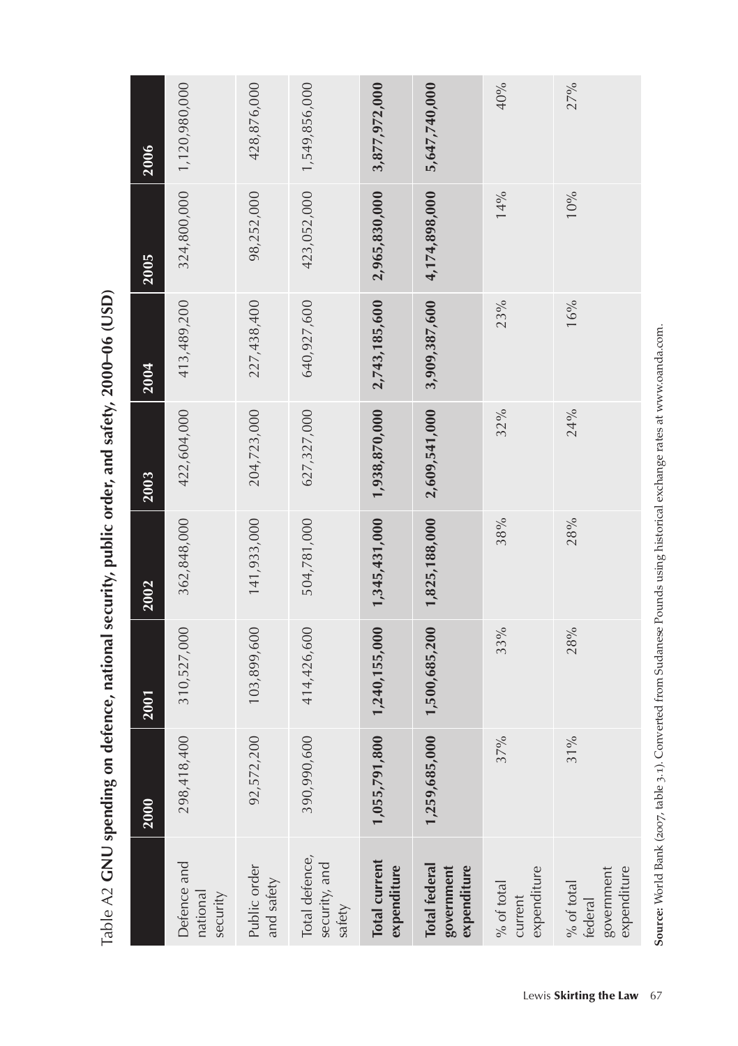Table A2 **GNU spending on defence, national security, public order, and safety, 2000–06 (USD)**

| | 2000 | 2001 | 2002 | 2003 | 2004 | 2005 | 2006 |
|---|---|---|---|---|---|---|---|
| Defence and national security | 298,418,400 | 310,527,000 | 362,848,000 | 422,604,000 | 413,489,200 | 324,800,000 | 1,120,980,000 |
| Public order and safety | 92,572,200 | 103,899,600 | 141,933,000 | 204,723,000 | 227,438,400 | 98,252,000 | 428,876,000 |
| Total defence, security, and safety | 390,990,600 | 414,426,600 | 504,781,000 | 627,327,000 | 640,927,600 | 423,052,000 | 1,549,856,000 |
| **Total current expenditure** | **1,055,791,800** | **1,240,155,000** | **1,345,431,000** | **1,938,870,000** | **2,743,185,600** | **2,965,830,000** | **3,877,972,000** |
| **Total federal government expenditure** | **1,259,685,000** | **1,500,685,200** | **1,825,188,000** | **2,609,541,000** | **3,909,387,600** | **4,174,898,000** | **5,647,740,000** |
| % of total current expenditure | 37% | 33% | 38% | 32% | 23% | 14% | 40% |
| % of total federal government expenditure | 31% | 28% | 28% | 24% | 16% | 10% | 27% |

**Source:** World Bank (2007, table 3.1). Converted from Sudanese Pounds using historical exchange rates at www.oanda.com.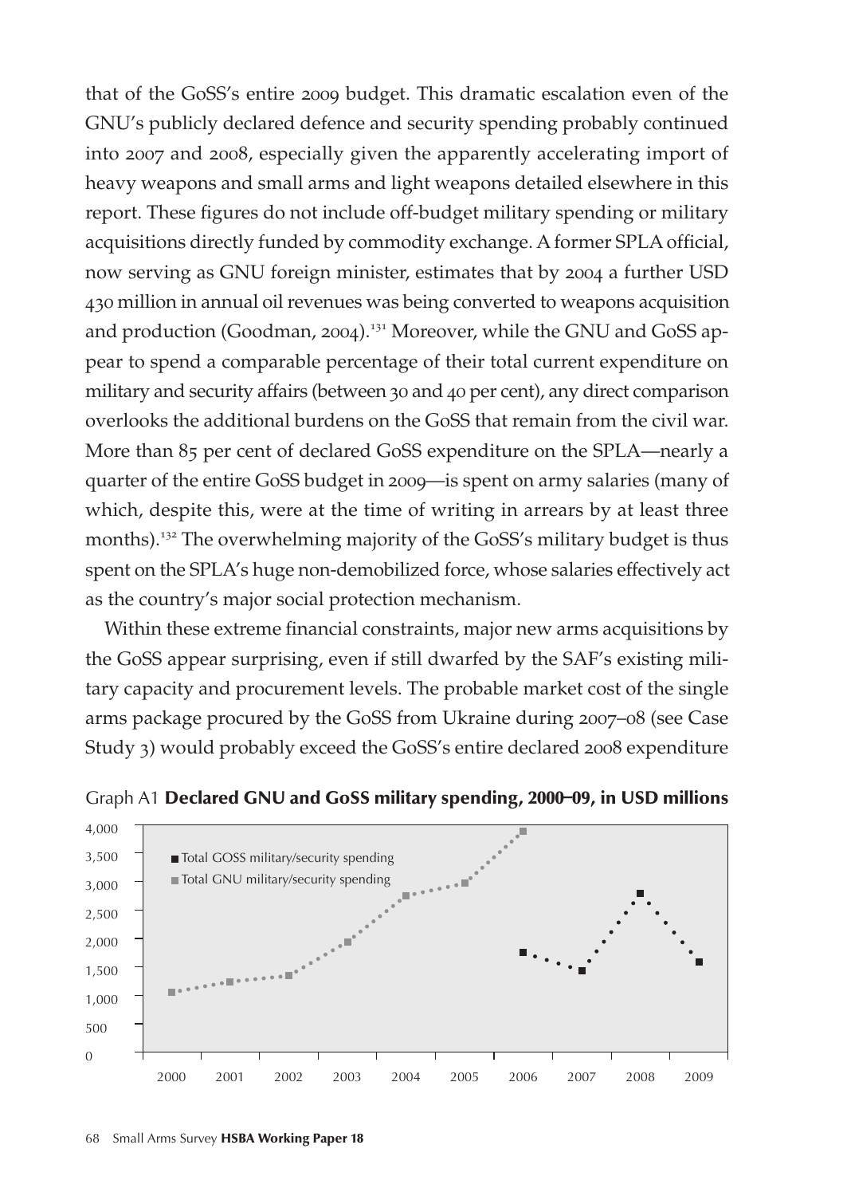that of the GoSS's entire 2009 budget. This dramatic escalation even of the GNU's publicly declared defence and security spending probably continued into 2007 and 2008, especially given the apparently accelerating import of heavy weapons and small arms and light weapons detailed elsewhere in this report. These figures do not include off-budget military spending or military acquisitions directly funded by commodity exchange. A former SPLA official, now serving as GNU foreign minister, estimates that by 2004 a further USD 430 million in annual oil revenues was being converted to weapons acquisition and production (Goodman, 2004).[131] Moreover, while the GNU and GoSS appear to spend a comparable percentage of their total current expenditure on military and security affairs (between 30 and 40 per cent), any direct comparison overlooks the additional burdens on the GoSS that remain from the civil war. More than 85 per cent of declared GoSS expenditure on the SPLA—nearly a quarter of the entire GoSS budget in 2009—is spent on army salaries (many of which, despite this, were at the time of writing in arrears by at least three months).[132] The overwhelming majority of the GoSS's military budget is thus spent on the SPLA's huge non-demobilized force, whose salaries effectively act as the country's major social protection mechanism.

Within these extreme financial constraints, major new arms acquisitions by the GoSS appear surprising, even if still dwarfed by the SAF's existing military capacity and procurement levels. The probable market cost of the single arms package procured by the GoSS from Ukraine during 2007–08 (see Case Study 3) would probably exceed the GoSS's entire declared 2008 expenditure

Graph A1 **Declared GNU and GoSS military spending, 2000–09, in USD millions**

| Year | Total GOSS military/security spending | Total GNU military/security spending |
|---|---|---|
| 2000 | | ~1,050 |
| 2001 | | ~1,250 |
| 2002 | | ~1,350 |
| 2003 | | ~1,950 |
| 2004 | | ~2,750 |
| 2005 | | ~2,950 |
| 2006 | ~1,750 | ~3,900 |
| 2007 | ~1,400 | |
| 2008 | ~2,800 | |
| 2009 | ~1,600 | |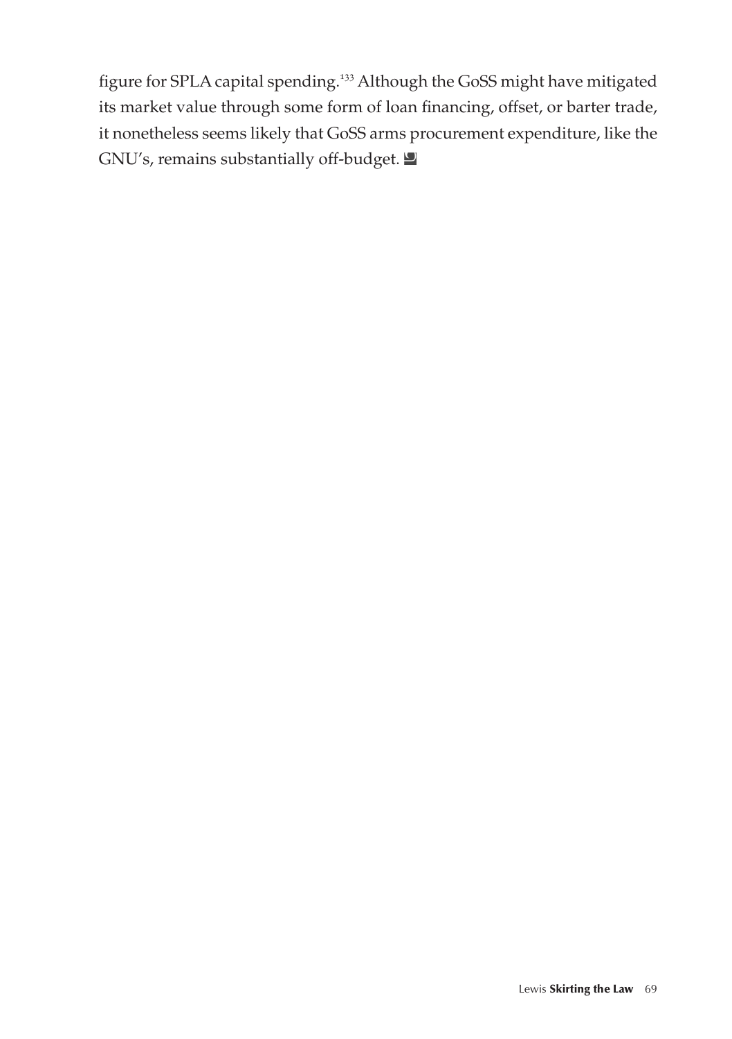figure for SPLA capital spending.[133] Although the GoSS might have mitigated its market value through some form of loan financing, offset, or barter trade, it nonetheless seems likely that GoSS arms procurement expenditure, like the GNU's, remains substantially off-budget.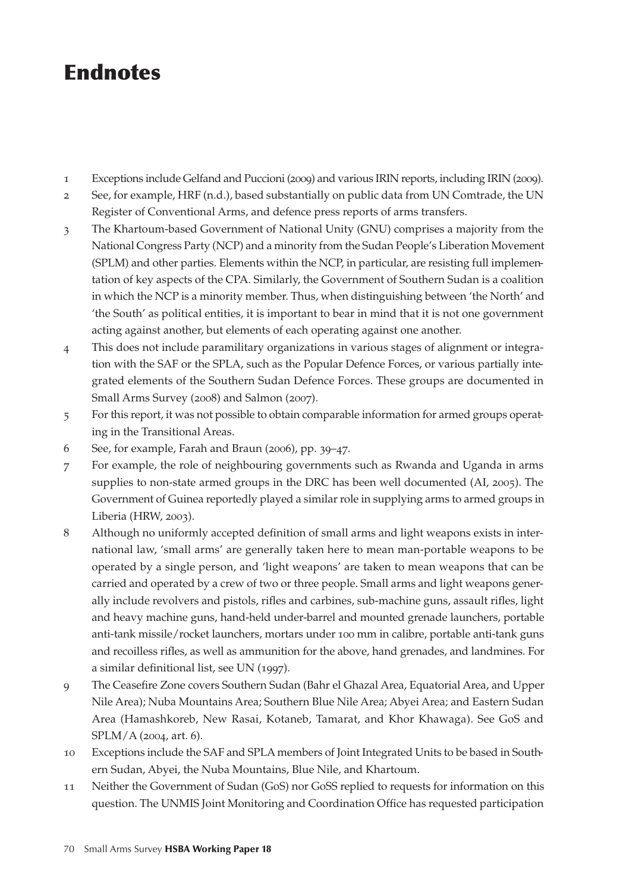# Endnotes

1. Exceptions include Gelfand and Puccioni (2009) and various IRIN reports, including IRIN (2009).
2. See, for example, HRF (n.d.), based substantially on public data from UN Comtrade, the UN Register of Conventional Arms, and defence press reports of arms transfers.
3. The Khartoum-based Government of National Unity (GNU) comprises a majority from the National Congress Party (NCP) and a minority from the Sudan People's Liberation Movement (SPLM) and other parties. Elements within the NCP, in particular, are resisting full implementation of key aspects of the CPA. Similarly, the Government of Southern Sudan is a coalition in which the NCP is a minority member. Thus, when distinguishing between 'the North' and 'the South' as political entities, it is important to bear in mind that it is not one government acting against another, but elements of each operating against one another.
4. This does not include paramilitary organizations in various stages of alignment or integration with the SAF or the SPLA, such as the Popular Defence Forces, or various partially integrated elements of the Southern Sudan Defence Forces. These groups are documented in Small Arms Survey (2008) and Salmon (2007).
5. For this report, it was not possible to obtain comparable information for armed groups operating in the Transitional Areas.
6. See, for example, Farah and Braun (2006), pp. 39–47.
7. For example, the role of neighbouring governments such as Rwanda and Uganda in arms supplies to non-state armed groups in the DRC has been well documented (AI, 2005). The Government of Guinea reportedly played a similar role in supplying arms to armed groups in Liberia (HRW, 2003).
8. Although no uniformly accepted definition of small arms and light weapons exists in international law, 'small arms' are generally taken here to mean man-portable weapons to be operated by a single person, and 'light weapons' are taken to mean weapons that can be carried and operated by a crew of two or three people. Small arms and light weapons generally include revolvers and pistols, rifles and carbines, sub-machine guns, assault rifles, light and heavy machine guns, hand-held under-barrel and mounted grenade launchers, portable anti-tank missile/rocket launchers, mortars under 100 mm in calibre, portable anti-tank guns and recoilless rifles, as well as ammunition for the above, hand grenades, and landmines. For a similar definitional list, see UN (1997).
9. The Ceasefire Zone covers Southern Sudan (Bahr el Ghazal Area, Equatorial Area, and Upper Nile Area); Nuba Mountains Area; Southern Blue Nile Area; Abyei Area; and Eastern Sudan Area (Hamashkoreb, New Rasai, Kotaneb, Tamarat, and Khor Khawaga). See GoS and SPLM/A (2004, art. 6).
10. Exceptions include the SAF and SPLA members of Joint Integrated Units to be based in Southern Sudan, Abyei, the Nuba Mountains, Blue Nile, and Khartoum.
11. Neither the Government of Sudan (GoS) nor GoSS replied to requests for information on this question. The UNMIS Joint Monitoring and Coordination Office has requested participation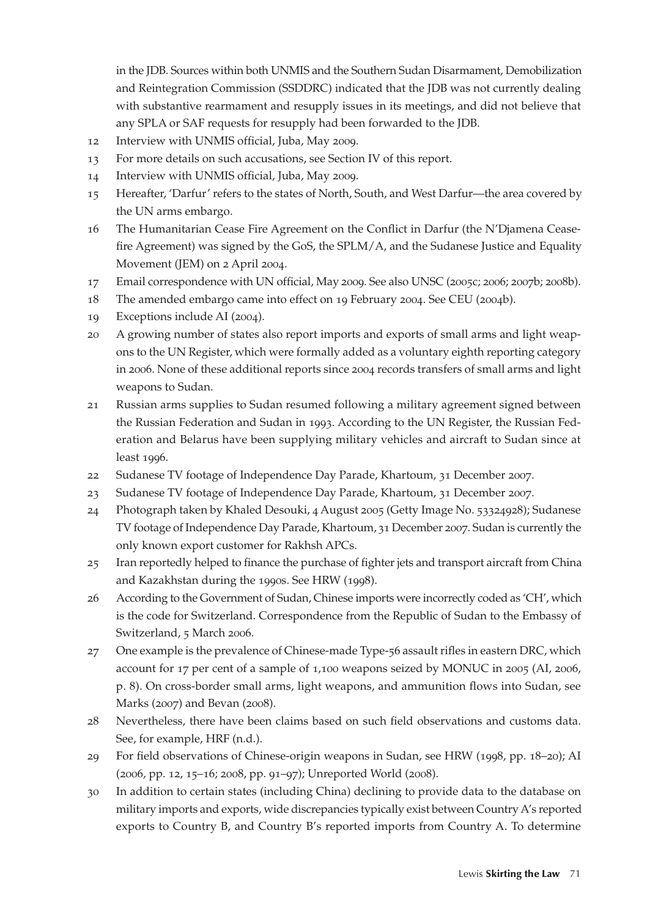in the JDB. Sources within both UNMIS and the Southern Sudan Disarmament, Demobilization and Reintegration Commission (SSDDRC) indicated that the JDB was not currently dealing with substantive rearmament and resupply issues in its meetings, and did not believe that any SPLA or SAF requests for resupply had been forwarded to the JDB.

12 Interview with UNMIS official, Juba, May 2009.

13 For more details on such accusations, see Section IV of this report.

14 Interview with UNMIS official, Juba, May 2009.

15 Hereafter, 'Darfur' refers to the states of North, South, and West Darfur—the area covered by the UN arms embargo.

16 The Humanitarian Cease Fire Agreement on the Conflict in Darfur (the N'Djamena Ceasefire Agreement) was signed by the GoS, the SPLM/A, and the Sudanese Justice and Equality Movement (JEM) on 2 April 2004.

17 Email correspondence with UN official, May 2009. See also UNSC (2005c; 2006; 2007b; 2008b).

18 The amended embargo came into effect on 19 February 2004. See CEU (2004b).

19 Exceptions include AI (2004).

20 A growing number of states also report imports and exports of small arms and light weapons to the UN Register, which were formally added as a voluntary eighth reporting category in 2006. None of these additional reports since 2004 records transfers of small arms and light weapons to Sudan.

21 Russian arms supplies to Sudan resumed following a military agreement signed between the Russian Federation and Sudan in 1993. According to the UN Register, the Russian Federation and Belarus have been supplying military vehicles and aircraft to Sudan since at least 1996.

22 Sudanese TV footage of Independence Day Parade, Khartoum, 31 December 2007.

23 Sudanese TV footage of Independence Day Parade, Khartoum, 31 December 2007.

24 Photograph taken by Khaled Desouki, 4 August 2005 (Getty Image No. 53324928); Sudanese TV footage of Independence Day Parade, Khartoum, 31 December 2007. Sudan is currently the only known export customer for Rakhsh APCs.

25 Iran reportedly helped to finance the purchase of fighter jets and transport aircraft from China and Kazakhstan during the 1990s. See HRW (1998).

26 According to the Government of Sudan, Chinese imports were incorrectly coded as 'CH', which is the code for Switzerland. Correspondence from the Republic of Sudan to the Embassy of Switzerland, 5 March 2006.

27 One example is the prevalence of Chinese-made Type-56 assault rifles in eastern DRC, which account for 17 per cent of a sample of 1,100 weapons seized by MONUC in 2005 (AI, 2006, p. 8). On cross-border small arms, light weapons, and ammunition flows into Sudan, see Marks (2007) and Bevan (2008).

28 Nevertheless, there have been claims based on such field observations and customs data. See, for example, HRF (n.d.).

29 For field observations of Chinese-origin weapons in Sudan, see HRW (1998, pp. 18–20); AI (2006, pp. 12, 15–16; 2008, pp. 91–97); Unreported World (2008).

30 In addition to certain states (including China) declining to provide data to the database on military imports and exports, wide discrepancies typically exist between Country A's reported exports to Country B, and Country B's reported imports from Country A. To determine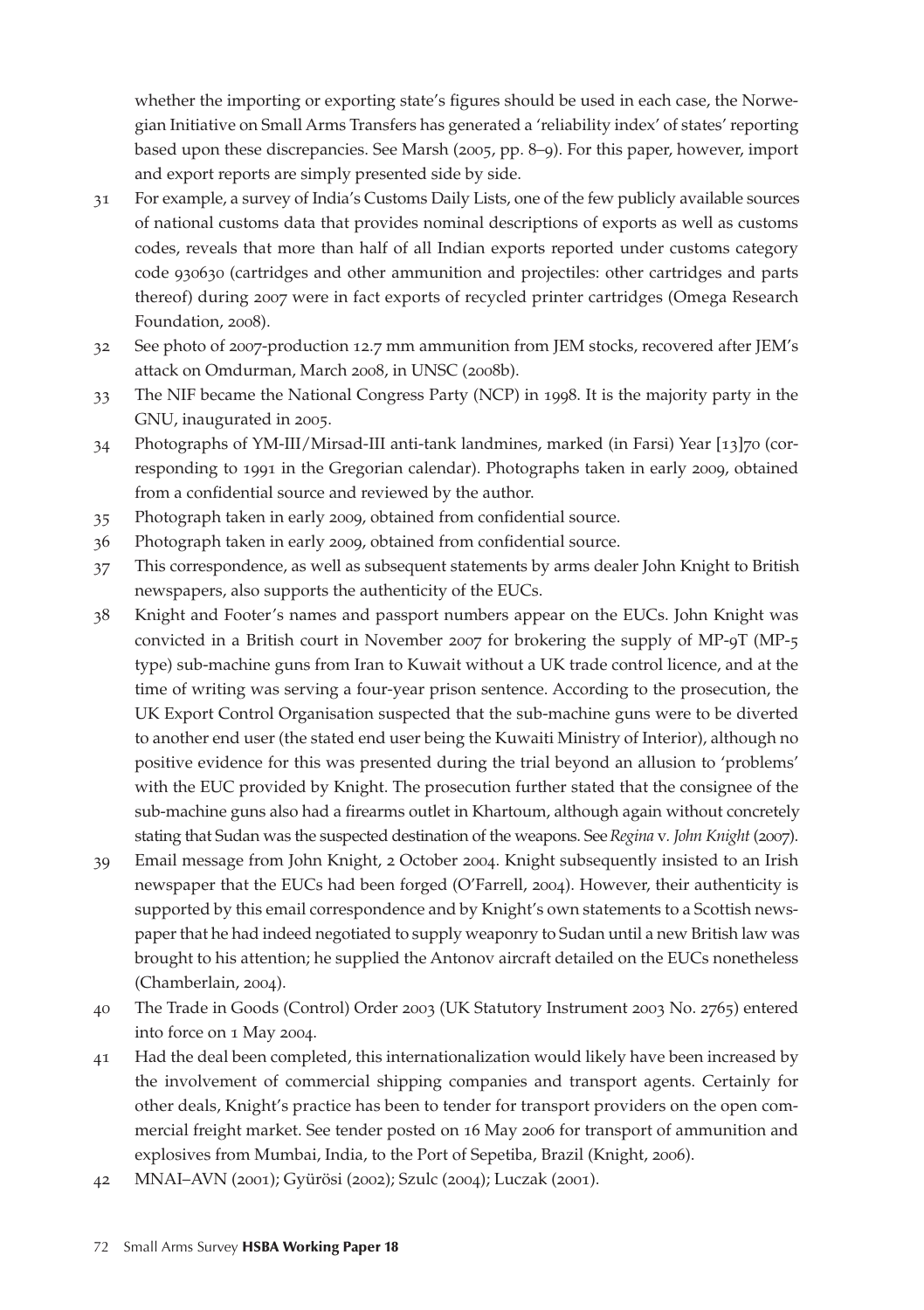whether the importing or exporting state's figures should be used in each case, the Norwegian Initiative on Small Arms Transfers has generated a 'reliability index' of states' reporting based upon these discrepancies. See Marsh (2005, pp. 8–9). For this paper, however, import and export reports are simply presented side by side.

31 For example, a survey of India's Customs Daily Lists, one of the few publicly available sources of national customs data that provides nominal descriptions of exports as well as customs codes, reveals that more than half of all Indian exports reported under customs category code 930630 (cartridges and other ammunition and projectiles: other cartridges and parts thereof) during 2007 were in fact exports of recycled printer cartridges (Omega Research Foundation, 2008).

32 See photo of 2007-production 12.7 mm ammunition from JEM stocks, recovered after JEM's attack on Omdurman, March 2008, in UNSC (2008b).

33 The NIF became the National Congress Party (NCP) in 1998. It is the majority party in the GNU, inaugurated in 2005.

34 Photographs of YM-III/Mirsad-III anti-tank landmines, marked (in Farsi) Year [13]70 (corresponding to 1991 in the Gregorian calendar). Photographs taken in early 2009, obtained from a confidential source and reviewed by the author.

35 Photograph taken in early 2009, obtained from confidential source.

36 Photograph taken in early 2009, obtained from confidential source.

37 This correspondence, as well as subsequent statements by arms dealer John Knight to British newspapers, also supports the authenticity of the EUCs.

38 Knight and Footer's names and passport numbers appear on the EUCs. John Knight was convicted in a British court in November 2007 for brokering the supply of MP-9T (MP-5 type) sub-machine guns from Iran to Kuwait without a UK trade control licence, and at the time of writing was serving a four-year prison sentence. According to the prosecution, the UK Export Control Organisation suspected that the sub-machine guns were to be diverted to another end user (the stated end user being the Kuwaiti Ministry of Interior), although no positive evidence for this was presented during the trial beyond an allusion to 'problems' with the EUC provided by Knight. The prosecution further stated that the consignee of the sub-machine guns also had a firearms outlet in Khartoum, although again without concretely stating that Sudan was the suspected destination of the weapons. See *Regina* v. *John Knight* (2007).

39 Email message from John Knight, 2 October 2004. Knight subsequently insisted to an Irish newspaper that the EUCs had been forged (O'Farrell, 2004). However, their authenticity is supported by this email correspondence and by Knight's own statements to a Scottish newspaper that he had indeed negotiated to supply weaponry to Sudan until a new British law was brought to his attention; he supplied the Antonov aircraft detailed on the EUCs nonetheless (Chamberlain, 2004).

40 The Trade in Goods (Control) Order 2003 (UK Statutory Instrument 2003 No. 2765) entered into force on 1 May 2004.

41 Had the deal been completed, this internationalization would likely have been increased by the involvement of commercial shipping companies and transport agents. Certainly for other deals, Knight's practice has been to tender for transport providers on the open commercial freight market. See tender posted on 16 May 2006 for transport of ammunition and explosives from Mumbai, India, to the Port of Sepetiba, Brazil (Knight, 2006).

42 MNAI–AVN (2001); Gyürösi (2002); Szulc (2004); Luczak (2001).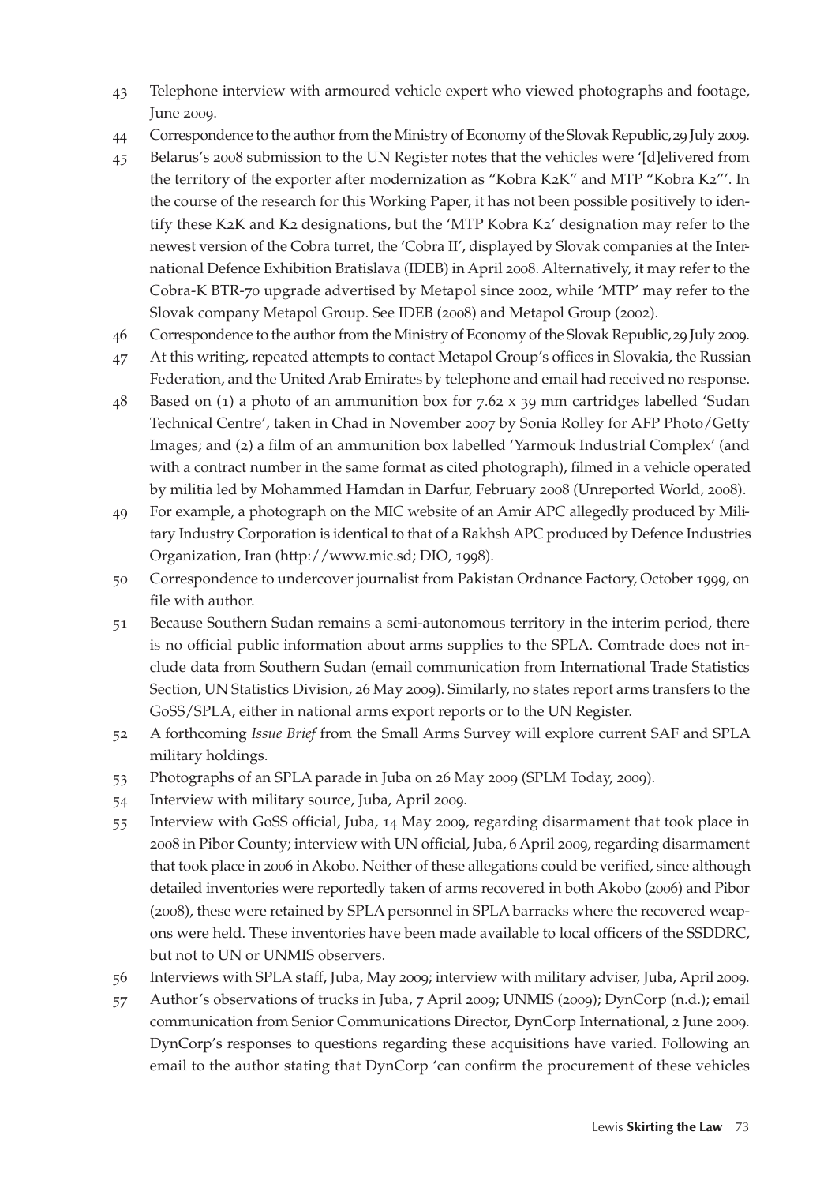43 Telephone interview with armoured vehicle expert who viewed photographs and footage, June 2009.

44 Correspondence to the author from the Ministry of Economy of the Slovak Republic, 29 July 2009.

45 Belarus's 2008 submission to the UN Register notes that the vehicles were '[d]elivered from the territory of the exporter after modernization as "Kobra K2K" and MTP "Kobra K2"'. In the course of the research for this Working Paper, it has not been possible positively to identify these K2K and K2 designations, but the 'MTP Kobra K2' designation may refer to the newest version of the Cobra turret, the 'Cobra II', displayed by Slovak companies at the International Defence Exhibition Bratislava (IDEB) in April 2008. Alternatively, it may refer to the Cobra-K BTR-70 upgrade advertised by Metapol since 2002, while 'MTP' may refer to the Slovak company Metapol Group. See IDEB (2008) and Metapol Group (2002).

46 Correspondence to the author from the Ministry of Economy of the Slovak Republic, 29 July 2009.

47 At this writing, repeated attempts to contact Metapol Group's offices in Slovakia, the Russian Federation, and the United Arab Emirates by telephone and email had received no response.

48 Based on (1) a photo of an ammunition box for 7.62 x 39 mm cartridges labelled 'Sudan Technical Centre', taken in Chad in November 2007 by Sonia Rolley for AFP Photo/Getty Images; and (2) a film of an ammunition box labelled 'Yarmouk Industrial Complex' (and with a contract number in the same format as cited photograph), filmed in a vehicle operated by militia led by Mohammed Hamdan in Darfur, February 2008 (Unreported World, 2008).

49 For example, a photograph on the MIC website of an Amir APC allegedly produced by Military Industry Corporation is identical to that of a Rakhsh APC produced by Defence Industries Organization, Iran (http://www.mic.sd; DIO, 1998).

50 Correspondence to undercover journalist from Pakistan Ordnance Factory, October 1999, on file with author.

51 Because Southern Sudan remains a semi-autonomous territory in the interim period, there is no official public information about arms supplies to the SPLA. Comtrade does not include data from Southern Sudan (email communication from International Trade Statistics Section, UN Statistics Division, 26 May 2009). Similarly, no states report arms transfers to the GoSS/SPLA, either in national arms export reports or to the UN Register.

52 A forthcoming *Issue Brief* from the Small Arms Survey will explore current SAF and SPLA military holdings.

53 Photographs of an SPLA parade in Juba on 26 May 2009 (SPLM Today, 2009).

54 Interview with military source, Juba, April 2009.

55 Interview with GoSS official, Juba, 14 May 2009, regarding disarmament that took place in 2008 in Pibor County; interview with UN official, Juba, 6 April 2009, regarding disarmament that took place in 2006 in Akobo. Neither of these allegations could be verified, since although detailed inventories were reportedly taken of arms recovered in both Akobo (2006) and Pibor (2008), these were retained by SPLA personnel in SPLA barracks where the recovered weapons were held. These inventories have been made available to local officers of the SSDDRC, but not to UN or UNMIS observers.

56 Interviews with SPLA staff, Juba, May 2009; interview with military adviser, Juba, April 2009.

57 Author's observations of trucks in Juba, 7 April 2009; UNMIS (2009); DynCorp (n.d.); email communication from Senior Communications Director, DynCorp International, 2 June 2009. DynCorp's responses to questions regarding these acquisitions have varied. Following an email to the author stating that DynCorp 'can confirm the procurement of these vehicles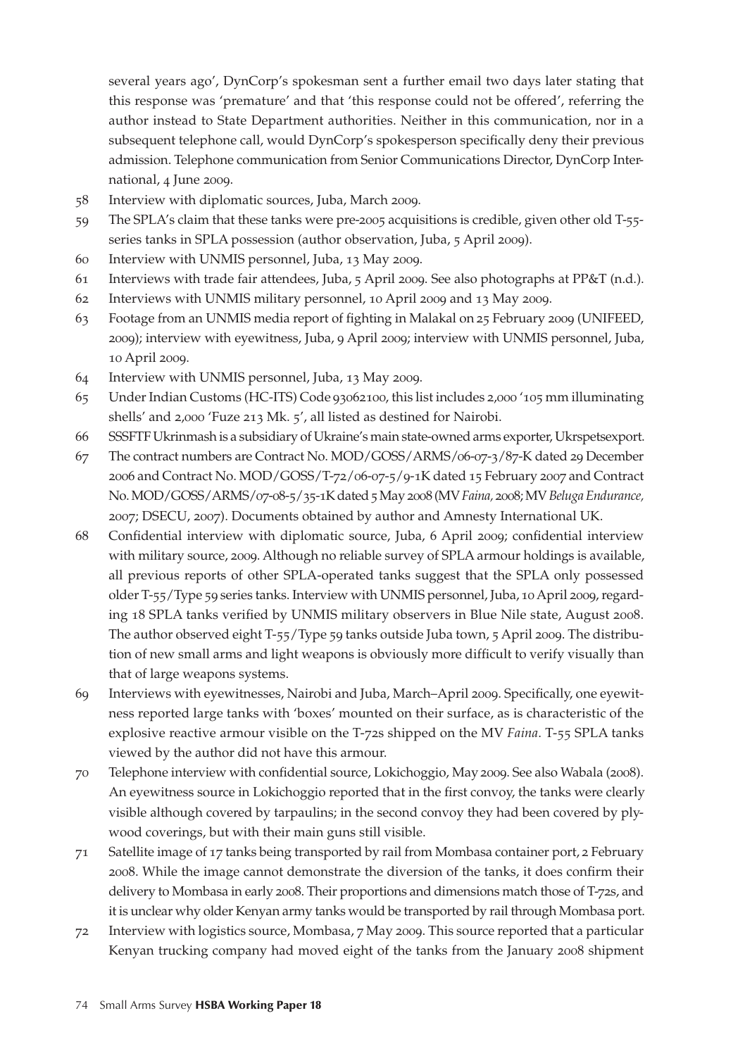several years ago', DynCorp's spokesman sent a further email two days later stating that this response was 'premature' and that 'this response could not be offered', referring the author instead to State Department authorities. Neither in this communication, nor in a subsequent telephone call, would DynCorp's spokesperson specifically deny their previous admission. Telephone communication from Senior Communications Director, DynCorp International, 4 June 2009.

58 Interview with diplomatic sources, Juba, March 2009.

59 The SPLA's claim that these tanks were pre-2005 acquisitions is credible, given other old T-55-series tanks in SPLA possession (author observation, Juba, 5 April 2009).

60 Interview with UNMIS personnel, Juba, 13 May 2009.

61 Interviews with trade fair attendees, Juba, 5 April 2009. See also photographs at PP&T (n.d.).

62 Interviews with UNMIS military personnel, 10 April 2009 and 13 May 2009.

63 Footage from an UNMIS media report of fighting in Malakal on 25 February 2009 (UNIFEED, 2009); interview with eyewitness, Juba, 9 April 2009; interview with UNMIS personnel, Juba, 10 April 2009.

64 Interview with UNMIS personnel, Juba, 13 May 2009.

65 Under Indian Customs (HC-ITS) Code 93062100, this list includes 2,000 '105 mm illuminating shells' and 2,000 'Fuze 213 Mk. 5', all listed as destined for Nairobi.

66 SSSFTF Ukrinmash is a subsidiary of Ukraine's main state-owned arms exporter, Ukrspetsexport.

67 The contract numbers are Contract No. MOD/GOSS/ARMS/06-07-3/87-K dated 29 December 2006 and Contract No. MOD/GOSS/T-72/06-07-5/9-1K dated 15 February 2007 and Contract No. MOD/GOSS/ARMS/07-08-5/35-1K dated 5 May 2008 (MV *Faina*, 2008; MV *Beluga Endurance*, 2007; DSECU, 2007). Documents obtained by author and Amnesty International UK.

68 Confidential interview with diplomatic source, Juba, 6 April 2009; confidential interview with military source, 2009. Although no reliable survey of SPLA armour holdings is available, all previous reports of other SPLA-operated tanks suggest that the SPLA only possessed older T-55/Type 59 series tanks. Interview with UNMIS personnel, Juba, 10 April 2009, regarding 18 SPLA tanks verified by UNMIS military observers in Blue Nile state, August 2008. The author observed eight T-55/Type 59 tanks outside Juba town, 5 April 2009. The distribution of new small arms and light weapons is obviously more difficult to verify visually than that of large weapons systems.

69 Interviews with eyewitnesses, Nairobi and Juba, March–April 2009. Specifically, one eyewitness reported large tanks with 'boxes' mounted on their surface, as is characteristic of the explosive reactive armour visible on the T-72s shipped on the MV *Faina*. T-55 SPLA tanks viewed by the author did not have this armour.

70 Telephone interview with confidential source, Lokichoggio, May 2009. See also Wabala (2008). An eyewitness source in Lokichoggio reported that in the first convoy, the tanks were clearly visible although covered by tarpaulins; in the second convoy they had been covered by plywood coverings, but with their main guns still visible.

71 Satellite image of 17 tanks being transported by rail from Mombasa container port, 2 February 2008. While the image cannot demonstrate the diversion of the tanks, it does confirm their delivery to Mombasa in early 2008. Their proportions and dimensions match those of T-72s, and it is unclear why older Kenyan army tanks would be transported by rail through Mombasa port.

72 Interview with logistics source, Mombasa, 7 May 2009. This source reported that a particular Kenyan trucking company had moved eight of the tanks from the January 2008 shipment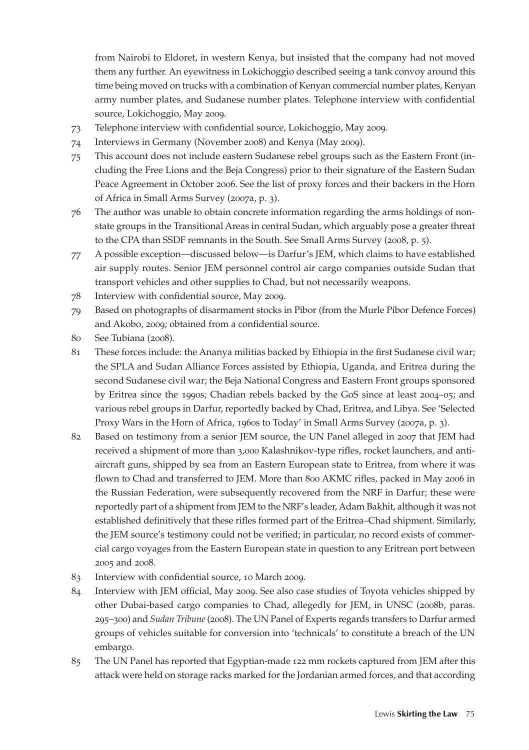from Nairobi to Eldoret, in western Kenya, but insisted that the company had not moved them any further. An eyewitness in Lokichoggio described seeing a tank convoy around this time being moved on trucks with a combination of Kenyan commercial number plates, Kenyan army number plates, and Sudanese number plates. Telephone interview with confidential source, Lokichoggio, May 2009.

73 Telephone interview with confidential source, Lokichoggio, May 2009.

74 Interviews in Germany (November 2008) and Kenya (May 2009).

75 This account does not include eastern Sudanese rebel groups such as the Eastern Front (including the Free Lions and the Beja Congress) prior to their signature of the Eastern Sudan Peace Agreement in October 2006. See the list of proxy forces and their backers in the Horn of Africa in Small Arms Survey (2007a, p. 3).

76 The author was unable to obtain concrete information regarding the arms holdings of non-state groups in the Transitional Areas in central Sudan, which arguably pose a greater threat to the CPA than SSDF remnants in the South. See Small Arms Survey (2008, p. 5).

77 A possible exception—discussed below—is Darfur's JEM, which claims to have established air supply routes. Senior JEM personnel control air cargo companies outside Sudan that transport vehicles and other supplies to Chad, but not necessarily weapons.

78 Interview with confidential source, May 2009.

79 Based on photographs of disarmament stocks in Pibor (from the Murle Pibor Defence Forces) and Akobo, 2009; obtained from a confidential source.

80 See Tubiana (2008).

81 These forces include: the Ananya militias backed by Ethiopia in the first Sudanese civil war; the SPLA and Sudan Alliance Forces assisted by Ethiopia, Uganda, and Eritrea during the second Sudanese civil war; the Beja National Congress and Eastern Front groups sponsored by Eritrea since the 1990s; Chadian rebels backed by the GoS since at least 2004–05; and various rebel groups in Darfur, reportedly backed by Chad, Eritrea, and Libya. See 'Selected Proxy Wars in the Horn of Africa, 1960s to Today' in Small Arms Survey (2007a, p. 3).

82 Based on testimony from a senior JEM source, the UN Panel alleged in 2007 that JEM had received a shipment of more than 3,000 Kalashnikov-type rifles, rocket launchers, and anti-aircraft guns, shipped by sea from an Eastern European state to Eritrea, from where it was flown to Chad and transferred to JEM. More than 800 AKMC rifles, packed in May 2006 in the Russian Federation, were subsequently recovered from the NRF in Darfur; these were reportedly part of a shipment from JEM to the NRF's leader, Adam Bakhit, although it was not established definitively that these rifles formed part of the Eritrea–Chad shipment. Similarly, the JEM source's testimony could not be verified; in particular, no record exists of commercial cargo voyages from the Eastern European state in question to any Eritrean port between 2005 and 2008.

83 Interview with confidential source, 10 March 2009.

84 Interview with JEM official, May 2009. See also case studies of Toyota vehicles shipped by other Dubai-based cargo companies to Chad, allegedly for JEM, in UNSC (2008b, paras. 295–300) and *Sudan Tribune* (2008). The UN Panel of Experts regards transfers to Darfur armed groups of vehicles suitable for conversion into 'technicals' to constitute a breach of the UN embargo.

85 The UN Panel has reported that Egyptian-made 122 mm rockets captured from JEM after this attack were held on storage racks marked for the Jordanian armed forces, and that according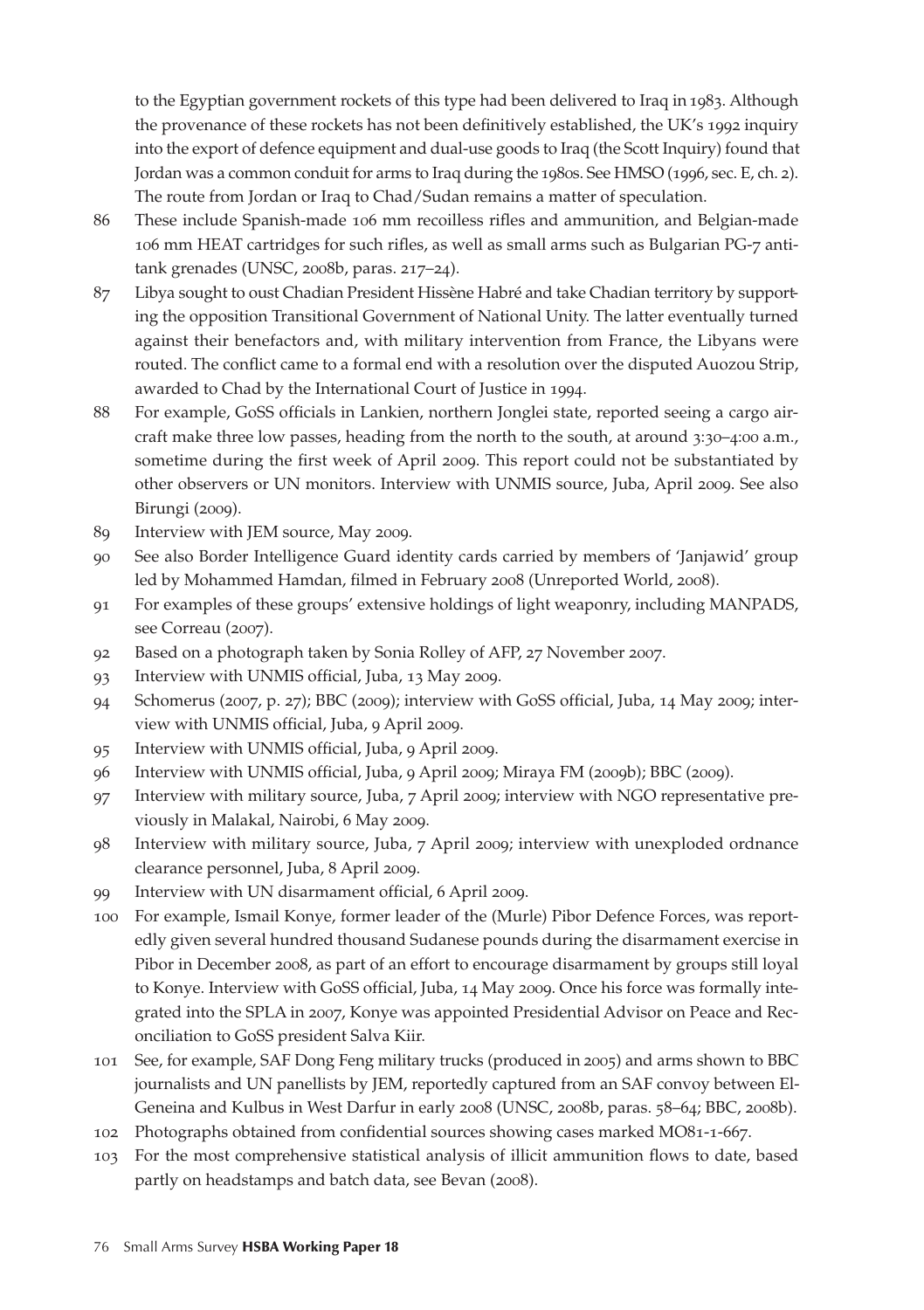to the Egyptian government rockets of this type had been delivered to Iraq in 1983. Although the provenance of these rockets has not been definitively established, the UK's 1992 inquiry into the export of defence equipment and dual-use goods to Iraq (the Scott Inquiry) found that Jordan was a common conduit for arms to Iraq during the 1980s. See HMSO (1996, sec. E, ch. 2). The route from Jordan or Iraq to Chad/Sudan remains a matter of speculation.

86 These include Spanish-made 106 mm recoilless rifles and ammunition, and Belgian-made 106 mm HEAT cartridges for such rifles, as well as small arms such as Bulgarian PG-7 anti-tank grenades (UNSC, 2008b, paras. 217–24).

87 Libya sought to oust Chadian President Hissène Habré and take Chadian territory by supporting the opposition Transitional Government of National Unity. The latter eventually turned against their benefactors and, with military intervention from France, the Libyans were routed. The conflict came to a formal end with a resolution over the disputed Auozou Strip, awarded to Chad by the International Court of Justice in 1994.

88 For example, GoSS officials in Lankien, northern Jonglei state, reported seeing a cargo aircraft make three low passes, heading from the north to the south, at around 3:30–4:00 a.m., sometime during the first week of April 2009. This report could not be substantiated by other observers or UN monitors. Interview with UNMIS source, Juba, April 2009. See also Birungi (2009).

89 Interview with JEM source, May 2009.

90 See also Border Intelligence Guard identity cards carried by members of 'Janjawid' group led by Mohammed Hamdan, filmed in February 2008 (Unreported World, 2008).

91 For examples of these groups' extensive holdings of light weaponry, including MANPADS, see Correau (2007).

92 Based on a photograph taken by Sonia Rolley of AFP, 27 November 2007.

93 Interview with UNMIS official, Juba, 13 May 2009.

94 Schomerus (2007, p. 27); BBC (2009); interview with GoSS official, Juba, 14 May 2009; interview with UNMIS official, Juba, 9 April 2009.

95 Interview with UNMIS official, Juba, 9 April 2009.

96 Interview with UNMIS official, Juba, 9 April 2009; Miraya FM (2009b); BBC (2009).

97 Interview with military source, Juba, 7 April 2009; interview with NGO representative previously in Malakal, Nairobi, 6 May 2009.

98 Interview with military source, Juba, 7 April 2009; interview with unexploded ordnance clearance personnel, Juba, 8 April 2009.

99 Interview with UN disarmament official, 6 April 2009.

100 For example, Ismail Konye, former leader of the (Murle) Pibor Defence Forces, was reportedly given several hundred thousand Sudanese pounds during the disarmament exercise in Pibor in December 2008, as part of an effort to encourage disarmament by groups still loyal to Konye. Interview with GoSS official, Juba, 14 May 2009. Once his force was formally integrated into the SPLA in 2007, Konye was appointed Presidential Advisor on Peace and Reconciliation to GoSS president Salva Kiir.

101 See, for example, SAF Dong Feng military trucks (produced in 2005) and arms shown to BBC journalists and UN panellists by JEM, reportedly captured from an SAF convoy between El-Geneina and Kulbus in West Darfur in early 2008 (UNSC, 2008b, paras. 58–64; BBC, 2008b).

102 Photographs obtained from confidential sources showing cases marked MO81-1-667.

103 For the most comprehensive statistical analysis of illicit ammunition flows to date, based partly on headstamps and batch data, see Bevan (2008).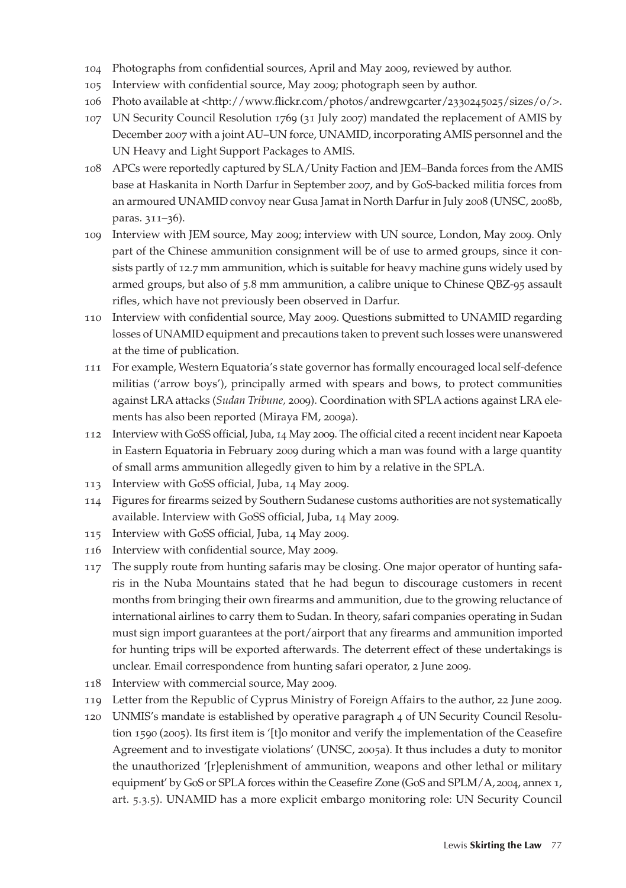104 Photographs from confidential sources, April and May 2009, reviewed by author.

105 Interview with confidential source, May 2009; photograph seen by author.

106 Photo available at <http://www.flickr.com/photos/andrewgcarter/2330245025/sizes/o/>.

107 UN Security Council Resolution 1769 (31 July 2007) mandated the replacement of AMIS by December 2007 with a joint AU–UN force, UNAMID, incorporating AMIS personnel and the UN Heavy and Light Support Packages to AMIS.

108 APCs were reportedly captured by SLA/Unity Faction and JEM–Banda forces from the AMIS base at Haskanita in North Darfur in September 2007, and by GoS-backed militia forces from an armoured UNAMID convoy near Gusa Jamat in North Darfur in July 2008 (UNSC, 2008b, paras. 311–36).

109 Interview with JEM source, May 2009; interview with UN source, London, May 2009. Only part of the Chinese ammunition consignment will be of use to armed groups, since it consists partly of 12.7 mm ammunition, which is suitable for heavy machine guns widely used by armed groups, but also of 5.8 mm ammunition, a calibre unique to Chinese QBZ-95 assault rifles, which have not previously been observed in Darfur.

110 Interview with confidential source, May 2009. Questions submitted to UNAMID regarding losses of UNAMID equipment and precautions taken to prevent such losses were unanswered at the time of publication.

111 For example, Western Equatoria's state governor has formally encouraged local self-defence militias ('arrow boys'), principally armed with spears and bows, to protect communities against LRA attacks (*Sudan Tribune*, 2009). Coordination with SPLA actions against LRA elements has also been reported (Miraya FM, 2009a).

112 Interview with GoSS official, Juba, 14 May 2009. The official cited a recent incident near Kapoeta in Eastern Equatoria in February 2009 during which a man was found with a large quantity of small arms ammunition allegedly given to him by a relative in the SPLA.

113 Interview with GoSS official, Juba, 14 May 2009.

114 Figures for firearms seized by Southern Sudanese customs authorities are not systematically available. Interview with GoSS official, Juba, 14 May 2009.

115 Interview with GoSS official, Juba, 14 May 2009.

116 Interview with confidential source, May 2009.

117 The supply route from hunting safaris may be closing. One major operator of hunting safaris in the Nuba Mountains stated that he had begun to discourage customers in recent months from bringing their own firearms and ammunition, due to the growing reluctance of international airlines to carry them to Sudan. In theory, safari companies operating in Sudan must sign import guarantees at the port/airport that any firearms and ammunition imported for hunting trips will be exported afterwards. The deterrent effect of these undertakings is unclear. Email correspondence from hunting safari operator, 2 June 2009.

118 Interview with commercial source, May 2009.

119 Letter from the Republic of Cyprus Ministry of Foreign Affairs to the author, 22 June 2009.

120 UNMIS's mandate is established by operative paragraph 4 of UN Security Council Resolution 1590 (2005). Its first item is '[t]o monitor and verify the implementation of the Ceasefire Agreement and to investigate violations' (UNSC, 2005a). It thus includes a duty to monitor the unauthorized '[r]eplenishment of ammunition, weapons and other lethal or military equipment' by GoS or SPLA forces within the Ceasefire Zone (GoS and SPLM/A, 2004, annex 1, art. 5.3.5). UNAMID has a more explicit embargo monitoring role: UN Security Council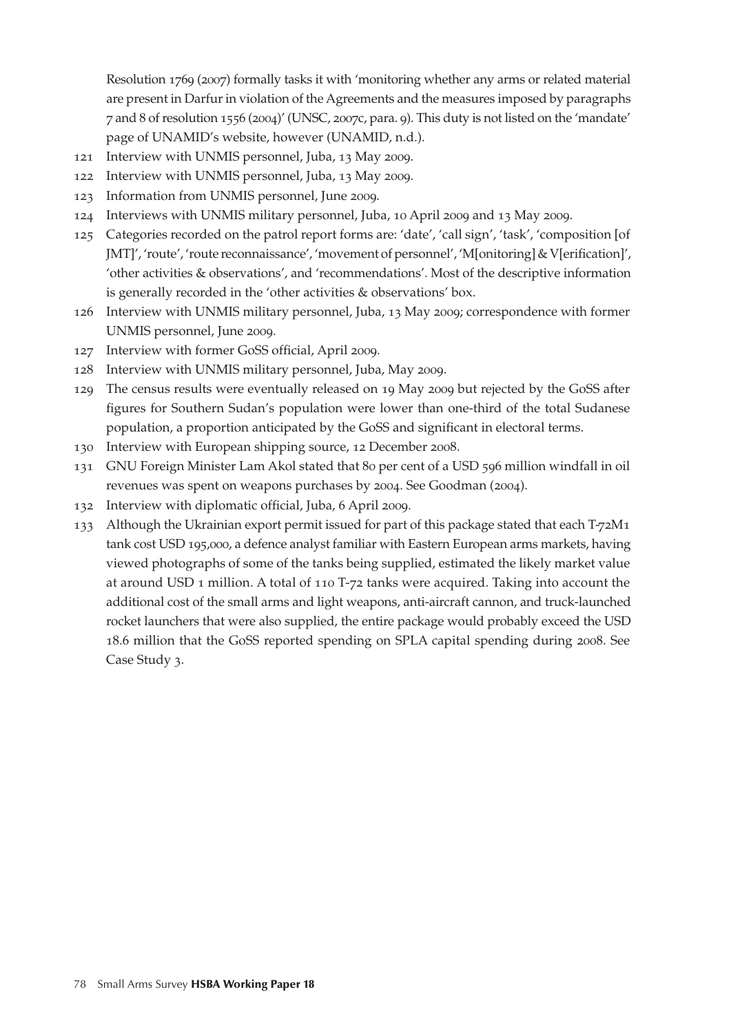Resolution 1769 (2007) formally tasks it with 'monitoring whether any arms or related material are present in Darfur in violation of the Agreements and the measures imposed by paragraphs 7 and 8 of resolution 1556 (2004)' (UNSC, 2007c, para. 9). This duty is not listed on the 'mandate' page of UNAMID's website, however (UNAMID, n.d.).

121 Interview with UNMIS personnel, Juba, 13 May 2009.

122 Interview with UNMIS personnel, Juba, 13 May 2009.

123 Information from UNMIS personnel, June 2009.

124 Interviews with UNMIS military personnel, Juba, 10 April 2009 and 13 May 2009.

125 Categories recorded on the patrol report forms are: 'date', 'call sign', 'task', 'composition [of JMT]', 'route', 'route reconnaissance', 'movement of personnel', 'M[onitoring] & V[erification]', 'other activities & observations', and 'recommendations'. Most of the descriptive information is generally recorded in the 'other activities & observations' box.

126 Interview with UNMIS military personnel, Juba, 13 May 2009; correspondence with former UNMIS personnel, June 2009.

127 Interview with former GoSS official, April 2009.

128 Interview with UNMIS military personnel, Juba, May 2009.

129 The census results were eventually released on 19 May 2009 but rejected by the GoSS after figures for Southern Sudan's population were lower than one-third of the total Sudanese population, a proportion anticipated by the GoSS and significant in electoral terms.

130 Interview with European shipping source, 12 December 2008.

131 GNU Foreign Minister Lam Akol stated that 80 per cent of a USD 596 million windfall in oil revenues was spent on weapons purchases by 2004. See Goodman (2004).

132 Interview with diplomatic official, Juba, 6 April 2009.

133 Although the Ukrainian export permit issued for part of this package stated that each T-72M1 tank cost USD 195,000, a defence analyst familiar with Eastern European arms markets, having viewed photographs of some of the tanks being supplied, estimated the likely market value at around USD 1 million. A total of 110 T-72 tanks were acquired. Taking into account the additional cost of the small arms and light weapons, anti-aircraft cannon, and truck-launched rocket launchers that were also supplied, the entire package would probably exceed the USD 18.6 million that the GoSS reported spending on SPLA capital spending during 2008. See Case Study 3.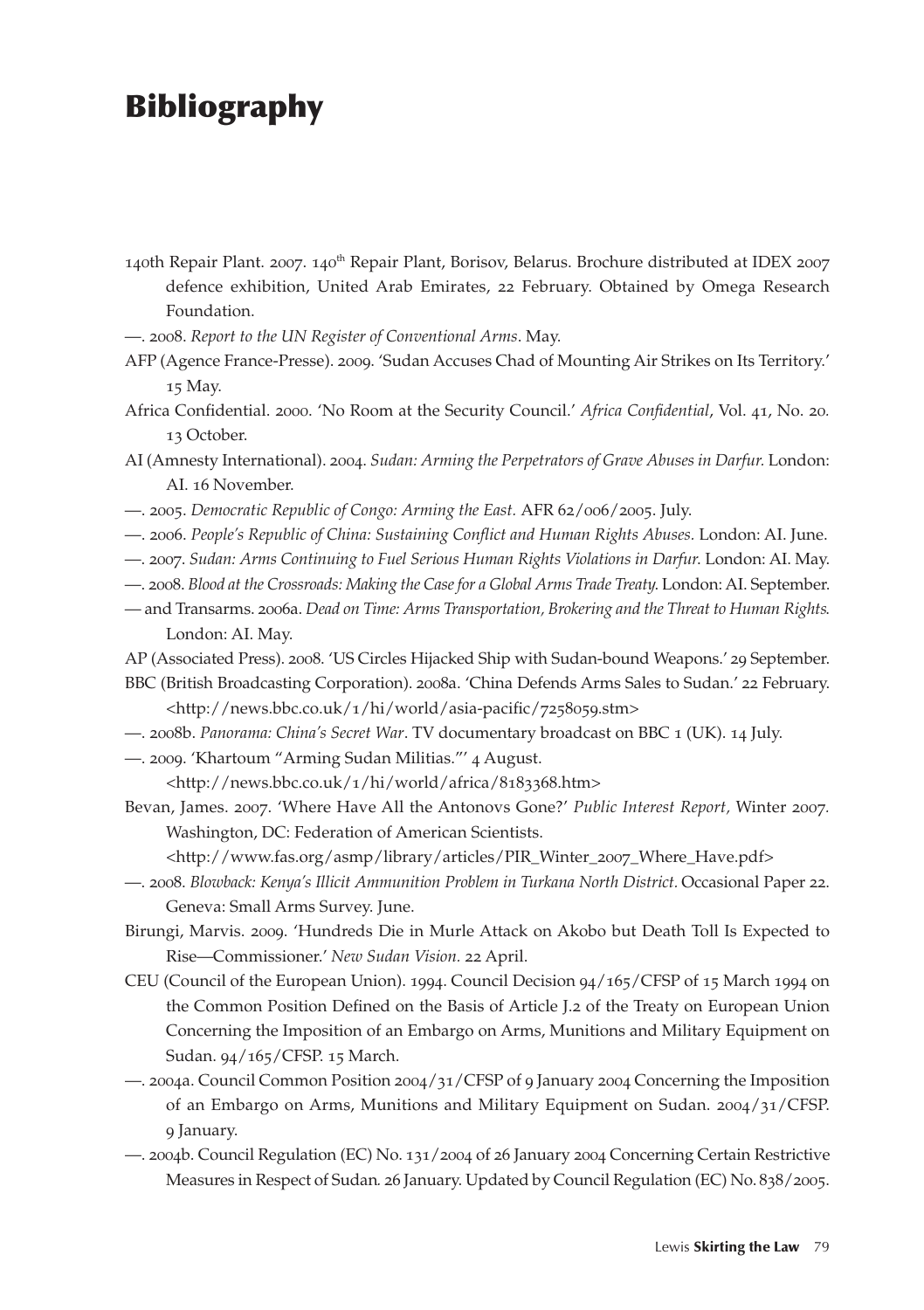# Bibliography

140th Repair Plant. 2007. 140th Repair Plant, Borisov, Belarus. Brochure distributed at IDEX 2007 defence exhibition, United Arab Emirates, 22 February. Obtained by Omega Research Foundation.

—. 2008. *Report to the UN Register of Conventional Arms*. May.

AFP (Agence France-Presse). 2009. 'Sudan Accuses Chad of Mounting Air Strikes on Its Territory.' 15 May.

Africa Confidential. 2000. 'No Room at the Security Council.' *Africa Confidential*, Vol. 41, No. 20. 13 October.

AI (Amnesty International). 2004. *Sudan: Arming the Perpetrators of Grave Abuses in Darfur*. London: AI. 16 November.

—. 2005. *Democratic Republic of Congo: Arming the East.* AFR 62/006/2005. July.

—. 2006. *People's Republic of China: Sustaining Conflict and Human Rights Abuses.* London: AI. June.

—. 2007. *Sudan: Arms Continuing to Fuel Serious Human Rights Violations in Darfur*. London: AI. May.

—. 2008. *Blood at the Crossroads: Making the Case for a Global Arms Trade Treaty*. London: AI. September.

— and Transarms. 2006a. *Dead on Time: Arms Transportation, Brokering and the Threat to Human Rights*. London: AI. May.

AP (Associated Press). 2008. 'US Circles Hijacked Ship with Sudan-bound Weapons.' 29 September.

BBC (British Broadcasting Corporation). 2008a. 'China Defends Arms Sales to Sudan.' 22 February. <http://news.bbc.co.uk/1/hi/world/asia-pacific/7258059.stm>

—. 2008b. *Panorama: China's Secret War*. TV documentary broadcast on BBC 1 (UK). 14 July.

—. 2009. 'Khartoum "Arming Sudan Militias."' 4 August. <http://news.bbc.co.uk/1/hi/world/africa/8183368.htm>

Bevan, James. 2007. 'Where Have All the Antonovs Gone?' *Public Interest Report,* Winter 2007. Washington, DC: Federation of American Scientists. <http://www.fas.org/asmp/library/articles/PIR_Winter_2007_Where_Have.pdf>

—. 2008. *Blowback: Kenya's Illicit Ammunition Problem in Turkana North District*. Occasional Paper 22. Geneva: Small Arms Survey. June.

Birungi, Marvis. 2009. 'Hundreds Die in Murle Attack on Akobo but Death Toll Is Expected to Rise—Commissioner.' *New Sudan Vision.* 22 April.

CEU (Council of the European Union). 1994. Council Decision 94/165/CFSP of 15 March 1994 on the Common Position Defined on the Basis of Article J.2 of the Treaty on European Union Concerning the Imposition of an Embargo on Arms, Munitions and Military Equipment on Sudan. 94/165/CFSP. 15 March.

—. 2004a. Council Common Position 2004/31/CFSP of 9 January 2004 Concerning the Imposition of an Embargo on Arms, Munitions and Military Equipment on Sudan. 2004/31/CFSP. 9 January.

—. 2004b. Council Regulation (EC) No. 131/2004 of 26 January 2004 Concerning Certain Restrictive Measures in Respect of Sudan. 26 January. Updated by Council Regulation (EC) No. 838/2005.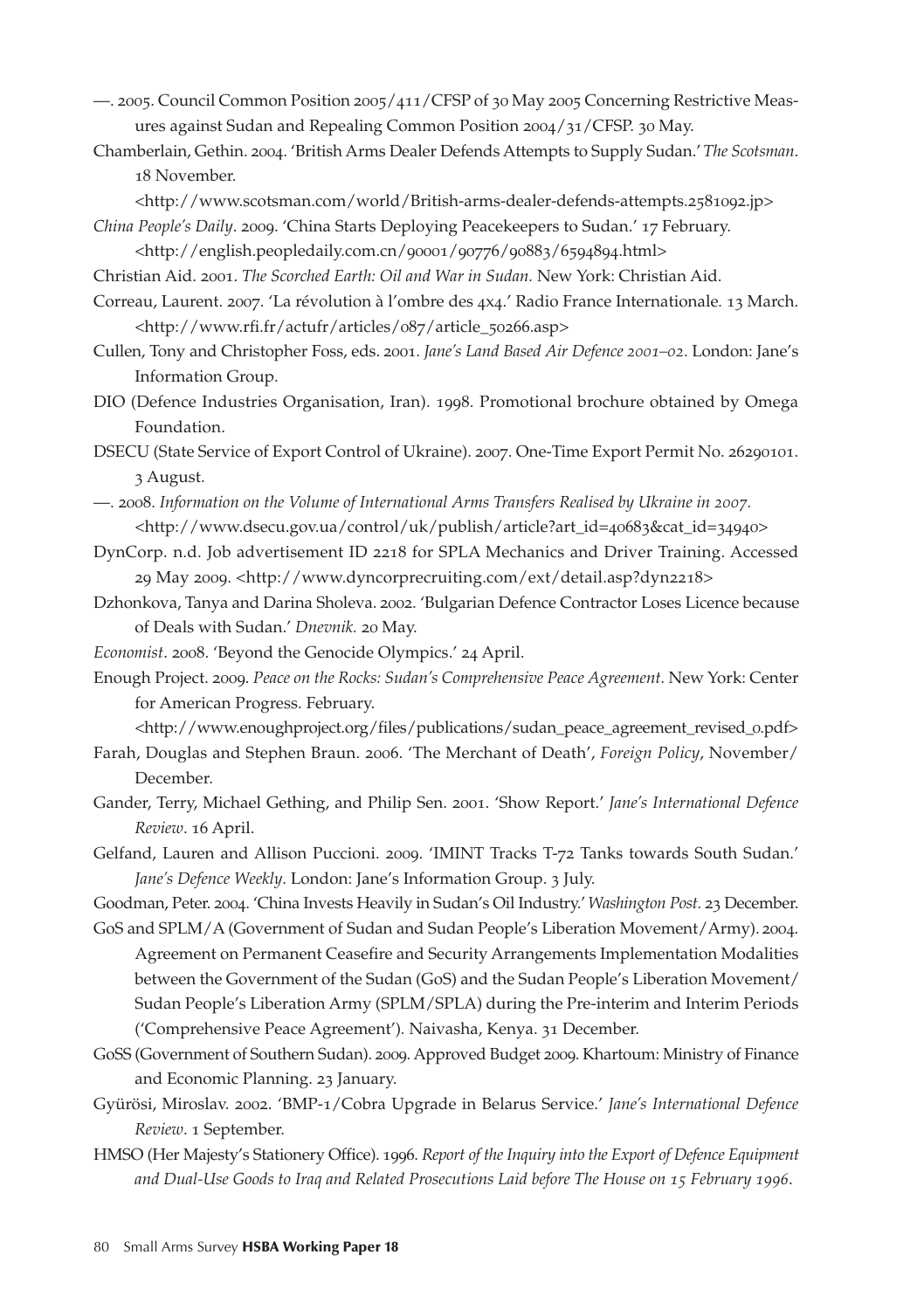—. 2005. Council Common Position 2005/411/CFSP of 30 May 2005 Concerning Restrictive Measures against Sudan and Repealing Common Position 2004/31/CFSP. 30 May.

Chamberlain, Gethin. 2004. 'British Arms Dealer Defends Attempts to Supply Sudan.' *The Scotsman*. 18 November.
<http://www.scotsman.com/world/British-arms-dealer-defends-attempts.2581092.jp>

*China People's Daily*. 2009. 'China Starts Deploying Peacekeepers to Sudan.' 17 February.
<http://english.peopledaily.com.cn/90001/90776/90883/6594894.html>

Christian Aid. 2001. *The Scorched Earth: Oil and War in Sudan.* New York: Christian Aid.

Correau, Laurent. 2007. 'La révolution à l'ombre des 4x4.' Radio France Internationale. 13 March.
<http://www.rfi.fr/actufr/articles/087/article_50266.asp>

Cullen, Tony and Christopher Foss, eds. 2001. *Jane's Land Based Air Defence 2001–02*. London: Jane's Information Group.

DIO (Defence Industries Organisation, Iran). 1998. Promotional brochure obtained by Omega Foundation.

DSECU (State Service of Export Control of Ukraine). 2007. One-Time Export Permit No. 26290101. 3 August.

—. 2008. *Information on the Volume of International Arms Transfers Realised by Ukraine in 2007*.
<http://www.dsecu.gov.ua/control/uk/publish/article?art_id=40683&cat_id=34940>

DynCorp. n.d. Job advertisement ID 2218 for SPLA Mechanics and Driver Training. Accessed 29 May 2009. <http://www.dyncorprecruiting.com/ext/detail.asp?dyn2218>

Dzhonkova, Tanya and Darina Sholeva. 2002. 'Bulgarian Defence Contractor Loses Licence because of Deals with Sudan.' *Dnevnik.* 20 May.

*Economist*. 2008. 'Beyond the Genocide Olympics.' 24 April.

Enough Project. 2009. *Peace on the Rocks: Sudan's Comprehensive Peace Agreement.* New York: Center for American Progress. February.
<http://www.enoughproject.org/files/publications/sudan_peace_agreement_revised_0.pdf>

Farah, Douglas and Stephen Braun. 2006. 'The Merchant of Death', *Foreign Policy*, November/December.

Gander, Terry, Michael Gething, and Philip Sen. 2001. 'Show Report.' *Jane's International Defence Review*. 16 April.

Gelfand, Lauren and Allison Puccioni. 2009. 'IMINT Tracks T-72 Tanks towards South Sudan.' *Jane's Defence Weekly*. London: Jane's Information Group. 3 July.

Goodman, Peter. 2004. 'China Invests Heavily in Sudan's Oil Industry.' *Washington Post.* 23 December.

GoS and SPLM/A (Government of Sudan and Sudan People's Liberation Movement/Army). 2004. Agreement on Permanent Ceasefire and Security Arrangements Implementation Modalities between the Government of the Sudan (GoS) and the Sudan People's Liberation Movement/Sudan People's Liberation Army (SPLM/SPLA) during the Pre-interim and Interim Periods ('Comprehensive Peace Agreement'). Naivasha, Kenya. 31 December.

GoSS (Government of Southern Sudan). 2009. Approved Budget 2009. Khartoum: Ministry of Finance and Economic Planning. 23 January.

Gyürösi, Miroslav. 2002. 'BMP-1/Cobra Upgrade in Belarus Service.' *Jane's International Defence Review*. 1 September.

HMSO (Her Majesty's Stationery Office). 1996. *Report of the Inquiry into the Export of Defence Equipment and Dual-Use Goods to Iraq and Related Prosecutions Laid before The House on 15 February 1996*.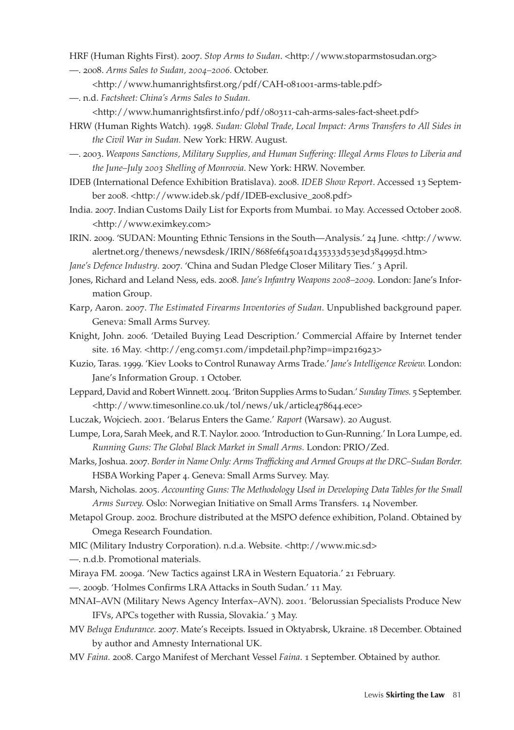HRF (Human Rights First). 2007. *Stop Arms to Sudan*. <http://www.stoparmstosudan.org>

—. 2008. *Arms Sales to Sudan, 2004–2006*. October. <http://www.humanrightsfirst.org/pdf/CAH-081001-arms-table.pdf>

—. n.d. *Factsheet: China's Arms Sales to Sudan*. <http://www.humanrightsfirst.info/pdf/080311-cah-arms-sales-fact-sheet.pdf>

HRW (Human Rights Watch). 1998. *Sudan: Global Trade, Local Impact: Arms Transfers to All Sides in the Civil War in Sudan*. New York: HRW. August.

—. 2003. *Weapons Sanctions, Military Supplies, and Human Suffering: Illegal Arms Flows to Liberia and the June–July 2003 Shelling of Monrovia*. New York: HRW. November.

IDEB (International Defence Exhibition Bratislava). 2008. *IDEB Show Report*. Accessed 13 September 2008. <http://www.ideb.sk/pdf/IDEB-exclusive_2008.pdf>

India. 2007. Indian Customs Daily List for Exports from Mumbai. 10 May. Accessed October 2008. <http://www.eximkey.com>

IRIN. 2009. 'SUDAN: Mounting Ethnic Tensions in the South—Analysis.' 24 June. <http://www.alertnet.org/thenews/newsdesk/IRIN/868fe6f450a1d435333d53e3d384995d.htm>

*Jane's Defence Industry*. 2007. 'China and Sudan Pledge Closer Military Ties.' 3 April.

Jones, Richard and Leland Ness, eds. 2008. *Jane's Infantry Weapons 2008–2009*. London: Jane's Information Group.

Karp, Aaron. 2007. *The Estimated Firearms Inventories of Sudan*. Unpublished background paper. Geneva: Small Arms Survey.

Knight, John. 2006. 'Detailed Buying Lead Description.' Commercial Affaire by Internet tender site. 16 May. <http://eng.com51.com/impdetail.php?imp=imp216923>

Kuzio, Taras. 1999. 'Kiev Looks to Control Runaway Arms Trade.' *Jane's Intelligence Review.* London: Jane's Information Group. 1 October.

Leppard, David and Robert Winnett. 2004. 'Briton Supplies Arms to Sudan.' *Sunday Times.* 5 September. <http://www.timesonline.co.uk/tol/news/uk/article478644.ece>

Luczak, Wojciech. 2001. 'Belarus Enters the Game.' *Raport* (Warsaw). 20 August.

Lumpe, Lora, Sarah Meek, and R.T. Naylor. 2000. 'Introduction to Gun-Running.' In Lora Lumpe, ed. *Running Guns: The Global Black Market in Small Arms.* London: PRIO/Zed.

Marks, Joshua. 2007. *Border in Name Only: Arms Trafficking and Armed Groups at the DRC–Sudan Border.* HSBA Working Paper 4. Geneva: Small Arms Survey. May.

Marsh, Nicholas. 2005. *Accounting Guns: The Methodology Used in Developing Data Tables for the Small Arms Survey.* Oslo: Norwegian Initiative on Small Arms Transfers. 14 November.

Metapol Group. 2002. Brochure distributed at the MSPO defence exhibition, Poland. Obtained by Omega Research Foundation.

MIC (Military Industry Corporation). n.d.a. Website. <http://www.mic.sd>

—. n.d.b. Promotional materials.

Miraya FM. 2009a. 'New Tactics against LRA in Western Equatoria.' 21 February.

—. 2009b. 'Holmes Confirms LRA Attacks in South Sudan.' 11 May.

MNAI–AVN (Military News Agency Interfax–AVN). 2001. 'Belorussian Specialists Produce New IFVs, APCs together with Russia, Slovakia.' 3 May.

MV *Beluga Endurance.* 2007. Mate's Receipts. Issued in Oktyabrsk, Ukraine. 18 December. Obtained by author and Amnesty International UK.

MV *Faina.* 2008. Cargo Manifest of Merchant Vessel *Faina*. 1 September. Obtained by author.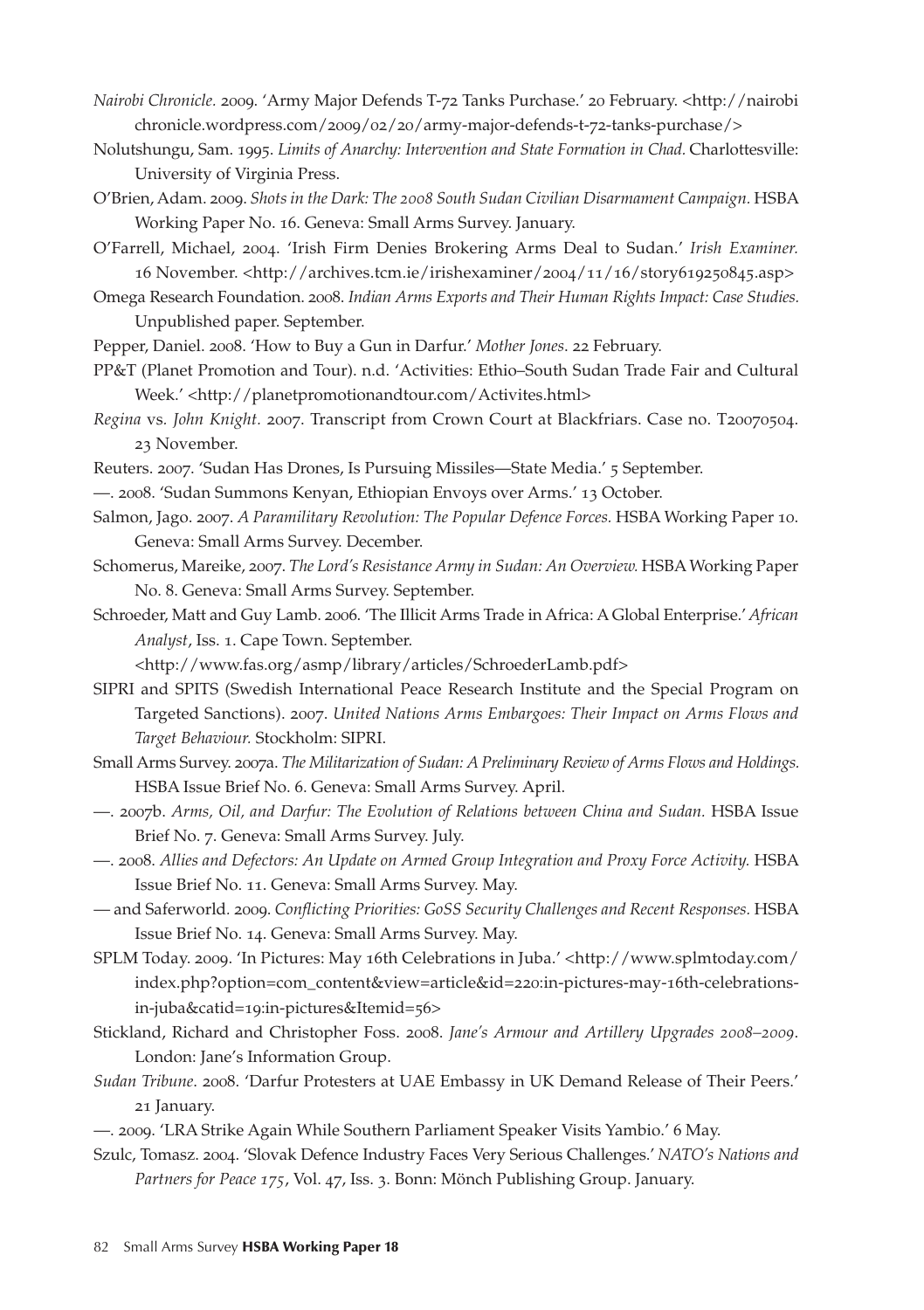*Nairobi Chronicle.* 2009. 'Army Major Defends T-72 Tanks Purchase.' 20 February. <http://nairobichronicle.wordpress.com/2009/02/20/army-major-defends-t-72-tanks-purchase/>

Nolutshungu, Sam. 1995. *Limits of Anarchy: Intervention and State Formation in Chad.* Charlottesville: University of Virginia Press.

O'Brien, Adam. 2009. *Shots in the Dark: The 2008 South Sudan Civilian Disarmament Campaign.* HSBA Working Paper No. 16. Geneva: Small Arms Survey. January.

O'Farrell, Michael, 2004. 'Irish Firm Denies Brokering Arms Deal to Sudan.' *Irish Examiner.* 16 November. <http://archives.tcm.ie/irishexaminer/2004/11/16/story619250845.asp>

Omega Research Foundation. 2008. *Indian Arms Exports and Their Human Rights Impact: Case Studies.* Unpublished paper. September.

Pepper, Daniel. 2008. 'How to Buy a Gun in Darfur.' *Mother Jones*. 22 February.

PP&T (Planet Promotion and Tour). n.d. 'Activities: Ethio–South Sudan Trade Fair and Cultural Week.' <http://planetpromotionandtour.com/Activites.html>

*Regina* vs. *John Knight*. 2007. Transcript from Crown Court at Blackfriars. Case no. T20070504. 23 November.

Reuters. 2007. 'Sudan Has Drones, Is Pursuing Missiles—State Media.' 5 September.

—. 2008. 'Sudan Summons Kenyan, Ethiopian Envoys over Arms.' 13 October.

Salmon, Jago. 2007. *A Paramilitary Revolution: The Popular Defence Forces.* HSBA Working Paper 10. Geneva: Small Arms Survey. December.

Schomerus, Mareike, 2007. *The Lord's Resistance Army in Sudan: An Overview.* HSBA Working Paper No. 8. Geneva: Small Arms Survey. September.

Schroeder, Matt and Guy Lamb. 2006. 'The Illicit Arms Trade in Africa: A Global Enterprise.' *African Analyst*, Iss. 1. Cape Town. September. <http://www.fas.org/asmp/library/articles/SchroederLamb.pdf>

SIPRI and SPITS (Swedish International Peace Research Institute and the Special Program on Targeted Sanctions). 2007. *United Nations Arms Embargoes: Their Impact on Arms Flows and Target Behaviour.* Stockholm: SIPRI.

Small Arms Survey. 2007a. *The Militarization of Sudan: A Preliminary Review of Arms Flows and Holdings.* HSBA Issue Brief No. 6. Geneva: Small Arms Survey. April.

—. 2007b. *Arms, Oil, and Darfur: The Evolution of Relations between China and Sudan.* HSBA Issue Brief No. 7. Geneva: Small Arms Survey. July.

—. 2008. *Allies and Defectors: An Update on Armed Group Integration and Proxy Force Activity.* HSBA Issue Brief No. 11. Geneva: Small Arms Survey. May.

— and Saferworld. 2009. *Conflicting Priorities: GoSS Security Challenges and Recent Responses*. HSBA Issue Brief No. 14. Geneva: Small Arms Survey. May.

SPLM Today. 2009. 'In Pictures: May 16th Celebrations in Juba.' <http://www.splmtoday.com/index.php?option=com_content&view=article&id=220:in-pictures-may-16th-celebrations-in-juba&catid=19:in-pictures&Itemid=56>

Stickland, Richard and Christopher Foss. 2008. *Jane's Armour and Artillery Upgrades 2008–2009*. London: Jane's Information Group.

*Sudan Tribune*. 2008. 'Darfur Protesters at UAE Embassy in UK Demand Release of Their Peers.' 21 January.

—. 2009. 'LRA Strike Again While Southern Parliament Speaker Visits Yambio.' 6 May.

Szulc, Tomasz. 2004. 'Slovak Defence Industry Faces Very Serious Challenges.' *NATO's Nations and Partners for Peace 175*, Vol. 47, Iss. 3. Bonn: Mönch Publishing Group. January.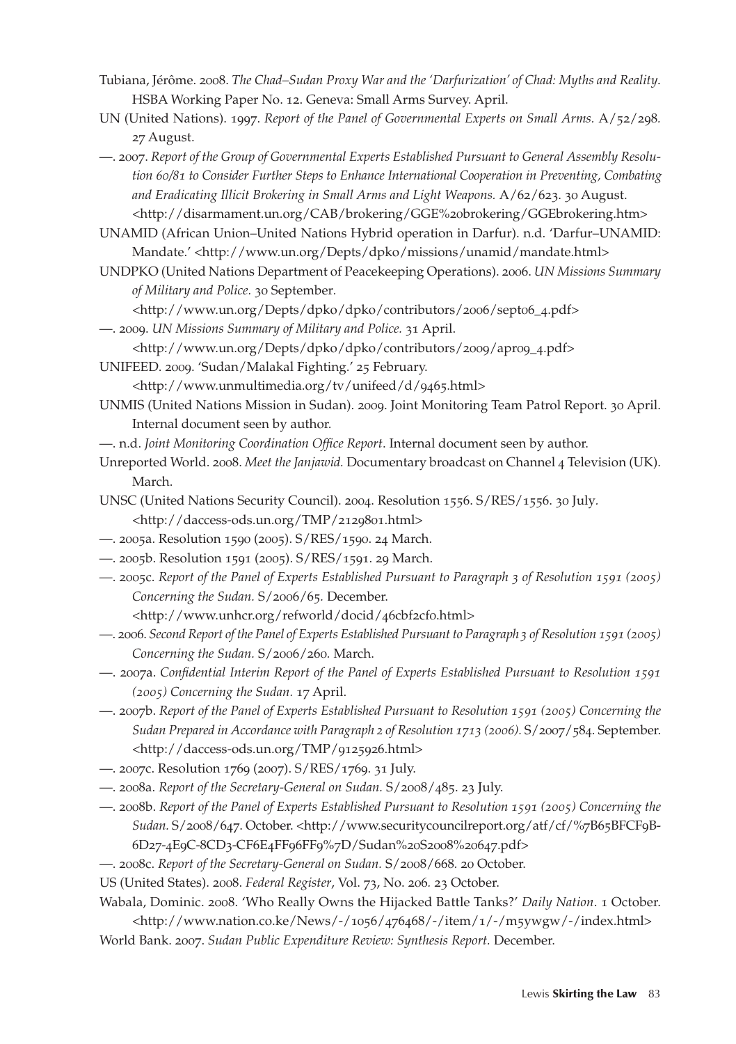Tubiana, Jérôme. 2008. *The Chad–Sudan Proxy War and the 'Darfurization' of Chad: Myths and Reality*. HSBA Working Paper No. 12. Geneva: Small Arms Survey. April.

UN (United Nations). 1997. *Report of the Panel of Governmental Experts on Small Arms.* A/52/298. 27 August.

—. 2007. *Report of the Group of Governmental Experts Established Pursuant to General Assembly Resolution 60/81 to Consider Further Steps to Enhance International Cooperation in Preventing, Combating and Eradicating Illicit Brokering in Small Arms and Light Weapons.* A/62/623. 30 August. <http://disarmament.un.org/CAB/brokering/GGE%20brokering/GGEbrokering.htm>

UNAMID (African Union–United Nations Hybrid operation in Darfur). n.d. 'Darfur–UNAMID: Mandate.' <http://www.un.org/Depts/dpko/missions/unamid/mandate.html>

UNDPKO (United Nations Department of Peacekeeping Operations). 2006. *UN Missions Summary of Military and Police.* 30 September. <http://www.un.org/Depts/dpko/dpko/contributors/2006/sept06_4.pdf>

—. 2009. *UN Missions Summary of Military and Police.* 31 April. <http://www.un.org/Depts/dpko/dpko/contributors/2009/apr09_4.pdf>

UNIFEED. 2009. 'Sudan/Malakal Fighting.' 25 February. <http://www.unmultimedia.org/tv/unifeed/d/9465.html>

UNMIS (United Nations Mission in Sudan). 2009. Joint Monitoring Team Patrol Report. 30 April. Internal document seen by author.

—. n.d. *Joint Monitoring Coordination Office Report*. Internal document seen by author.

Unreported World. 2008. *Meet the Janjawid.* Documentary broadcast on Channel 4 Television (UK). March.

UNSC (United Nations Security Council). 2004. Resolution 1556. S/RES/1556. 30 July. <http://daccess-ods.un.org/TMP/2129801.html>

—. 2005a. Resolution 1590 (2005). S/RES/1590. 24 March.

—. 2005b. Resolution 1591 (2005). S/RES/1591. 29 March.

—. 2005c. *Report of the Panel of Experts Established Pursuant to Paragraph 3 of Resolution 1591 (2005) Concerning the Sudan.* S/2006/65. December. <http://www.unhcr.org/refworld/docid/46cbf2cf0.html>

—. 2006. *Second Report of the Panel of Experts Established Pursuant to Paragraph 3 of Resolution 1591 (2005) Concerning the Sudan.* S/2006/260. March.

—. 2007a. *Confidential Interim Report of the Panel of Experts Established Pursuant to Resolution 1591 (2005) Concerning the Sudan.* 17 April.

—. 2007b. *Report of the Panel of Experts Established Pursuant to Resolution 1591 (2005) Concerning the Sudan Prepared in Accordance with Paragraph 2 of Resolution 1713 (2006).* S/2007/584. September. <http://daccess-ods.un.org/TMP/9125926.html>

—. 2007c. Resolution 1769 (2007). S/RES/1769. 31 July.

—. 2008a. *Report of the Secretary-General on Sudan.* S/2008/485. 23 July.

—. 2008b. *Report of the Panel of Experts Established Pursuant to Resolution 1591 (2005) Concerning the Sudan.* S/2008/647. October. <http://www.securitycouncilreport.org/atf/cf/%7B65BFCF9B-6D27-4E9C-8CD3-CF6E4FF96FF9%7D/Sudan%20S2008%20647.pdf>

—. 2008c. *Report of the Secretary-General on Sudan.* S/2008/668. 20 October.

US (United States). 2008. *Federal Register*, Vol. 73, No. 206. 23 October.

Wabala, Dominic. 2008. 'Who Really Owns the Hijacked Battle Tanks?' *Daily Nation*. 1 October. <http://www.nation.co.ke/News/-/1056/476468/-/item/1/-/m5ywgw/-/index.html>

World Bank. 2007. *Sudan Public Expenditure Review: Synthesis Report.* December.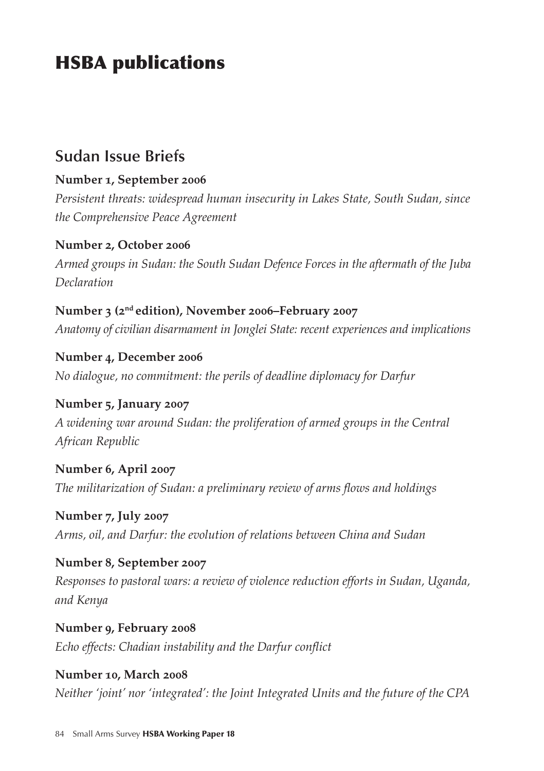# HSBA publications

## Sudan Issue Briefs

**Number 1, September 2006**
*Persistent threats: widespread human insecurity in Lakes State, South Sudan, since the Comprehensive Peace Agreement*

**Number 2, October 2006**
*Armed groups in Sudan: the South Sudan Defence Forces in the aftermath of the Juba Declaration*

**Number 3 (2nd edition), November 2006–February 2007**
*Anatomy of civilian disarmament in Jonglei State: recent experiences and implications*

**Number 4, December 2006**
*No dialogue, no commitment: the perils of deadline diplomacy for Darfur*

**Number 5, January 2007**
*A widening war around Sudan: the proliferation of armed groups in the Central African Republic*

**Number 6, April 2007**
*The militarization of Sudan: a preliminary review of arms flows and holdings*

**Number 7, July 2007**
*Arms, oil, and Darfur: the evolution of relations between China and Sudan*

**Number 8, September 2007**
*Responses to pastoral wars: a review of violence reduction efforts in Sudan, Uganda, and Kenya*

**Number 9, February 2008**
*Echo effects: Chadian instability and the Darfur conflict*

**Number 10, March 2008**
*Neither 'joint' nor 'integrated': the Joint Integrated Units and the future of the CPA*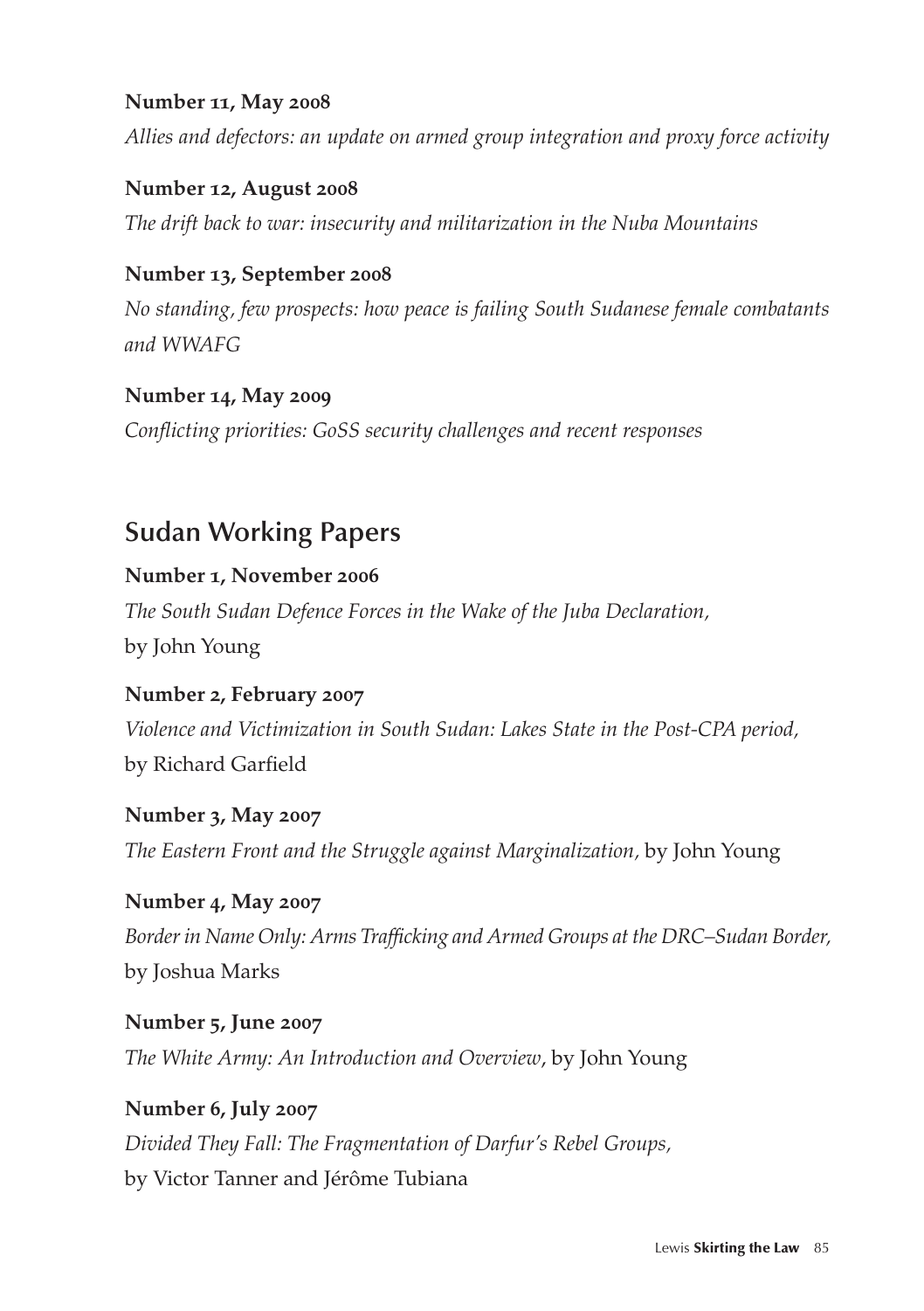**Number 11, May 2008**

*Allies and defectors: an update on armed group integration and proxy force activity*

**Number 12, August 2008**

*The drift back to war: insecurity and militarization in the Nuba Mountains*

**Number 13, September 2008**

*No standing, few prospects: how peace is failing South Sudanese female combatants and WWAFG*

**Number 14, May 2009**

*Conflicting priorities: GoSS security challenges and recent responses*

## Sudan Working Papers

**Number 1, November 2006**

*The South Sudan Defence Forces in the Wake of the Juba Declaration*, by John Young

**Number 2, February 2007**

*Violence and Victimization in South Sudan: Lakes State in the Post-CPA period*, by Richard Garfield

**Number 3, May 2007**

*The Eastern Front and the Struggle against Marginalization*, by John Young

**Number 4, May 2007**

*Border in Name Only: Arms Trafficking and Armed Groups at the DRC–Sudan Border*, by Joshua Marks

**Number 5, June 2007**

*The White Army: An Introduction and Overview*, by John Young

**Number 6, July 2007**

*Divided They Fall: The Fragmentation of Darfur's Rebel Groups*, by Victor Tanner and Jérôme Tubiana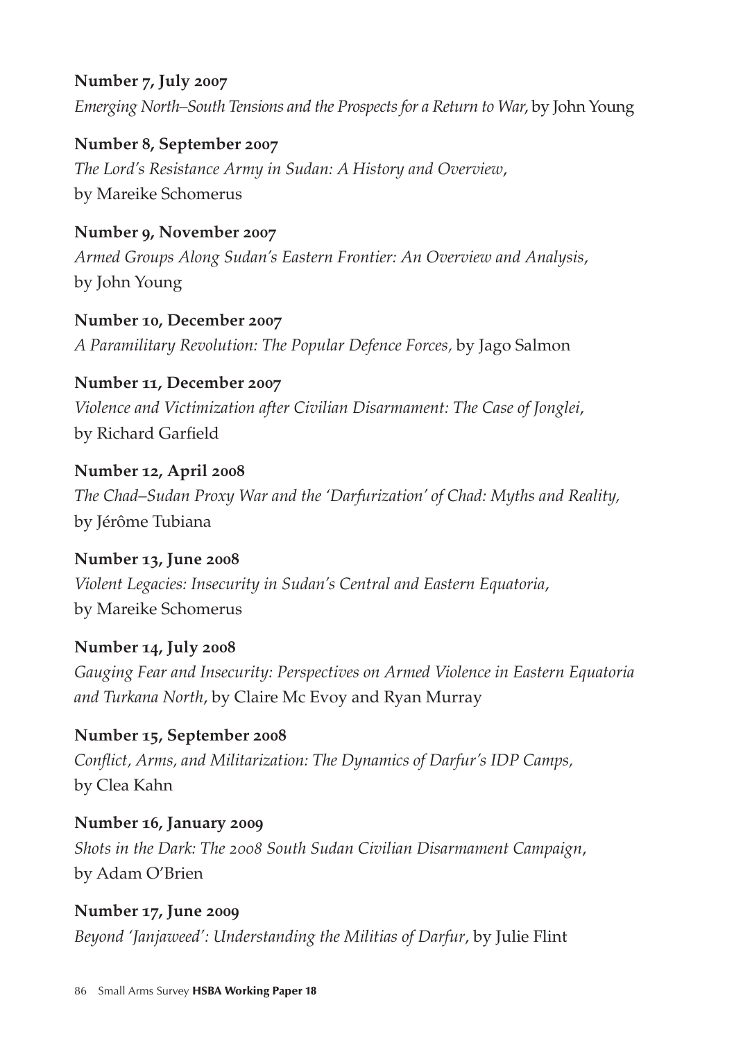**Number 7, July 2007**
*Emerging North–South Tensions and the Prospects for a Return to War*, by John Young

**Number 8, September 2007**
*The Lord's Resistance Army in Sudan: A History and Overview*, by Mareike Schomerus

**Number 9, November 2007**
*Armed Groups Along Sudan's Eastern Frontier: An Overview and Analysis*, by John Young

**Number 10, December 2007**
*A Paramilitary Revolution: The Popular Defence Forces,* by Jago Salmon

**Number 11, December 2007**
*Violence and Victimization after Civilian Disarmament: The Case of Jonglei*, by Richard Garfield

**Number 12, April 2008**
*The Chad–Sudan Proxy War and the 'Darfurization' of Chad: Myths and Reality,* by Jérôme Tubiana

**Number 13, June 2008**
*Violent Legacies: Insecurity in Sudan's Central and Eastern Equatoria*, by Mareike Schomerus

**Number 14, July 2008**
*Gauging Fear and Insecurity: Perspectives on Armed Violence in Eastern Equatoria and Turkana North*, by Claire Mc Evoy and Ryan Murray

**Number 15, September 2008**
*Conflict, Arms, and Militarization: The Dynamics of Darfur's IDP Camps,* by Clea Kahn

**Number 16, January 2009**
*Shots in the Dark: The 2008 South Sudan Civilian Disarmament Campaign*, by Adam O'Brien

**Number 17, June 2009**
*Beyond 'Janjaweed': Understanding the Militias of Darfur*, by Julie Flint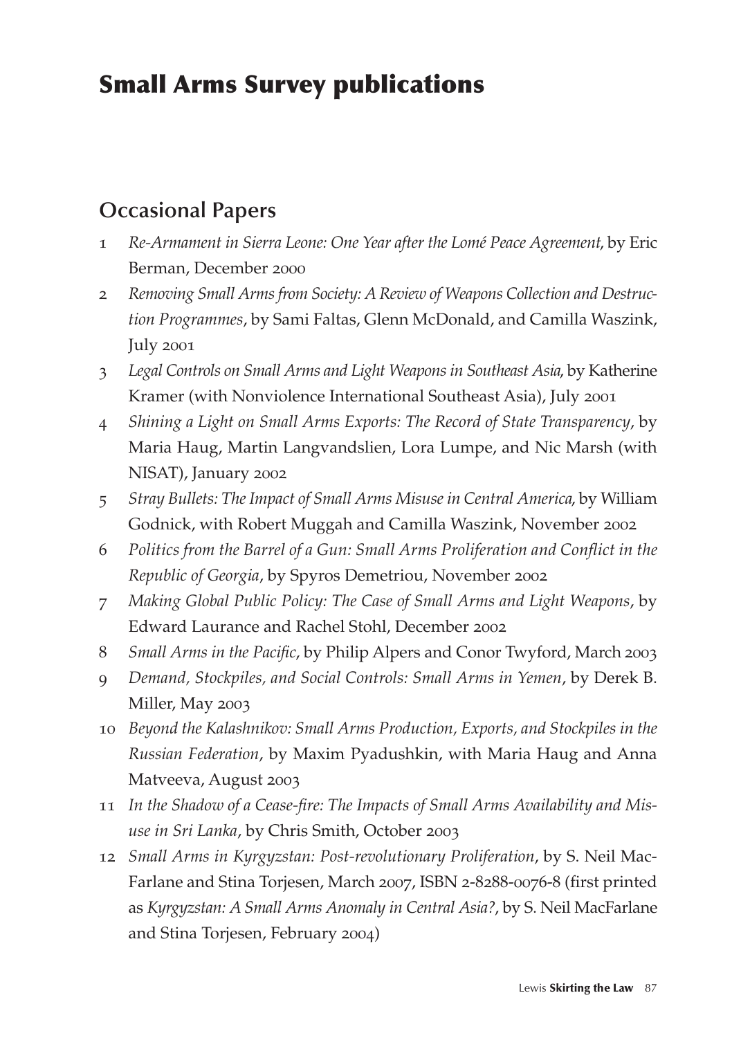# Small Arms Survey publications

## Occasional Papers

1 *Re-Armament in Sierra Leone: One Year after the Lomé Peace Agreement*, by Eric Berman, December 2000

2 *Removing Small Arms from Society: A Review of Weapons Collection and Destruction Programmes*, by Sami Faltas, Glenn McDonald, and Camilla Waszink, July 2001

3 *Legal Controls on Small Arms and Light Weapons in Southeast Asia*, by Katherine Kramer (with Nonviolence International Southeast Asia), July 2001

4 *Shining a Light on Small Arms Exports: The Record of State Transparency*, by Maria Haug, Martin Langvandslien, Lora Lumpe, and Nic Marsh (with NISAT), January 2002

5 *Stray Bullets: The Impact of Small Arms Misuse in Central America*, by William Godnick, with Robert Muggah and Camilla Waszink, November 2002

6 *Politics from the Barrel of a Gun: Small Arms Proliferation and Conflict in the Republic of Georgia*, by Spyros Demetriou, November 2002

7 *Making Global Public Policy: The Case of Small Arms and Light Weapons*, by Edward Laurance and Rachel Stohl, December 2002

8 *Small Arms in the Pacific*, by Philip Alpers and Conor Twyford, March 2003

9 *Demand, Stockpiles, and Social Controls: Small Arms in Yemen*, by Derek B. Miller, May 2003

10 *Beyond the Kalashnikov: Small Arms Production, Exports, and Stockpiles in the Russian Federation*, by Maxim Pyadushkin, with Maria Haug and Anna Matveeva, August 2003

11 *In the Shadow of a Cease-fire: The Impacts of Small Arms Availability and Misuse in Sri Lanka*, by Chris Smith, October 2003

12 *Small Arms in Kyrgyzstan: Post-revolutionary Proliferation*, by S. Neil MacFarlane and Stina Torjesen, March 2007, ISBN 2-8288-0076-8 (first printed as *Kyrgyzstan: A Small Arms Anomaly in Central Asia?*, by S. Neil MacFarlane and Stina Torjesen, February 2004)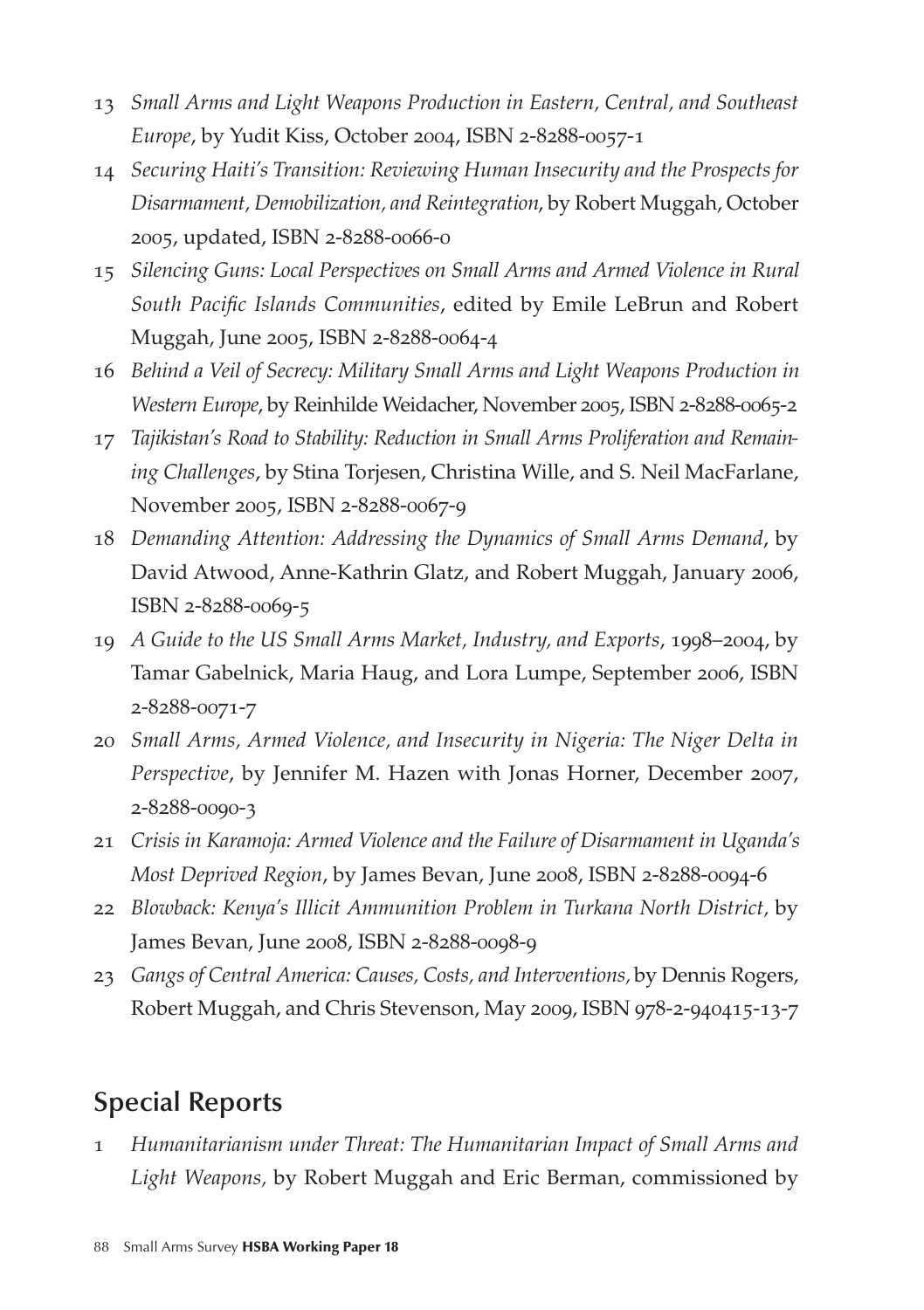13 *Small Arms and Light Weapons Production in Eastern, Central, and Southeast Europe*, by Yudit Kiss, October 2004, ISBN 2-8288-0057-1

14 *Securing Haiti's Transition: Reviewing Human Insecurity and the Prospects for Disarmament, Demobilization, and Reintegration*, by Robert Muggah, October 2005, updated, ISBN 2-8288-0066-0

15 *Silencing Guns: Local Perspectives on Small Arms and Armed Violence in Rural South Pacific Islands Communities*, edited by Emile LeBrun and Robert Muggah, June 2005, ISBN 2-8288-0064-4

16 *Behind a Veil of Secrecy: Military Small Arms and Light Weapons Production in Western Europe*, by Reinhilde Weidacher, November 2005, ISBN 2-8288-0065-2

17 *Tajikistan's Road to Stability: Reduction in Small Arms Proliferation and Remaining Challenges*, by Stina Torjesen, Christina Wille, and S. Neil MacFarlane, November 2005, ISBN 2-8288-0067-9

18 *Demanding Attention: Addressing the Dynamics of Small Arms Demand*, by David Atwood, Anne-Kathrin Glatz, and Robert Muggah, January 2006, ISBN 2-8288-0069-5

19 *A Guide to the US Small Arms Market, Industry, and Exports*, 1998–2004, by Tamar Gabelnick, Maria Haug, and Lora Lumpe, September 2006, ISBN 2-8288-0071-7

20 *Small Arms, Armed Violence, and Insecurity in Nigeria: The Niger Delta in Perspective*, by Jennifer M. Hazen with Jonas Horner, December 2007, 2-8288-0090-3

21 *Crisis in Karamoja: Armed Violence and the Failure of Disarmament in Uganda's Most Deprived Region*, by James Bevan, June 2008, ISBN 2-8288-0094-6

22 *Blowback: Kenya's Illicit Ammunition Problem in Turkana North District,* by James Bevan, June 2008, ISBN 2-8288-0098-9

23 *Gangs of Central America: Causes, Costs, and Interventions,* by Dennis Rogers, Robert Muggah, and Chris Stevenson, May 2009, ISBN 978-2-940415-13-7

## Special Reports

1 *Humanitarianism under Threat: The Humanitarian Impact of Small Arms and Light Weapons,* by Robert Muggah and Eric Berman, commissioned by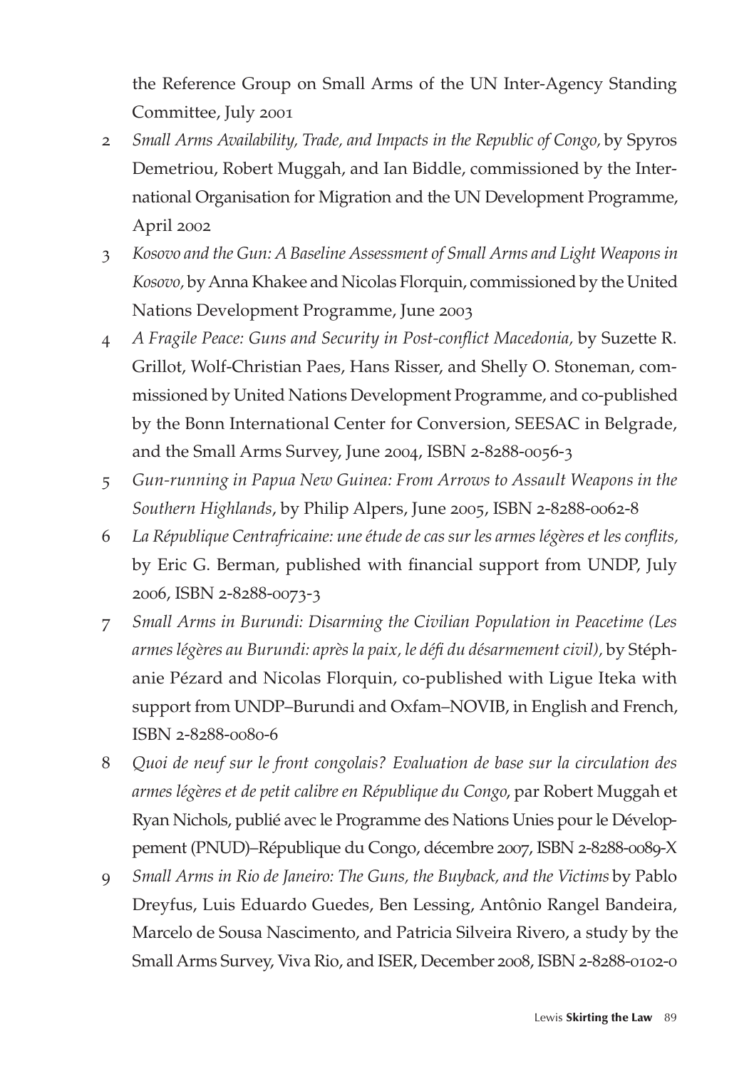the Reference Group on Small Arms of the UN Inter-Agency Standing Committee, July 2001

2 *Small Arms Availability, Trade, and Impacts in the Republic of Congo,* by Spyros Demetriou, Robert Muggah, and Ian Biddle, commissioned by the International Organisation for Migration and the UN Development Programme, April 2002

3 *Kosovo and the Gun: A Baseline Assessment of Small Arms and Light Weapons in Kosovo,* by Anna Khakee and Nicolas Florquin, commissioned by the United Nations Development Programme, June 2003

4 *A Fragile Peace: Guns and Security in Post-conflict Macedonia,* by Suzette R. Grillot, Wolf-Christian Paes, Hans Risser, and Shelly O. Stoneman, commissioned by United Nations Development Programme, and co-published by the Bonn International Center for Conversion, SEESAC in Belgrade, and the Small Arms Survey, June 2004, ISBN 2-8288-0056-3

5 *Gun-running in Papua New Guinea: From Arrows to Assault Weapons in the Southern Highlands*, by Philip Alpers, June 2005, ISBN 2-8288-0062-8

6 *La République Centrafricaine: une étude de cas sur les armes légères et les conflits,* by Eric G. Berman, published with financial support from UNDP, July 2006, ISBN 2-8288-0073-3

7 *Small Arms in Burundi: Disarming the Civilian Population in Peacetime (Les armes légères au Burundi: après la paix, le défi du désarmement civil),* by Stéphanie Pézard and Nicolas Florquin, co-published with Ligue Iteka with support from UNDP–Burundi and Oxfam–NOVIB, in English and French, ISBN 2-8288-0080-6

8 *Quoi de neuf sur le front congolais? Evaluation de base sur la circulation des armes légères et de petit calibre en République du Congo*, par Robert Muggah et Ryan Nichols, publié avec le Programme des Nations Unies pour le Développement (PNUD)–République du Congo, décembre 2007, ISBN 2-8288-0089-X

9 *Small Arms in Rio de Janeiro: The Guns, the Buyback, and the Victims* by Pablo Dreyfus, Luis Eduardo Guedes, Ben Lessing, Antônio Rangel Bandeira, Marcelo de Sousa Nascimento, and Patricia Silveira Rivero, a study by the Small Arms Survey, Viva Rio, and ISER, December 2008, ISBN 2-8288-0102-0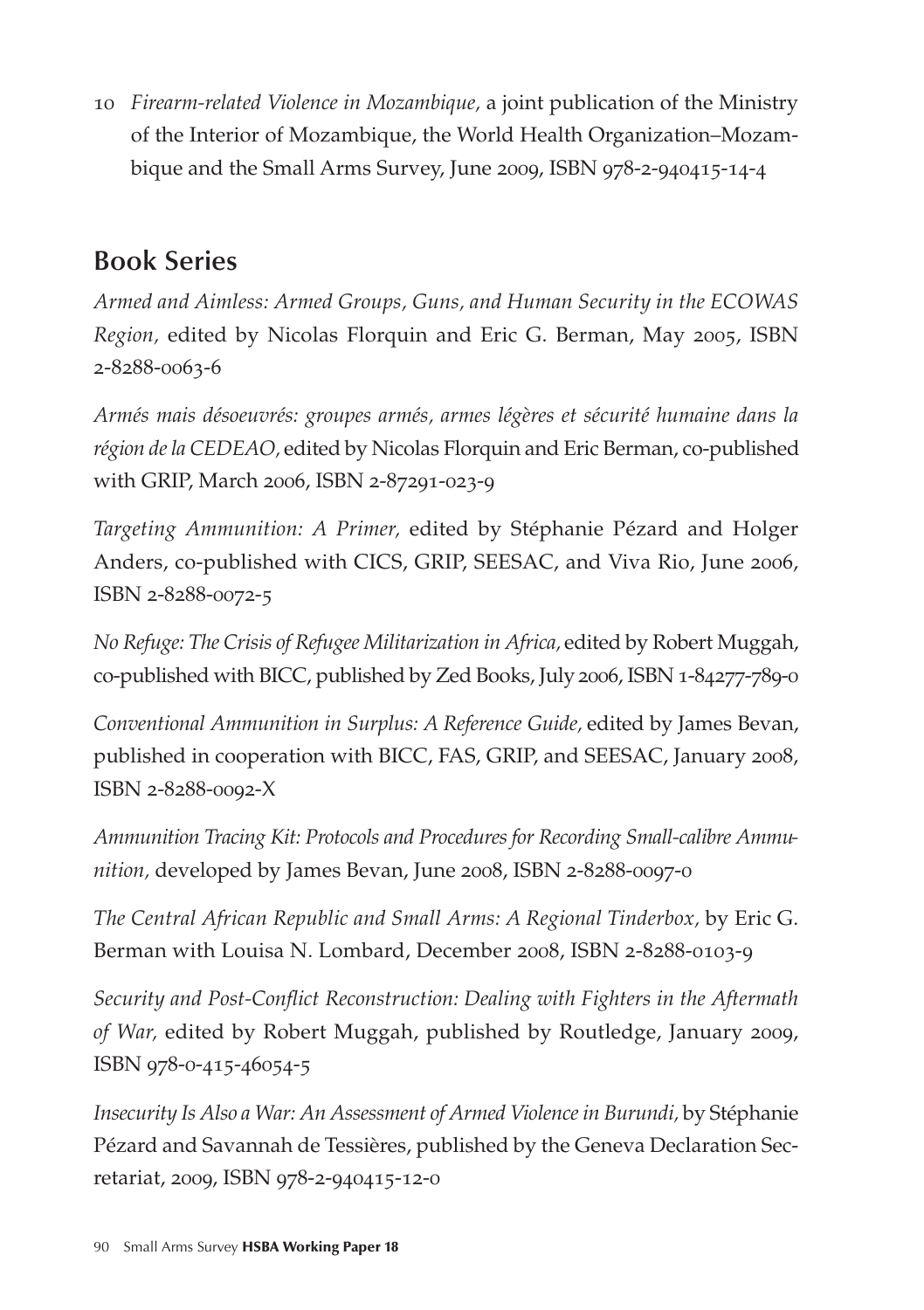10 *Firearm-related Violence in Mozambique,* a joint publication of the Ministry of the Interior of Mozambique, the World Health Organization–Mozambique and the Small Arms Survey, June 2009, ISBN 978-2-940415-14-4

## Book Series

*Armed and Aimless: Armed Groups, Guns, and Human Security in the ECOWAS Region,* edited by Nicolas Florquin and Eric G. Berman, May 2005, ISBN 2-8288-0063-6

*Armés mais désoeuvrés: groupes armés, armes légères et sécurité humaine dans la région de la CEDEAO,* edited by Nicolas Florquin and Eric Berman, co-published with GRIP, March 2006, ISBN 2-87291-023-9

*Targeting Ammunition: A Primer,* edited by Stéphanie Pézard and Holger Anders, co-published with CICS, GRIP, SEESAC, and Viva Rio, June 2006, ISBN 2-8288-0072-5

*No Refuge: The Crisis of Refugee Militarization in Africa,* edited by Robert Muggah, co-published with BICC, published by Zed Books, July 2006, ISBN 1-84277-789-0

*Conventional Ammunition in Surplus: A Reference Guide,* edited by James Bevan, published in cooperation with BICC, FAS, GRIP, and SEESAC, January 2008, ISBN 2-8288-0092-X

*Ammunition Tracing Kit: Protocols and Procedures for Recording Small-calibre Ammunition,* developed by James Bevan, June 2008, ISBN 2-8288-0097-0

*The Central African Republic and Small Arms: A Regional Tinderbox,* by Eric G. Berman with Louisa N. Lombard, December 2008, ISBN 2-8288-0103-9

*Security and Post-Conflict Reconstruction: Dealing with Fighters in the Aftermath of War,* edited by Robert Muggah, published by Routledge, January 2009, ISBN 978-0-415-46054-5

*Insecurity Is Also a War: An Assessment of Armed Violence in Burundi,* by Stéphanie Pézard and Savannah de Tessières, published by the Geneva Declaration Secretariat, 2009, ISBN 978-2-940415-12-0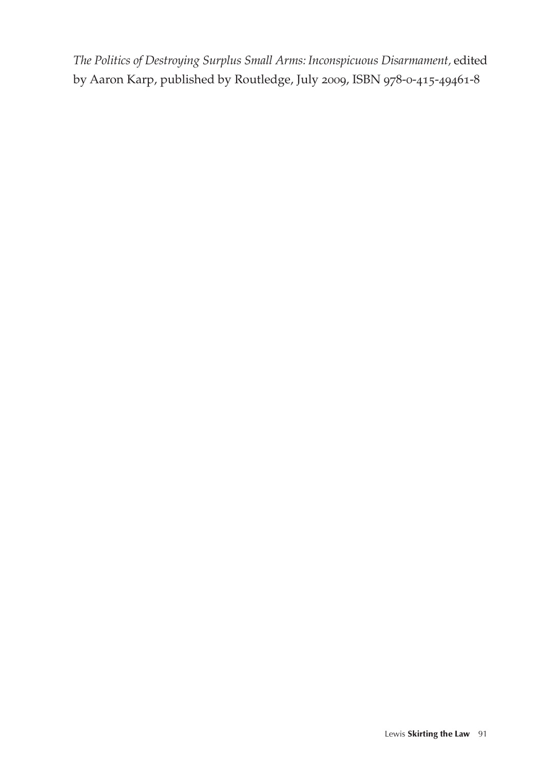*The Politics of Destroying Surplus Small Arms: Inconspicuous Disarmament*, edited by Aaron Karp, published by Routledge, July 2009, ISBN 978-0-415-49461-8